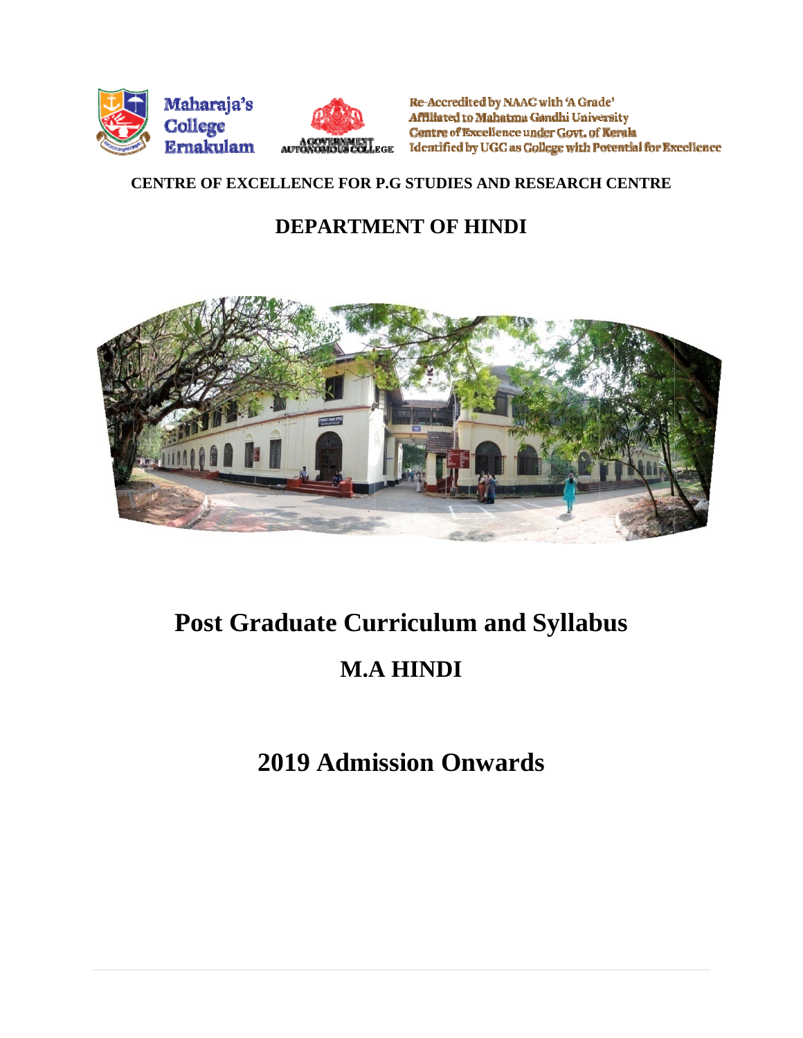Maharaja's College Ernakulam

A GOVERNMENT AUTONOMOUS COLLEGE

Re-Accredited by NAAC with 'A Grade'
Affiliated to Mahatma Gandhi University
Centre of Excellence under Govt. of Kerala
Identified by UGC as College with Potential for Excellence

**CENTRE OF EXCELLENCE FOR P.G STUDIES AND RESEARCH CENTRE**

## DEPARTMENT OF HINDI

# Post Graduate Curriculum and Syllabus

# M.A HINDI

# 2019 Admission Onwards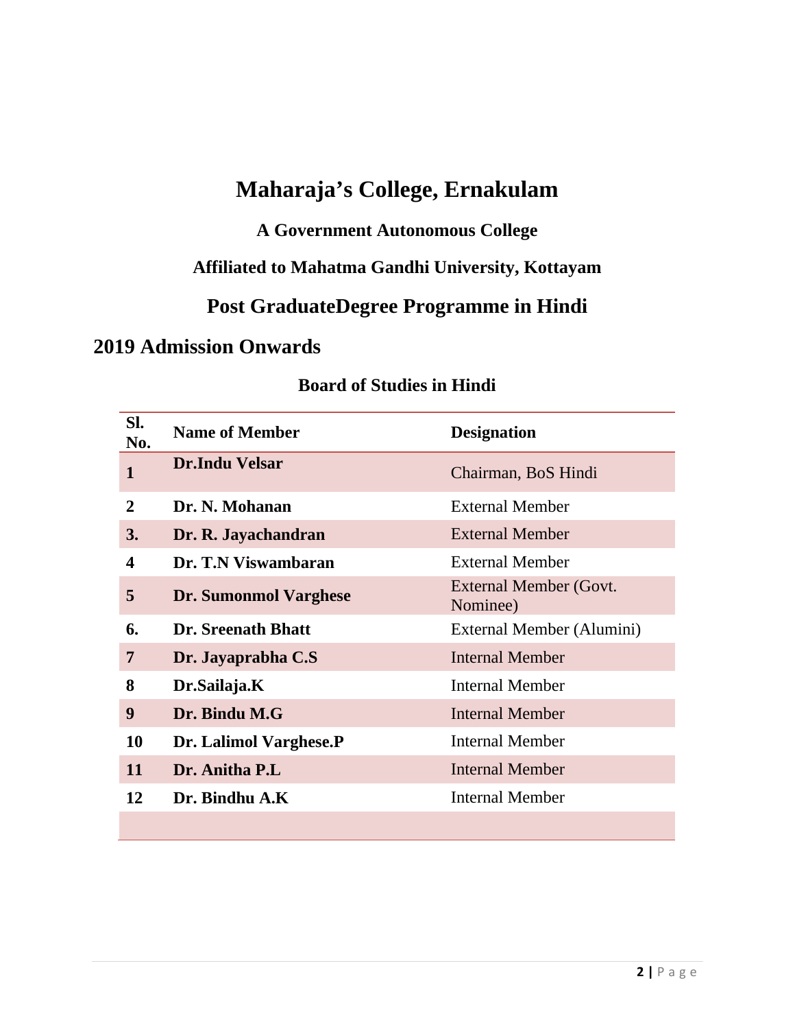# Maharaja's College, Ernakulam

### A Government Autonomous College

### Affiliated to Mahatma Gandhi University, Kottayam

## Post GraduateDegree Programme in Hindi

## 2019 Admission Onwards

### Board of Studies in Hindi

| Sl. No. | Name of Member | Designation |
|---|---|---|
| **1** | **Dr.Indu Velsar** | Chairman, BoS Hindi |
| **2** | **Dr. N. Mohanan** | External Member |
| **3.** | **Dr. R. Jayachandran** | External Member |
| **4** | **Dr. T.N Viswambaran** | External Member |
| **5** | **Dr. Sumonmol Varghese** | External Member (Govt. Nominee) |
| **6.** | **Dr. Sreenath Bhatt** | External Member (Alumini) |
| **7** | **Dr. Jayaprabha C.S** | Internal Member |
| **8** | **Dr.Sailaja.K** | Internal Member |
| **9** | **Dr. Bindu M.G** | Internal Member |
| **10** | **Dr. Lalimol Varghese.P** | Internal Member |
| **11** | **Dr. Anitha P.L** | Internal Member |
| **12** | **Dr. Bindhu A.K** | Internal Member |
| | | |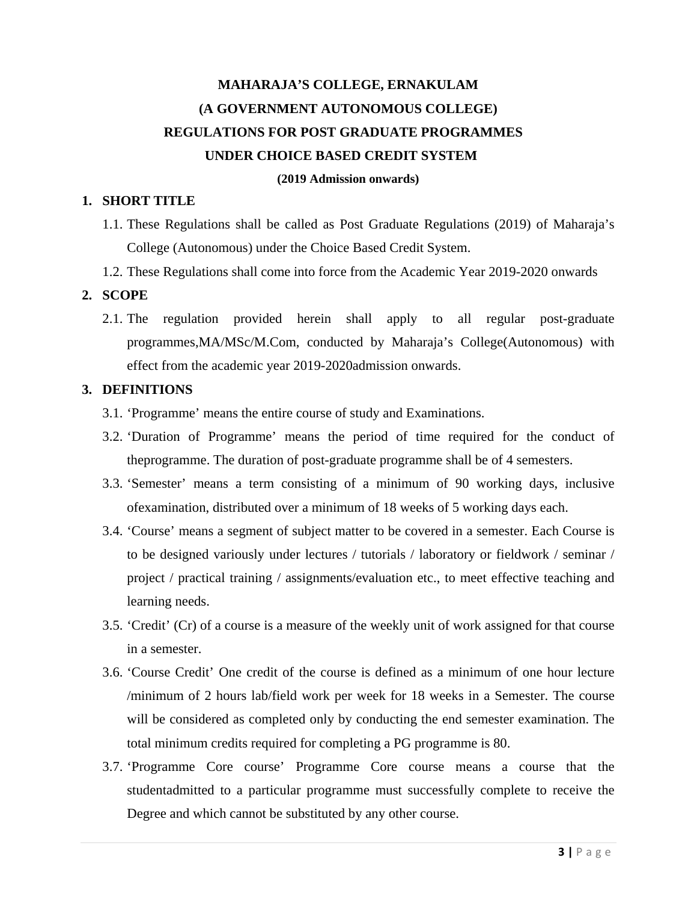**MAHARAJA'S COLLEGE, ERNAKULAM**

**(A GOVERNMENT AUTONOMOUS COLLEGE)**

**REGULATIONS FOR POST GRADUATE PROGRAMMES**

**UNDER CHOICE BASED CREDIT SYSTEM**

**(2019 Admission onwards)**

## 1. SHORT TITLE

1.1. These Regulations shall be called as Post Graduate Regulations (2019) of Maharaja's College (Autonomous) under the Choice Based Credit System.

1.2. These Regulations shall come into force from the Academic Year 2019-2020 onwards

## 2. SCOPE

2.1. The regulation provided herein shall apply to all regular post-graduate programmes,MA/MSc/M.Com, conducted by Maharaja's College(Autonomous) with effect from the academic year 2019-2020admission onwards.

## 3. DEFINITIONS

3.1. 'Programme' means the entire course of study and Examinations.

3.2. 'Duration of Programme' means the period of time required for the conduct of theprogramme. The duration of post-graduate programme shall be of 4 semesters.

3.3. 'Semester' means a term consisting of a minimum of 90 working days, inclusive ofexamination, distributed over a minimum of 18 weeks of 5 working days each.

3.4. 'Course' means a segment of subject matter to be covered in a semester. Each Course is to be designed variously under lectures / tutorials / laboratory or fieldwork / seminar / project / practical training / assignments/evaluation etc., to meet effective teaching and learning needs.

3.5. 'Credit' (Cr) of a course is a measure of the weekly unit of work assigned for that course in a semester.

3.6. 'Course Credit' One credit of the course is defined as a minimum of one hour lecture /minimum of 2 hours lab/field work per week for 18 weeks in a Semester. The course will be considered as completed only by conducting the end semester examination. The total minimum credits required for completing a PG programme is 80.

3.7. 'Programme Core course' Programme Core course means a course that the studentadmitted to a particular programme must successfully complete to receive the Degree and which cannot be substituted by any other course.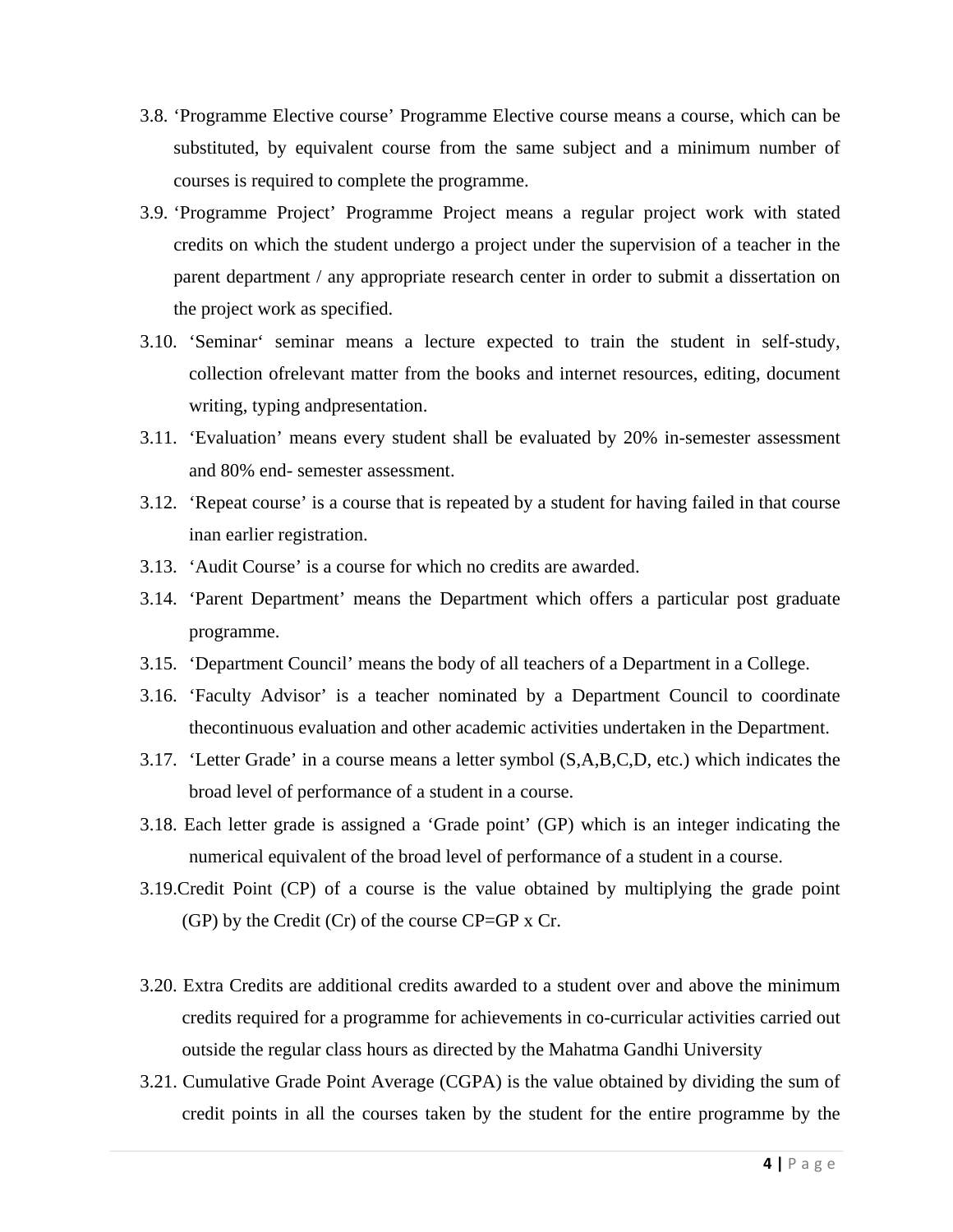3.8. 'Programme Elective course' Programme Elective course means a course, which can be substituted, by equivalent course from the same subject and a minimum number of courses is required to complete the programme.

3.9. 'Programme Project' Programme Project means a regular project work with stated credits on which the student undergo a project under the supervision of a teacher in the parent department / any appropriate research center in order to submit a dissertation on the project work as specified.

3.10. 'Seminar' seminar means a lecture expected to train the student in self-study, collection ofrelevant matter from the books and internet resources, editing, document writing, typing andpresentation.

3.11. 'Evaluation' means every student shall be evaluated by 20% in-semester assessment and 80% end- semester assessment.

3.12. 'Repeat course' is a course that is repeated by a student for having failed in that course inan earlier registration.

3.13. 'Audit Course' is a course for which no credits are awarded.

3.14. 'Parent Department' means the Department which offers a particular post graduate programme.

3.15. 'Department Council' means the body of all teachers of a Department in a College.

3.16. 'Faculty Advisor' is a teacher nominated by a Department Council to coordinate thecontinuous evaluation and other academic activities undertaken in the Department.

3.17. 'Letter Grade' in a course means a letter symbol (S,A,B,C,D, etc.) which indicates the broad level of performance of a student in a course.

3.18. Each letter grade is assigned a 'Grade point' (GP) which is an integer indicating the numerical equivalent of the broad level of performance of a student in a course.

3.19.Credit Point (CP) of a course is the value obtained by multiplying the grade point (GP) by the Credit (Cr) of the course CP=GP x Cr.

3.20. Extra Credits are additional credits awarded to a student over and above the minimum credits required for a programme for achievements in co-curricular activities carried out outside the regular class hours as directed by the Mahatma Gandhi University

3.21. Cumulative Grade Point Average (CGPA) is the value obtained by dividing the sum of credit points in all the courses taken by the student for the entire programme by the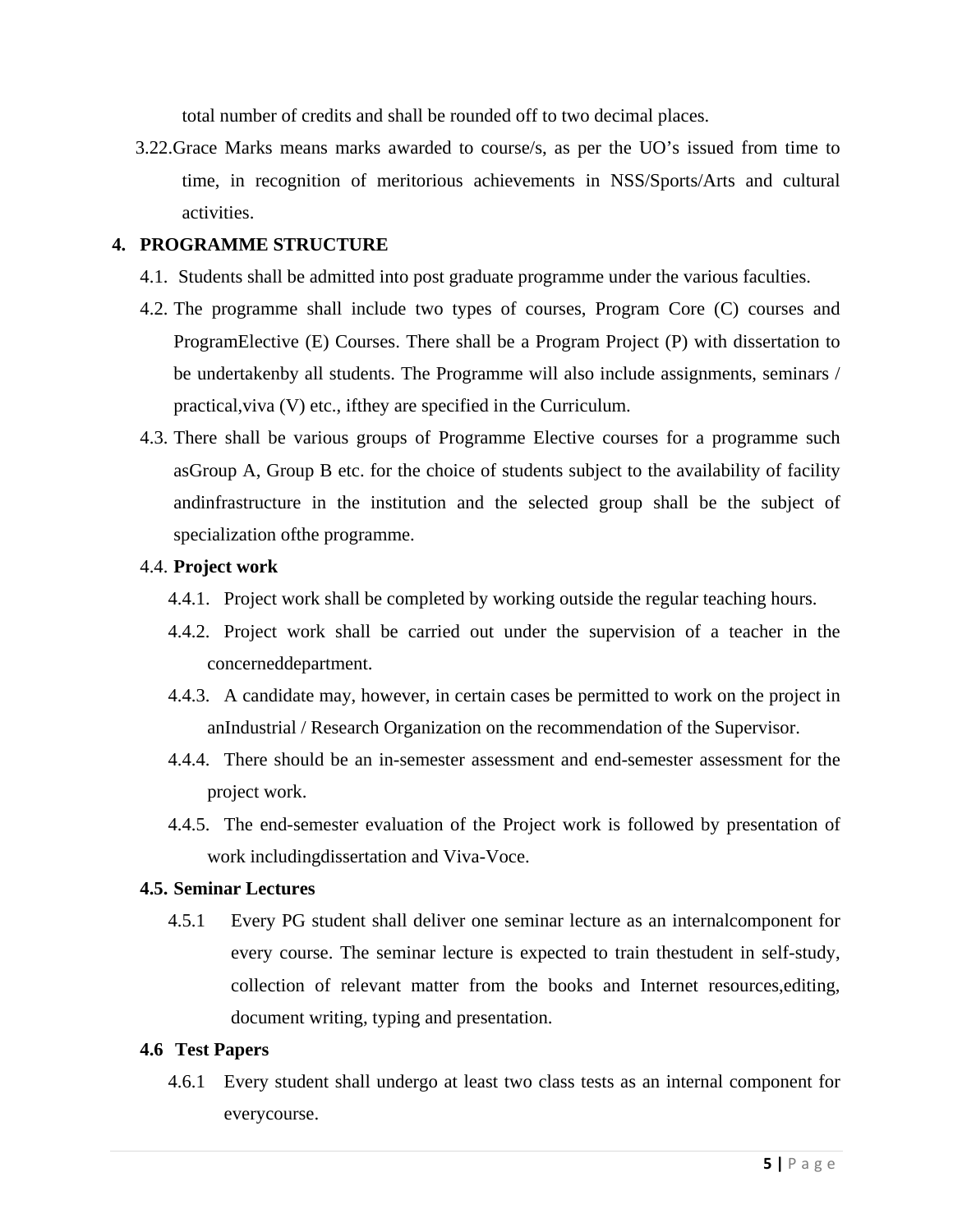total number of credits and shall be rounded off to two decimal places.

3.22. Grace Marks means marks awarded to course/s, as per the UO's issued from time to time, in recognition of meritorious achievements in NSS/Sports/Arts and cultural activities.

## 4. PROGRAMME STRUCTURE

4.1. Students shall be admitted into post graduate programme under the various faculties.

4.2. The programme shall include two types of courses, Program Core (C) courses and ProgramElective (E) Courses. There shall be a Program Project (P) with dissertation to be undertakenby all students. The Programme will also include assignments, seminars / practical,viva (V) etc., ifthey are specified in the Curriculum.

4.3. There shall be various groups of Programme Elective courses for a programme such asGroup A, Group B etc. for the choice of students subject to the availability of facility andinfrastructure in the institution and the selected group shall be the subject of specialization ofthe programme.

4.4. **Project work**

4.4.1. Project work shall be completed by working outside the regular teaching hours.

4.4.2. Project work shall be carried out under the supervision of a teacher in the concerneddepartment.

4.4.3. A candidate may, however, in certain cases be permitted to work on the project in anIndustrial / Research Organization on the recommendation of the Supervisor.

4.4.4. There should be an in-semester assessment and end-semester assessment for the project work.

4.4.5. The end-semester evaluation of the Project work is followed by presentation of work includingdissertation and Viva-Voce.

**4.5. Seminar Lectures**

4.5.1 Every PG student shall deliver one seminar lecture as an internalcomponent for every course. The seminar lecture is expected to train thestudent in self-study, collection of relevant matter from the books and Internet resources,editing, document writing, typing and presentation.

**4.6 Test Papers**

4.6.1 Every student shall undergo at least two class tests as an internal component for everycourse.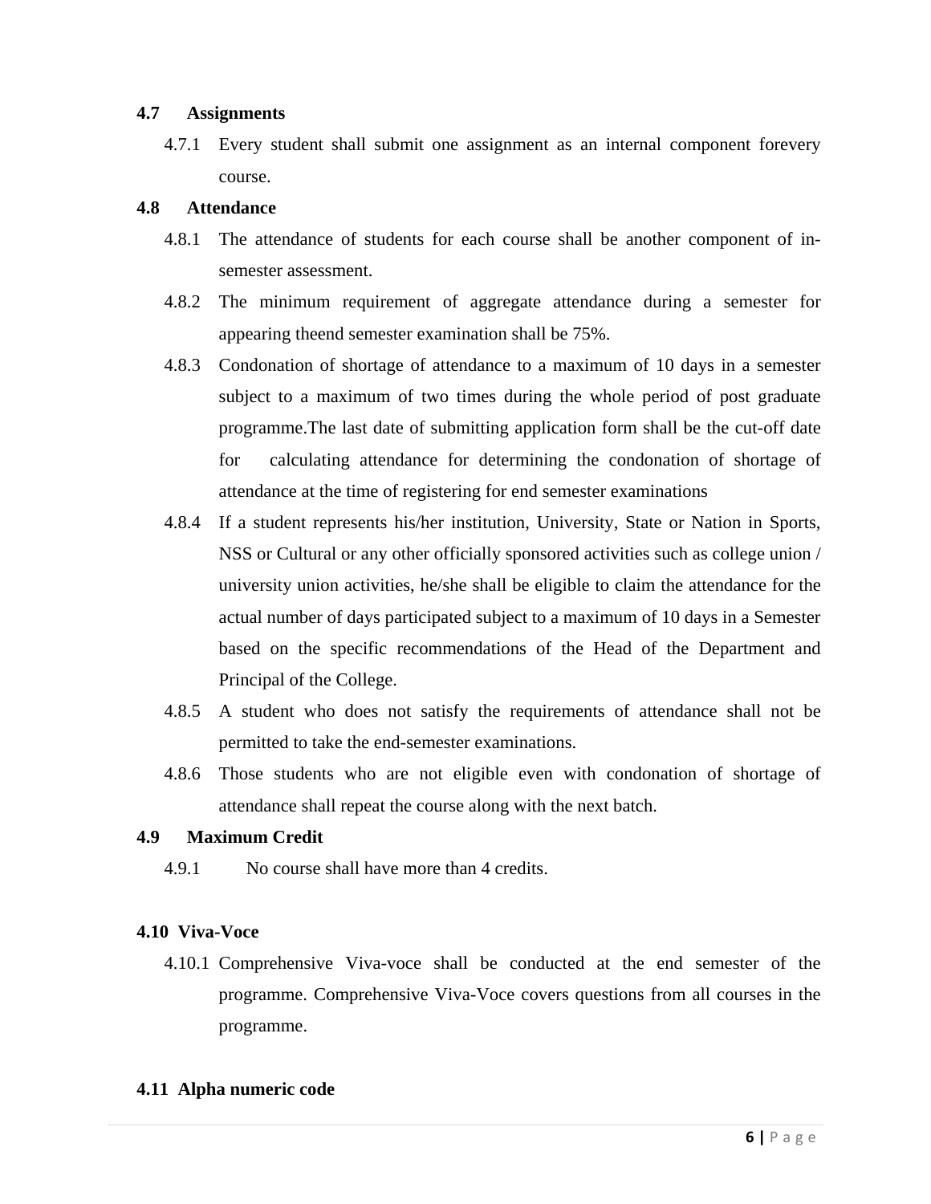### 4.7 Assignments

4.7.1 Every student shall submit one assignment as an internal component forevery course.

### 4.8 Attendance

4.8.1 The attendance of students for each course shall be another component of in-semester assessment.

4.8.2 The minimum requirement of aggregate attendance during a semester for appearing theend semester examination shall be 75%.

4.8.3 Condonation of shortage of attendance to a maximum of 10 days in a semester subject to a maximum of two times during the whole period of post graduate programme.The last date of submitting application form shall be the cut-off date for calculating attendance for determining the condonation of shortage of attendance at the time of registering for end semester examinations

4.8.4 If a student represents his/her institution, University, State or Nation in Sports, NSS or Cultural or any other officially sponsored activities such as college union / university union activities, he/she shall be eligible to claim the attendance for the actual number of days participated subject to a maximum of 10 days in a Semester based on the specific recommendations of the Head of the Department and Principal of the College.

4.8.5 A student who does not satisfy the requirements of attendance shall not be permitted to take the end-semester examinations.

4.8.6 Those students who are not eligible even with condonation of shortage of attendance shall repeat the course along with the next batch.

### 4.9 Maximum Credit

4.9.1 No course shall have more than 4 credits.

### 4.10 Viva-Voce

4.10.1 Comprehensive Viva-voce shall be conducted at the end semester of the programme. Comprehensive Viva-Voce covers questions from all courses in the programme.

### 4.11 Alpha numeric code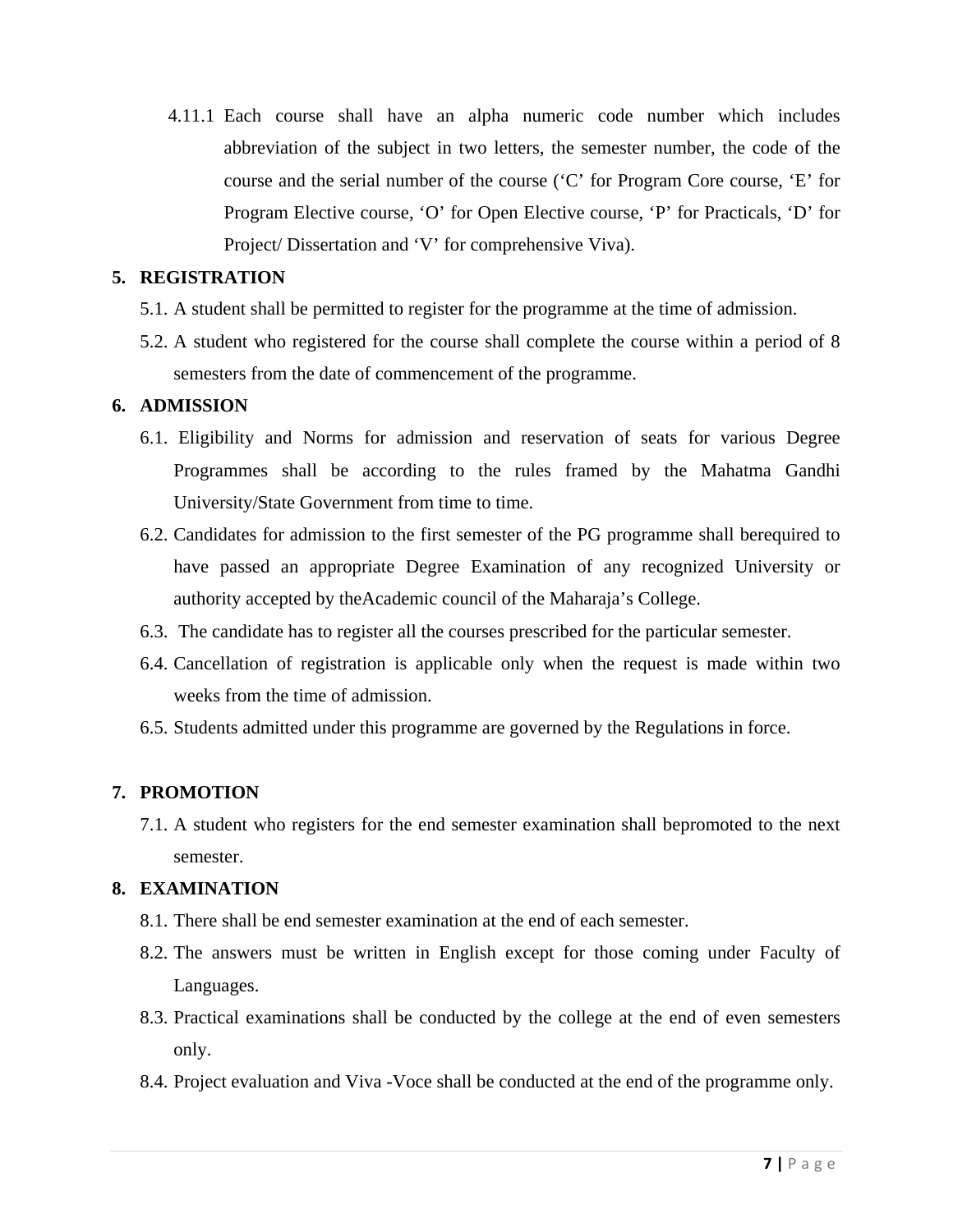4.11.1 Each course shall have an alpha numeric code number which includes abbreviation of the subject in two letters, the semester number, the code of the course and the serial number of the course ('C' for Program Core course, 'E' for Program Elective course, 'O' for Open Elective course, 'P' for Practicals, 'D' for Project/ Dissertation and 'V' for comprehensive Viva).

## 5. REGISTRATION

5.1. A student shall be permitted to register for the programme at the time of admission.

5.2. A student who registered for the course shall complete the course within a period of 8 semesters from the date of commencement of the programme.

## 6. ADMISSION

6.1. Eligibility and Norms for admission and reservation of seats for various Degree Programmes shall be according to the rules framed by the Mahatma Gandhi University/State Government from time to time.

6.2. Candidates for admission to the first semester of the PG programme shall berequired to have passed an appropriate Degree Examination of any recognized University or authority accepted by theAcademic council of the Maharaja's College.

6.3. The candidate has to register all the courses prescribed for the particular semester.

6.4. Cancellation of registration is applicable only when the request is made within two weeks from the time of admission.

6.5. Students admitted under this programme are governed by the Regulations in force.

## 7. PROMOTION

7.1. A student who registers for the end semester examination shall bepromoted to the next semester.

## 8. EXAMINATION

8.1. There shall be end semester examination at the end of each semester.

8.2. The answers must be written in English except for those coming under Faculty of Languages.

8.3. Practical examinations shall be conducted by the college at the end of even semesters only.

8.4. Project evaluation and Viva -Voce shall be conducted at the end of the programme only.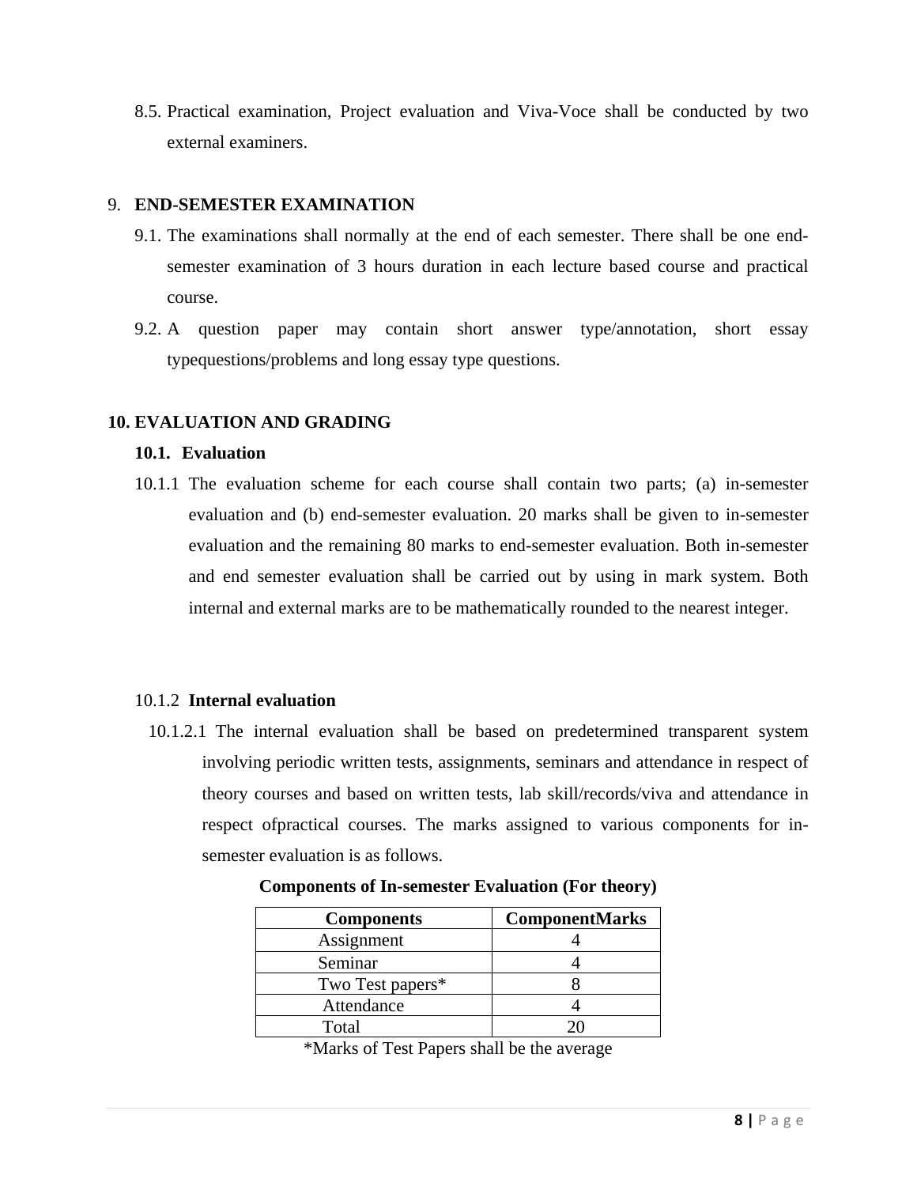8.5. Practical examination, Project evaluation and Viva-Voce shall be conducted by two external examiners.

## 9. END-SEMESTER EXAMINATION

9.1. The examinations shall normally at the end of each semester. There shall be one end-semester examination of 3 hours duration in each lecture based course and practical course.

9.2. A question paper may contain short answer type/annotation, short essay typequestions/problems and long essay type questions.

## 10. EVALUATION AND GRADING

### 10.1. Evaluation

10.1.1 The evaluation scheme for each course shall contain two parts; (a) in-semester evaluation and (b) end-semester evaluation. 20 marks shall be given to in-semester evaluation and the remaining 80 marks to end-semester evaluation. Both in-semester and end semester evaluation shall be carried out by using in mark system. Both internal and external marks are to be mathematically rounded to the nearest integer.

10.1.2 **Internal evaluation**

10.1.2.1 The internal evaluation shall be based on predetermined transparent system involving periodic written tests, assignments, seminars and attendance in respect of theory courses and based on written tests, lab skill/records/viva and attendance in respect ofpractical courses. The marks assigned to various components for in-semester evaluation is as follows.

**Components of In-semester Evaluation (For theory)**

| Components | ComponentMarks |
| --- | --- |
| Assignment | 4 |
| Seminar | 4 |
| Two Test papers* | 8 |
| Attendance | 4 |
| Total | 20 |

*Marks of Test Papers shall be the average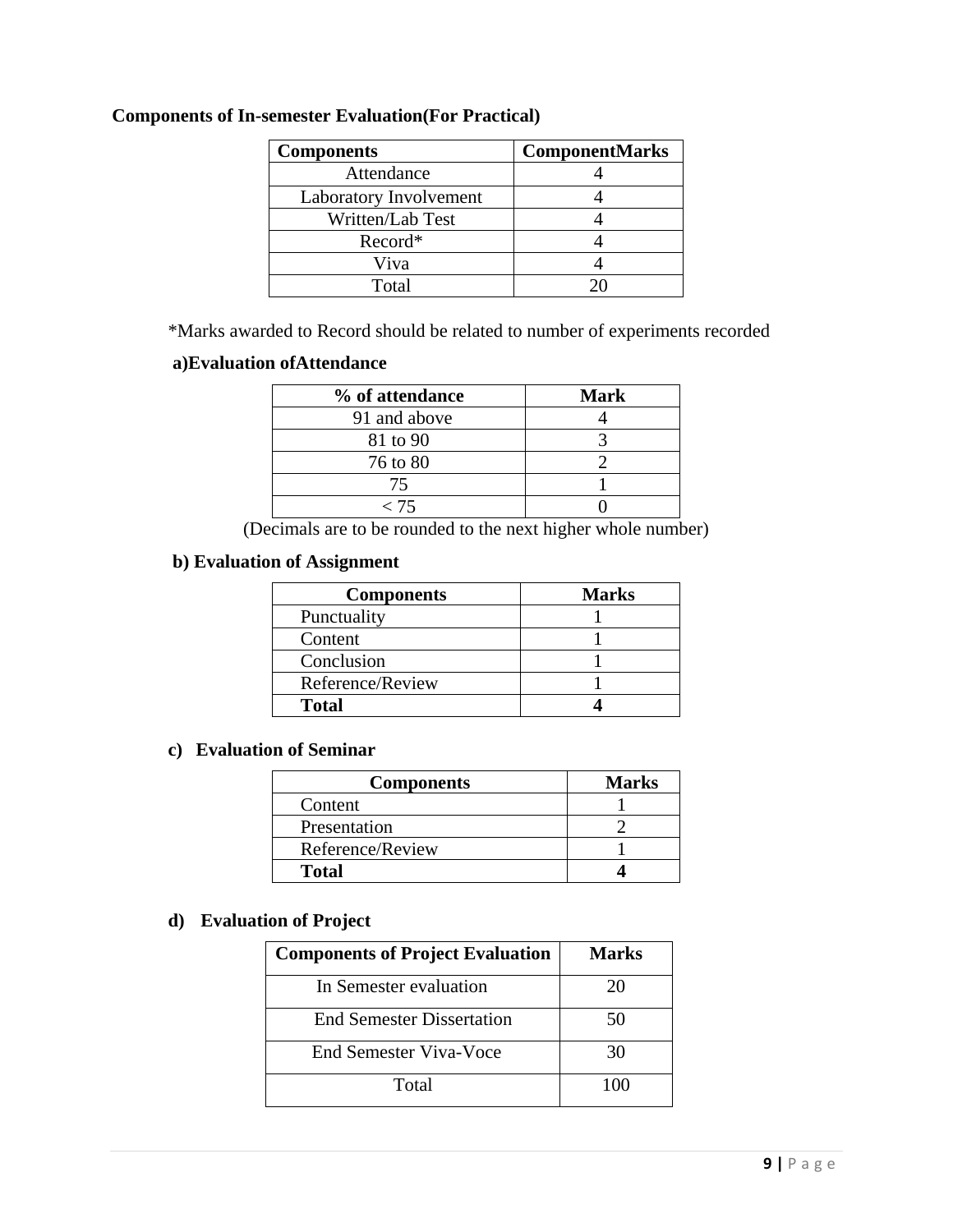**Components of In-semester Evaluation(For Practical)**

| Components | ComponentMarks |
|---|---|
| Attendance | 4 |
| Laboratory Involvement | 4 |
| Written/Lab Test | 4 |
| Record* | 4 |
| Viva | 4 |
| Total | 20 |

*Marks awarded to Record should be related to number of experiments recorded

**a)Evaluation ofAttendance**

| % of attendance | Mark |
|---|---|
| 91 and above | 4 |
| 81 to 90 | 3 |
| 76 to 80 | 2 |
| 75 | 1 |
| < 75 | 0 |

(Decimals are to be rounded to the next higher whole number)

**b) Evaluation of Assignment**

| Components | Marks |
|---|---|
| Punctuality | 1 |
| Content | 1 |
| Conclusion | 1 |
| Reference/Review | 1 |
| **Total** | **4** |

**c) Evaluation of Seminar**

| Components | Marks |
|---|---|
| Content | 1 |
| Presentation | 2 |
| Reference/Review | 1 |
| **Total** | **4** |

**d) Evaluation of Project**

| Components of Project Evaluation | Marks |
|---|---|
| In Semester evaluation | 20 |
| End Semester Dissertation | 50 |
| End Semester Viva-Voce | 30 |
| Total | 100 |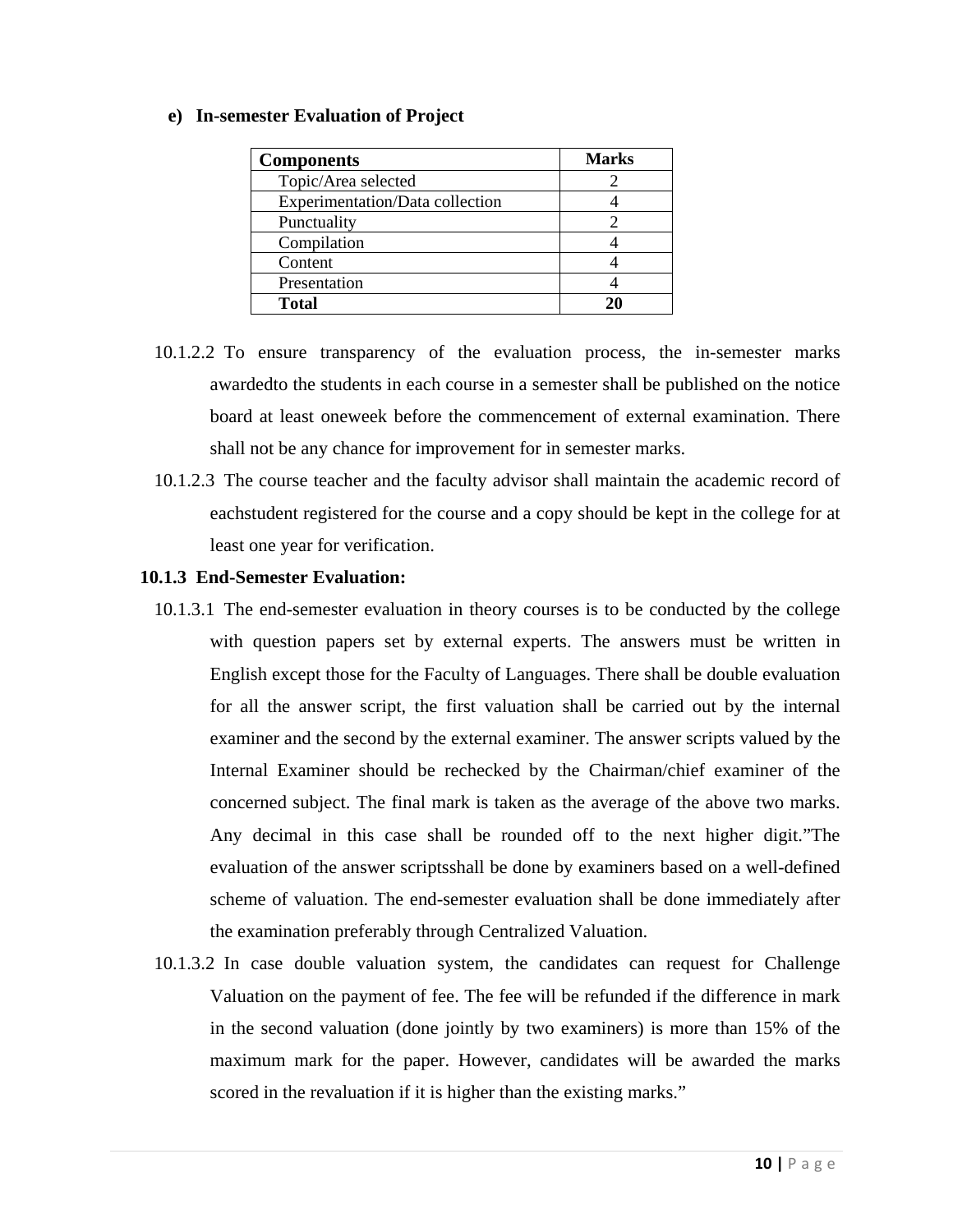**e) In-semester Evaluation of Project**

| Components | Marks |
|---|---|
| Topic/Area selected | 2 |
| Experimentation/Data collection | 4 |
| Punctuality | 2 |
| Compilation | 4 |
| Content | 4 |
| Presentation | 4 |
| **Total** | **20** |

10.1.2.2 To ensure transparency of the evaluation process, the in-semester marks awardedto the students in each course in a semester shall be published on the notice board at least oneweek before the commencement of external examination. There shall not be any chance for improvement for in semester marks.

10.1.2.3 The course teacher and the faculty advisor shall maintain the academic record of eachstudent registered for the course and a copy should be kept in the college for at least one year for verification.

**10.1.3 End-Semester Evaluation:**

10.1.3.1 The end-semester evaluation in theory courses is to be conducted by the college with question papers set by external experts. The answers must be written in English except those for the Faculty of Languages. There shall be double evaluation for all the answer script, the first valuation shall be carried out by the internal examiner and the second by the external examiner. The answer scripts valued by the Internal Examiner should be rechecked by the Chairman/chief examiner of the concerned subject. The final mark is taken as the average of the above two marks. Any decimal in this case shall be rounded off to the next higher digit."The evaluation of the answer scriptsshall be done by examiners based on a well-defined scheme of valuation. The end-semester evaluation shall be done immediately after the examination preferably through Centralized Valuation.

10.1.3.2 In case double valuation system, the candidates can request for Challenge Valuation on the payment of fee. The fee will be refunded if the difference in mark in the second valuation (done jointly by two examiners) is more than 15% of the maximum mark for the paper. However, candidates will be awarded the marks scored in the revaluation if it is higher than the existing marks."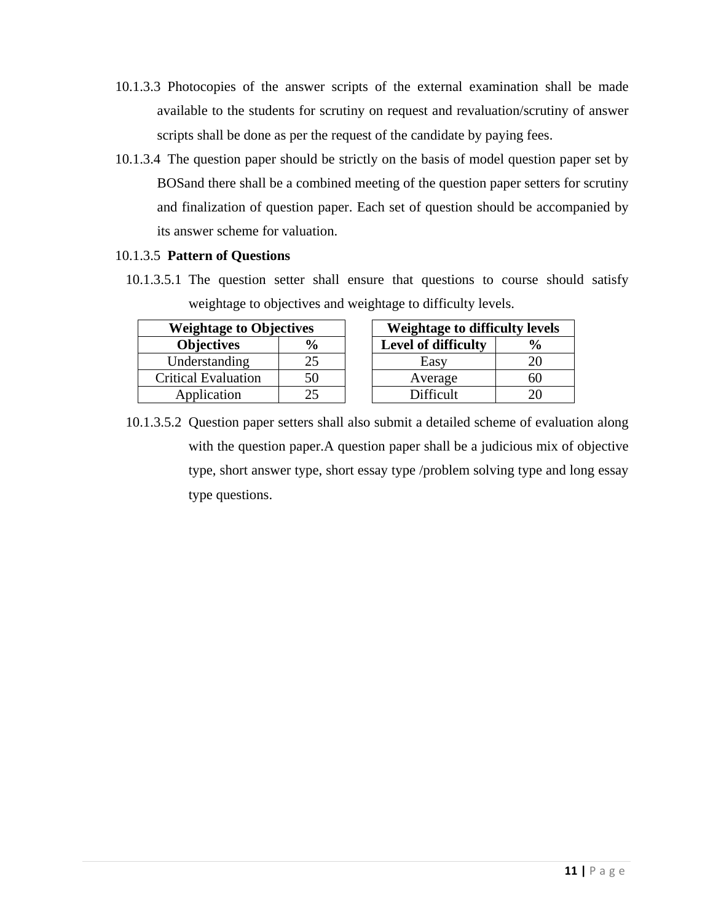10.1.3.3 Photocopies of the answer scripts of the external examination shall be made available to the students for scrutiny on request and revaluation/scrutiny of answer scripts shall be done as per the request of the candidate by paying fees.

10.1.3.4 The question paper should be strictly on the basis of model question paper set by BOSand there shall be a combined meeting of the question paper setters for scrutiny and finalization of question paper. Each set of question should be accompanied by its answer scheme for valuation.

10.1.3.5 **Pattern of Questions**

10.1.3.5.1 The question setter shall ensure that questions to course should satisfy weightage to objectives and weightage to difficulty levels.

| **Weightage to Objectives** | |
|---|---|
| **Objectives** | **%** |
| Understanding | 25 |
| Critical Evaluation | 50 |
| Application | 25 |

| **Weightage to difficulty levels** | |
|---|---|
| **Level of difficulty** | **%** |
| Easy | 20 |
| Average | 60 |
| Difficult | 20 |

10.1.3.5.2 Question paper setters shall also submit a detailed scheme of evaluation along with the question paper.A question paper shall be a judicious mix of objective type, short answer type, short essay type /problem solving type and long essay type questions.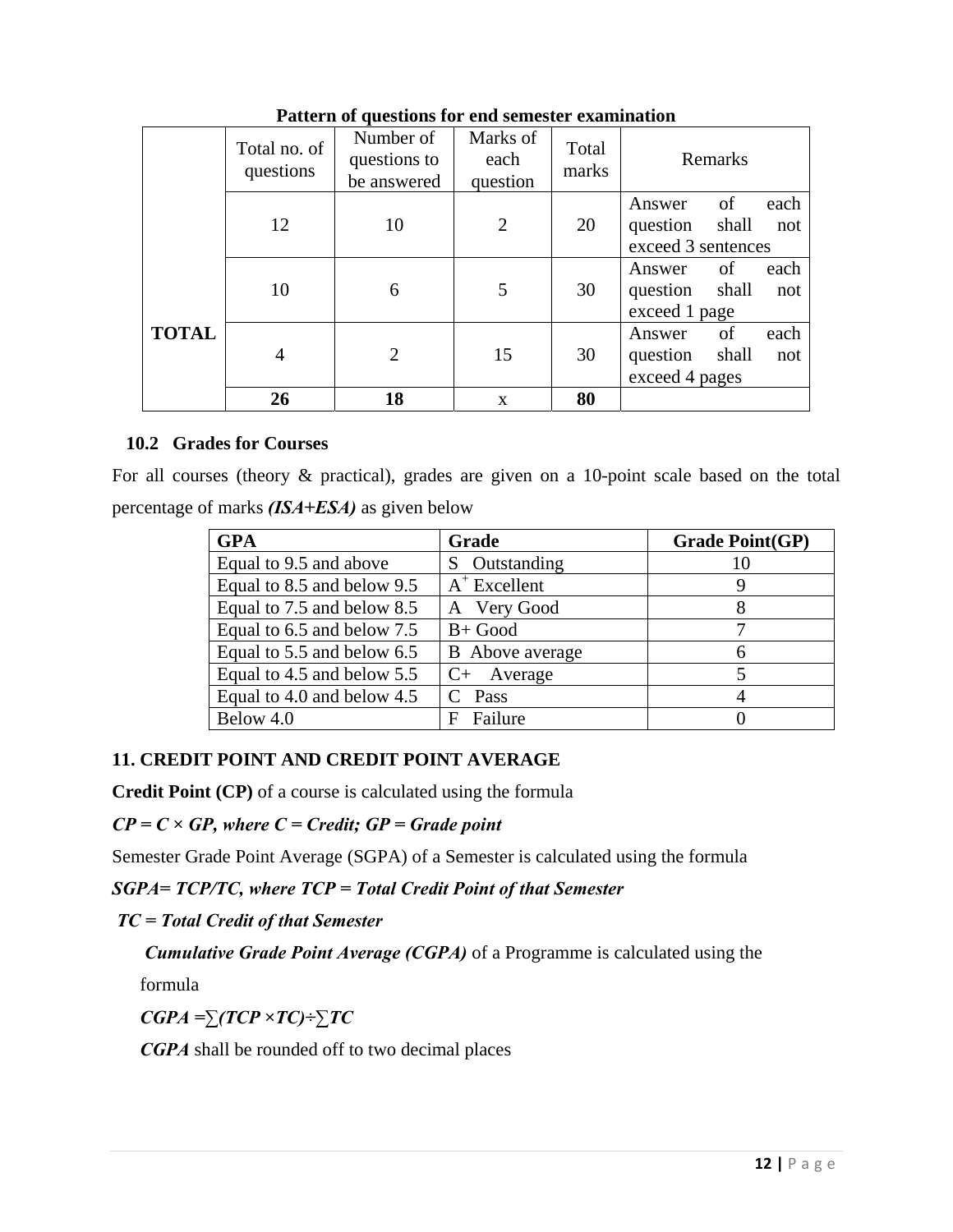**Pattern of questions for end semester examination**

| | Total no. of questions | Number of questions to be answered | Marks of each question | Total marks | Remarks |
|---|---|---|---|---|---|
| | 12 | 10 | 2 | 20 | Answer of each question shall not exceed 3 sentences |
| | 10 | 6 | 5 | 30 | Answer of each question shall not exceed 1 page |
| **TOTAL** | 4 | 2 | 15 | 30 | Answer of each question shall not exceed 4 pages |
| | **26** | **18** | x | **80** | |

### 10.2 Grades for Courses

For all courses (theory & practical), grades are given on a 10-point scale based on the total percentage of marks ***(ISA+ESA)*** as given below

| GPA | Grade | Grade Point(GP) |
|---|---|---|
| Equal to 9.5 and above | S Outstanding | 10 |
| Equal to 8.5 and below 9.5 | $A^+$ Excellent | 9 |
| Equal to 7.5 and below 8.5 | A Very Good | 8 |
| Equal to 6.5 and below 7.5 | B+ Good | 7 |
| Equal to 5.5 and below 6.5 | B Above average | 6 |
| Equal to 4.5 and below 5.5 | C+ Average | 5 |
| Equal to 4.0 and below 4.5 | C Pass | 4 |
| Below 4.0 | F Failure | 0 |

## 11. CREDIT POINT AND CREDIT POINT AVERAGE

**Credit Point (CP)** of a course is calculated using the formula

***CP = C × GP, where C = Credit; GP = Grade point***

Semester Grade Point Average (SGPA) of a Semester is calculated using the formula

***SGPA= TCP/TC, where TCP = Total Credit Point of that Semester***

***TC = Total Credit of that Semester***

***Cumulative Grade Point Average (CGPA)*** of a Programme is calculated using the formula

***CGPA =∑(TCP ×TC)÷∑TC***

***CGPA*** shall be rounded off to two decimal places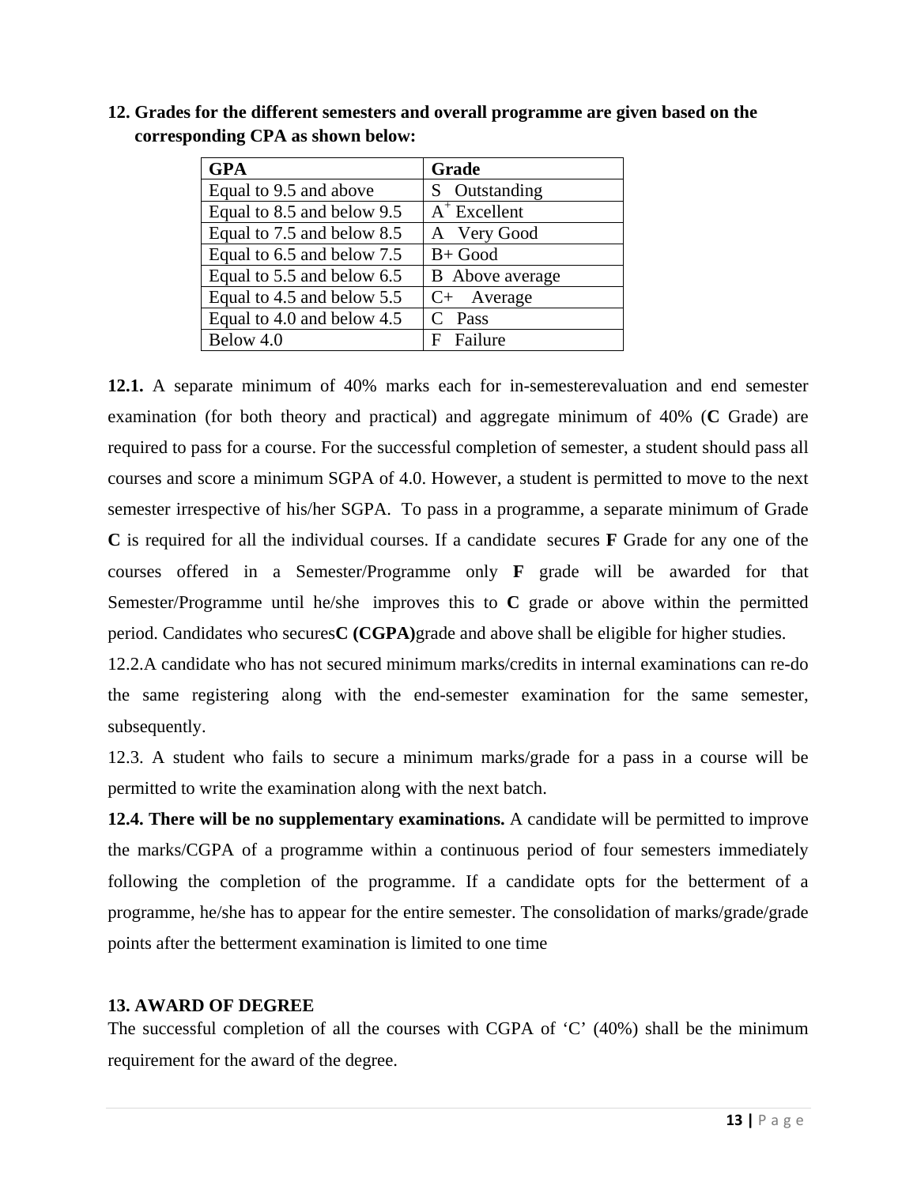**12. Grades for the different semesters and overall programme are given based on the corresponding CPA as shown below:**

| GPA | Grade |
|---|---|
| Equal to 9.5 and above | S Outstanding |
| Equal to 8.5 and below 9.5 | $A^+$ Excellent |
| Equal to 7.5 and below 8.5 | A Very Good |
| Equal to 6.5 and below 7.5 | B+ Good |
| Equal to 5.5 and below 6.5 | B Above average |
| Equal to 4.5 and below 5.5 | C+ Average |
| Equal to 4.0 and below 4.5 | C Pass |
| Below 4.0 | F Failure |

**12.1.** A separate minimum of 40% marks each for in-semesterevaluation and end semester examination (for both theory and practical) and aggregate minimum of 40% (**C** Grade) are required to pass for a course. For the successful completion of semester, a student should pass all courses and score a minimum SGPA of 4.0. However, a student is permitted to move to the next semester irrespective of his/her SGPA. To pass in a programme, a separate minimum of Grade **C** is required for all the individual courses. If a candidate secures **F** Grade for any one of the courses offered in a Semester/Programme only **F** grade will be awarded for that Semester/Programme until he/she improves this to **C** grade or above within the permitted period. Candidates who secures**C (CGPA)**grade and above shall be eligible for higher studies.

12.2.A candidate who has not secured minimum marks/credits in internal examinations can re-do the same registering along with the end-semester examination for the same semester, subsequently.

12.3. A student who fails to secure a minimum marks/grade for a pass in a course will be permitted to write the examination along with the next batch.

**12.4. There will be no supplementary examinations.** A candidate will be permitted to improve the marks/CGPA of a programme within a continuous period of four semesters immediately following the completion of the programme. If a candidate opts for the betterment of a programme, he/she has to appear for the entire semester. The consolidation of marks/grade/grade points after the betterment examination is limited to one time

**13. AWARD OF DEGREE**

The successful completion of all the courses with CGPA of 'C' (40%) shall be the minimum requirement for the award of the degree.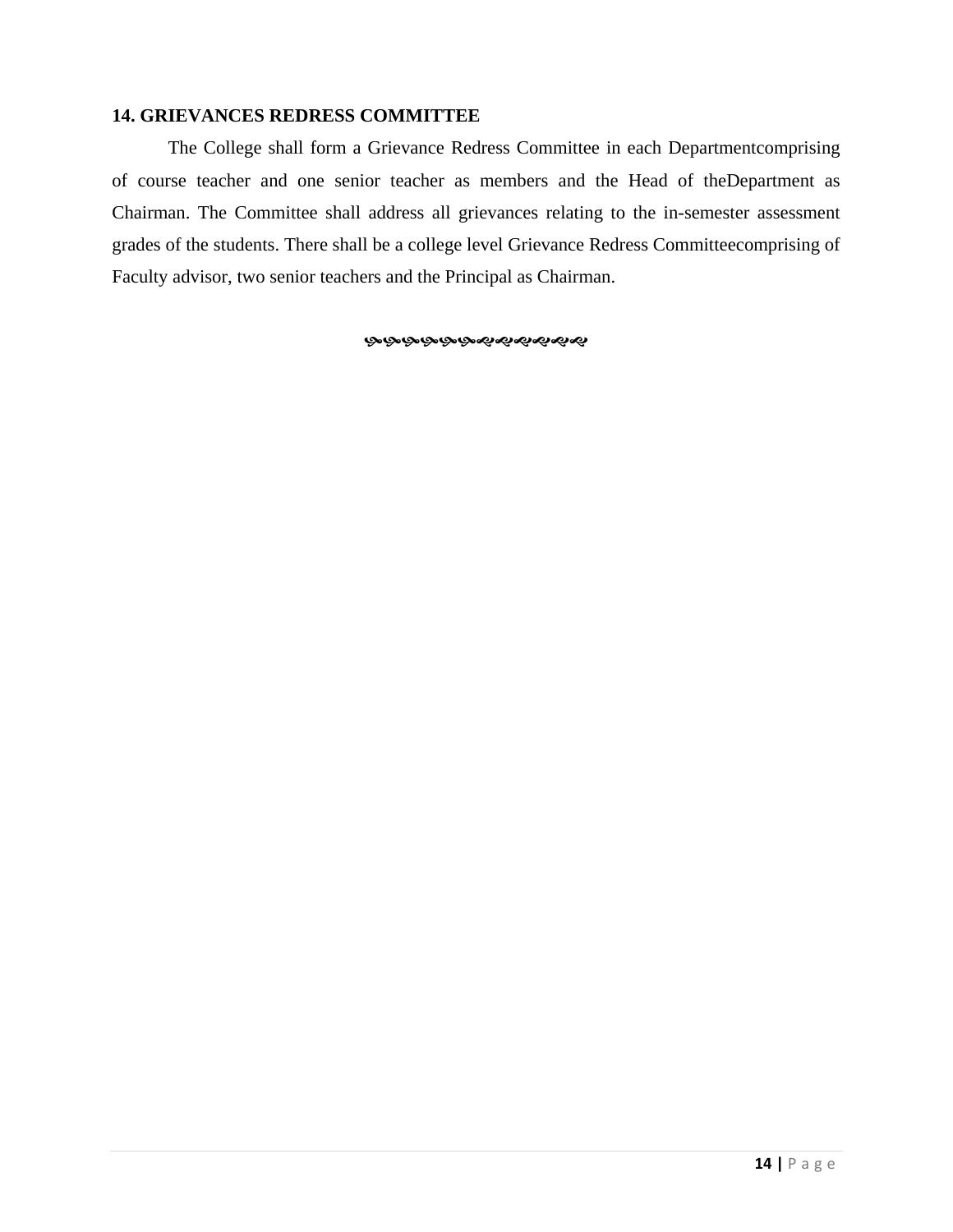### 14. GRIEVANCES REDRESS COMMITTEE

The College shall form a Grievance Redress Committee in each Departmentcomprising of course teacher and one senior teacher as members and the Head of theDepartment as Chairman. The Committee shall address all grievances relating to the in-semester assessment grades of the students. There shall be a college level Grievance Redress Committeecomprising of Faculty advisor, two senior teachers and the Principal as Chairman.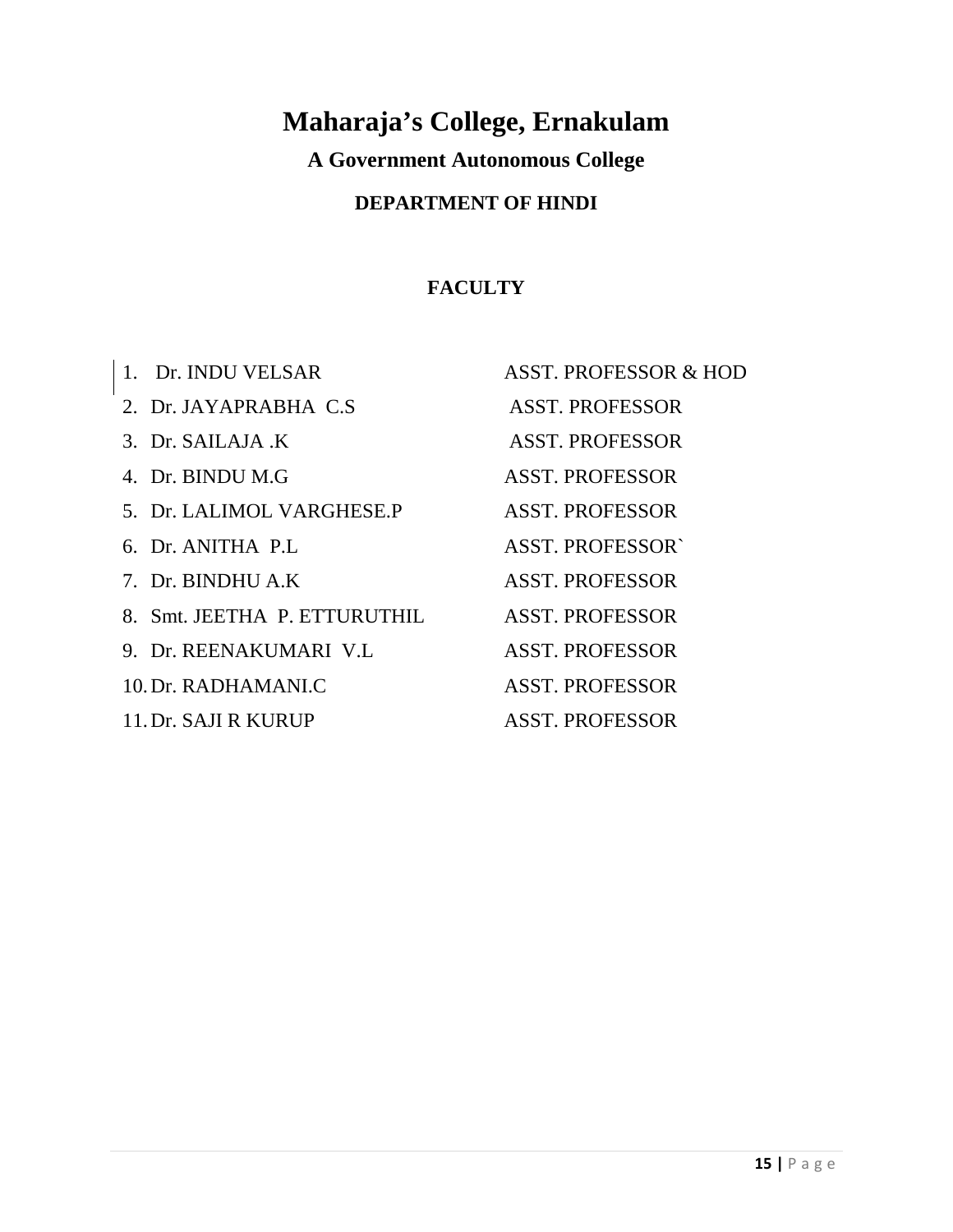# Maharaja's College, Ernakulam

## A Government Autonomous College

### DEPARTMENT OF HINDI

### FACULTY

1. Dr. INDU VELSAR — ASST. PROFESSOR & HOD
2. Dr. JAYAPRABHA C.S — ASST. PROFESSOR
3. Dr. SAILAJA .K — ASST. PROFESSOR
4. Dr. BINDU M.G — ASST. PROFESSOR
5. Dr. LALIMOL VARGHESE.P — ASST. PROFESSOR
6. Dr. ANITHA P.L — ASST. PROFESSOR`
7. Dr. BINDHU A.K — ASST. PROFESSOR
8. Smt. JEETHA P. ETTURUTHIL — ASST. PROFESSOR
9. Dr. REENAKUMARI V.L — ASST. PROFESSOR
10. Dr. RADHAMANI.C — ASST. PROFESSOR
11. Dr. SAJI R KURUP — ASST. PROFESSOR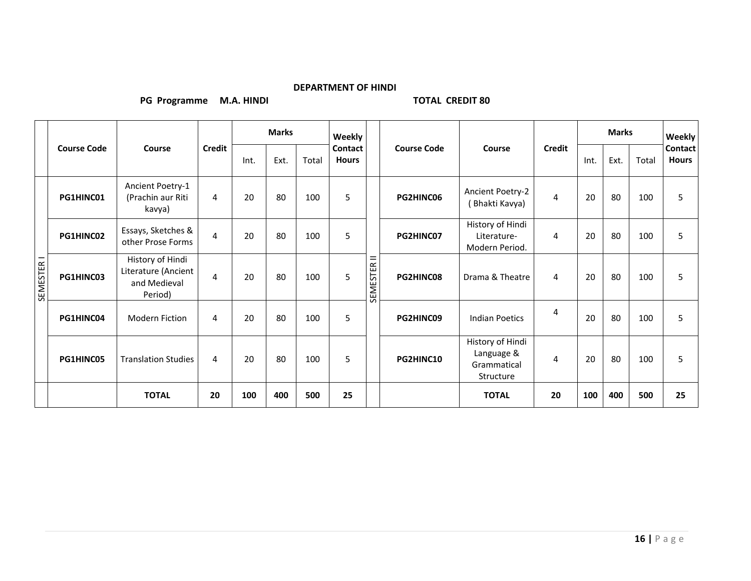**DEPARTMENT OF HINDI**

**PG Programme M.A. HINDI** **TOTAL CREDIT 80**

| | Course Code | Course | Credit | Marks | | | Weekly Contact Hours | | Course Code | Course | Credit | Marks | | | Weekly Contact Hours |
|---|---|---|---|---|---|---|---|---|---|---|---|---|---|---|---|
| | | | | Int. | Ext. | Total | | | | | | Int. | Ext. | Total | |
| SEMESTER I | **PG1HINC01** | Ancient Poetry-1 (Prachin aur Riti kavya) | 4 | 20 | 80 | 100 | 5 | SEMESTER II | **PG2HINC06** | Ancient Poetry-2 ( Bhakti Kavya) | 4 | 20 | 80 | 100 | 5 |
| | **PG1HINC02** | Essays, Sketches & other Prose Forms | 4 | 20 | 80 | 100 | 5 | | **PG2HINC07** | History of Hindi Literature- Modern Period. | 4 | 20 | 80 | 100 | 5 |
| | **PG1HINC03** | History of Hindi Literature (Ancient and Medieval Period) | 4 | 20 | 80 | 100 | 5 | | **PG2HINC08** | Drama & Theatre | 4 | 20 | 80 | 100 | 5 |
| | **PG1HINC04** | Modern Fiction | 4 | 20 | 80 | 100 | 5 | | **PG2HINC09** | Indian Poetics | 4 | 20 | 80 | 100 | 5 |
| | **PG1HINC05** | Translation Studies | 4 | 20 | 80 | 100 | 5 | | **PG2HINC10** | History of Hindi Language & Grammatical Structure | 4 | 20 | 80 | 100 | 5 |
| | | **TOTAL** | **20** | **100** | **400** | **500** | **25** | | | **TOTAL** | **20** | **100** | **400** | **500** | **25** |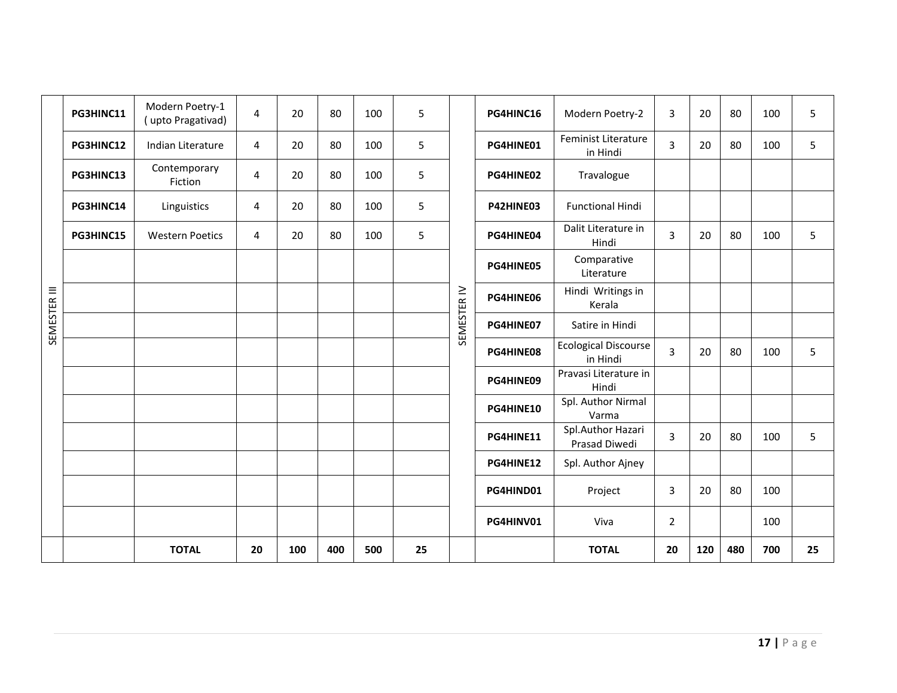| | | | | | | | | | | | | | | | |
|---|---|---|---|---|---|---|---|---|---|---|---|---|---|---|---|
| SEMESTER III | PG3HINC11 | Modern Poetry-1 ( upto Pragativad) | 4 | 20 | 80 | 100 | 5 | SEMESTER IV | PG4HINC16 | Modern Poetry-2 | 3 | 20 | 80 | 100 | 5 |
| | PG3HINC12 | Indian Literature | 4 | 20 | 80 | 100 | 5 | | PG4HINE01 | Feminist Literature in Hindi | 3 | 20 | 80 | 100 | 5 |
| | PG3HINC13 | Contemporary Fiction | 4 | 20 | 80 | 100 | 5 | | PG4HINE02 | Travalogue | | | | | |
| | PG3HINC14 | Linguistics | 4 | 20 | 80 | 100 | 5 | | P42HINE03 | Functional Hindi | | | | | |
| | PG3HINC15 | Western Poetics | 4 | 20 | 80 | 100 | 5 | | PG4HINE04 | Dalit Literature in Hindi | 3 | 20 | 80 | 100 | 5 |
| | | | | | | | | | PG4HINE05 | Comparative Literature | | | | | |
| | | | | | | | | | PG4HINE06 | Hindi Writings in Kerala | | | | | |
| | | | | | | | | | PG4HINE07 | Satire in Hindi | | | | | |
| | | | | | | | | | PG4HINE08 | Ecological Discourse in Hindi | 3 | 20 | 80 | 100 | 5 |
| | | | | | | | | | PG4HINE09 | Pravasi Literature in Hindi | | | | | |
| | | | | | | | | | PG4HINE10 | Spl. Author Nirmal Varma | | | | | |
| | | | | | | | | | PG4HINE11 | Spl.Author Hazari Prasad Diwedi | 3 | 20 | 80 | 100 | 5 |
| | | | | | | | | | PG4HINE12 | Spl. Author Ajney | | | | | |
| | | | | | | | | | PG4HIND01 | Project | 3 | 20 | 80 | 100 | |
| | | | | | | | | | PG4HINV01 | Viva | 2 | | | 100 | |
| | | **TOTAL** | **20** | **100** | **400** | **500** | **25** | | | **TOTAL** | **20** | **120** | **480** | **700** | **25** |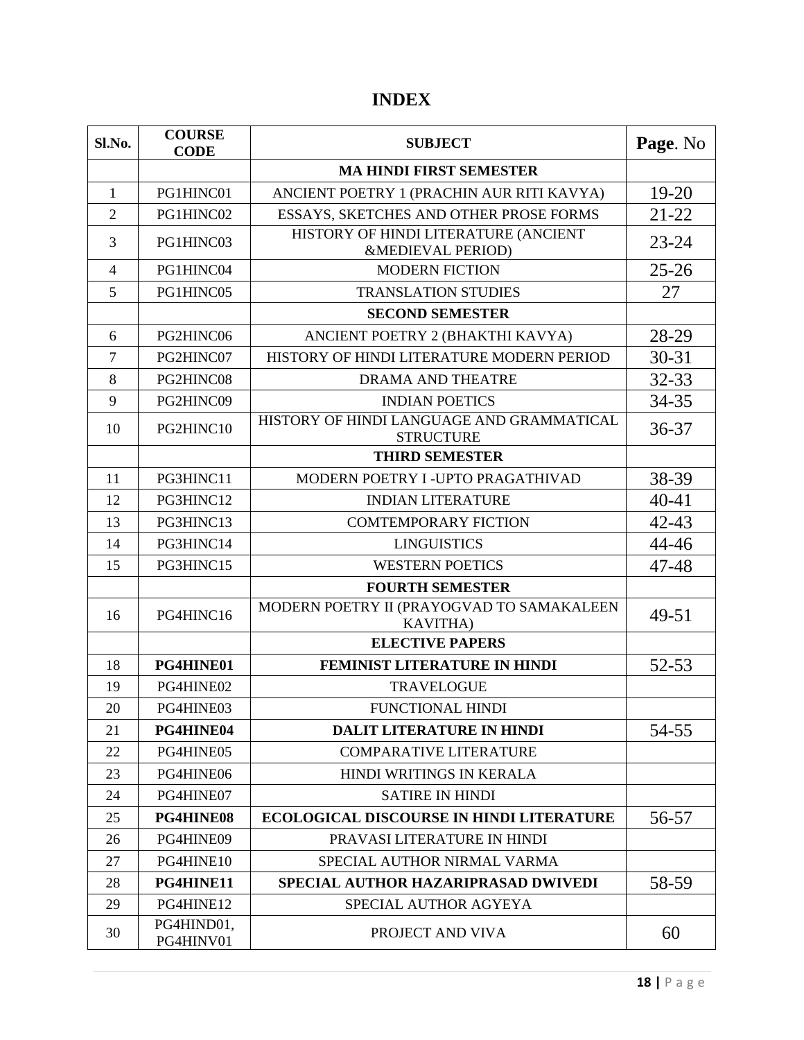# INDEX

| Sl.No. | COURSE CODE | SUBJECT | Page. No |
|---|---|---|---|
| | | **MA HINDI FIRST SEMESTER** | |
| 1 | PG1HINC01 | ANCIENT POETRY 1 (PRACHIN AUR RITI KAVYA) | 19-20 |
| 2 | PG1HINC02 | ESSAYS, SKETCHES AND OTHER PROSE FORMS | 21-22 |
| 3 | PG1HINC03 | HISTORY OF HINDI LITERATURE (ANCIENT &MEDIEVAL PERIOD) | 23-24 |
| 4 | PG1HINC04 | MODERN FICTION | 25-26 |
| 5 | PG1HINC05 | TRANSLATION STUDIES | 27 |
| | | **SECOND SEMESTER** | |
| 6 | PG2HINC06 | ANCIENT POETRY 2 (BHAKTHI KAVYA) | 28-29 |
| 7 | PG2HINC07 | HISTORY OF HINDI LITERATURE MODERN PERIOD | 30-31 |
| 8 | PG2HINC08 | DRAMA AND THEATRE | 32-33 |
| 9 | PG2HINC09 | INDIAN POETICS | 34-35 |
| 10 | PG2HINC10 | HISTORY OF HINDI LANGUAGE AND GRAMMATICAL STRUCTURE | 36-37 |
| | | **THIRD SEMESTER** | |
| 11 | PG3HINC11 | MODERN POETRY I -UPTO PRAGATHIVAD | 38-39 |
| 12 | PG3HINC12 | INDIAN LITERATURE | 40-41 |
| 13 | PG3HINC13 | COMTEMPORARY FICTION | 42-43 |
| 14 | PG3HINC14 | LINGUISTICS | 44-46 |
| 15 | PG3HINC15 | WESTERN POETICS | 47-48 |
| | | **FOURTH SEMESTER** | |
| 16 | PG4HINC16 | MODERN POETRY II (PRAYOGVAD TO SAMAKALEEN KAVITHA) | 49-51 |
| | | **ELECTIVE PAPERS** | |
| 18 | **PG4HINE01** | **FEMINIST LITERATURE IN HINDI** | 52-53 |
| 19 | PG4HINE02 | TRAVELOGUE | |
| 20 | PG4HINE03 | FUNCTIONAL HINDI | |
| 21 | **PG4HINE04** | **DALIT LITERATURE IN HINDI** | 54-55 |
| 22 | PG4HINE05 | COMPARATIVE LITERATURE | |
| 23 | PG4HINE06 | HINDI WRITINGS IN KERALA | |
| 24 | PG4HINE07 | SATIRE IN HINDI | |
| 25 | **PG4HINE08** | **ECOLOGICAL DISCOURSE IN HINDI LITERATURE** | 56-57 |
| 26 | PG4HINE09 | PRAVASI LITERATURE IN HINDI | |
| 27 | PG4HINE10 | SPECIAL AUTHOR NIRMAL VARMA | |
| 28 | **PG4HINE11** | **SPECIAL AUTHOR HAZARIPRASAD DWIVEDI** | 58-59 |
| 29 | PG4HINE12 | SPECIAL AUTHOR AGYEYA | |
| 30 | PG4HIND01, PG4HINV01 | PROJECT AND VIVA | 60 |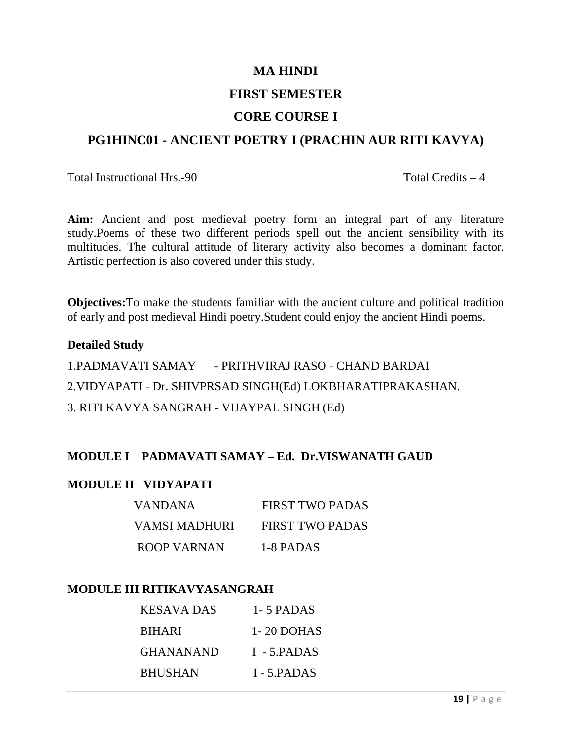# MA HINDI

## FIRST SEMESTER

## CORE COURSE I

## PG1HINC01 - ANCIENT POETRY I (PRACHIN AUR RITI KAVYA)

Total Instructional Hrs.-90 Total Credits – 4

**Aim:** Ancient and post medieval poetry form an integral part of any literature study.Poems of these two different periods spell out the ancient sensibility with its multitudes. The cultural attitude of literary activity also becomes a dominant factor. Artistic perfection is also covered under this study.

**Objectives:**To make the students familiar with the ancient culture and political tradition of early and post medieval Hindi poetry.Student could enjoy the ancient Hindi poems.

**Detailed Study**

1.PADMAVATI SAMAY - PRITHVIRAJ RASO - CHAND BARDAI

2.VIDYAPATI - Dr. SHIVPRSAD SINGH(Ed) LOKBHARATIPRAKASHAN.

3. RITI KAVYA SANGRAH - VIJAYPAL SINGH (Ed)

**MODULE I PADMAVATI SAMAY – Ed. Dr.VISWANATH GAUD**

**MODULE II VIDYAPATI**

| | |
|---|---|
| VANDANA | FIRST TWO PADAS |
| VAMSI MADHURI | FIRST TWO PADAS |
| ROOP VARNAN | 1-8 PADAS |

**MODULE III RITIKAVYASANGRAH**

| | |
|---|---|
| KESAVA DAS | 1- 5 PADAS |
| BIHARI | 1- 20 DOHAS |
| GHANANAND | I - 5.PADAS |
| BHUSHAN | I - 5.PADAS |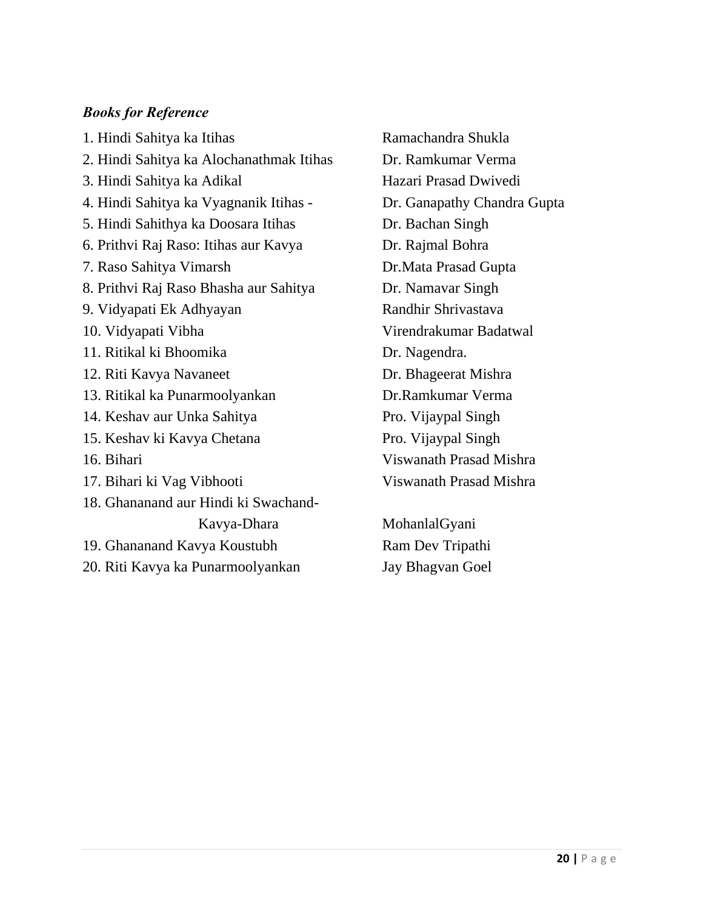***Books for Reference***

| No. | Title | Author |
|---|---|---|
| 1. | Hindi Sahitya ka Itihas | Ramachandra Shukla |
| 2. | Hindi Sahitya ka Alochanathmak Itihas | Dr. Ramkumar Verma |
| 3. | Hindi Sahitya ka Adikal | Hazari Prasad Dwivedi |
| 4. | Hindi Sahitya ka Vyagnanik Itihas - | Dr. Ganapathy Chandra Gupta |
| 5. | Hindi Sahithya ka Doosara Itihas | Dr. Bachan Singh |
| 6. | Prithvi Raj Raso: Itihas aur Kavya | Dr. Rajmal Bohra |
| 7. | Raso Sahitya Vimarsh | Dr.Mata Prasad Gupta |
| 8. | Prithvi Raj Raso Bhasha aur Sahitya | Dr. Namavar Singh |
| 9. | Vidyapati Ek Adhyayan | Randhir Shrivastava |
| 10. | Vidyapati Vibha | Virendrakumar Badatwal |
| 11. | Ritikal ki Bhoomika | Dr. Nagendra. |
| 12. | Riti Kavya Navaneet | Dr. Bhageerat Mishra |
| 13. | Ritikal ka Punarmoolyankan | Dr.Ramkumar Verma |
| 14. | Keshav aur Unka Sahitya | Pro. Vijaypal Singh |
| 15. | Keshav ki Kavya Chetana | Pro. Vijaypal Singh |
| 16. | Bihari | Viswanath Prasad Mishra |
| 17. | Bihari ki Vag Vibhooti | Viswanath Prasad Mishra |
| 18. | Ghananand aur Hindi ki Swachand-Kavya-Dhara | MohanlalGyani |
| 19. | Ghananand Kavya Koustubh | Ram Dev Tripathi |
| 20. | Riti Kavya ka Punarmoolyankan | Jay Bhagvan Goel |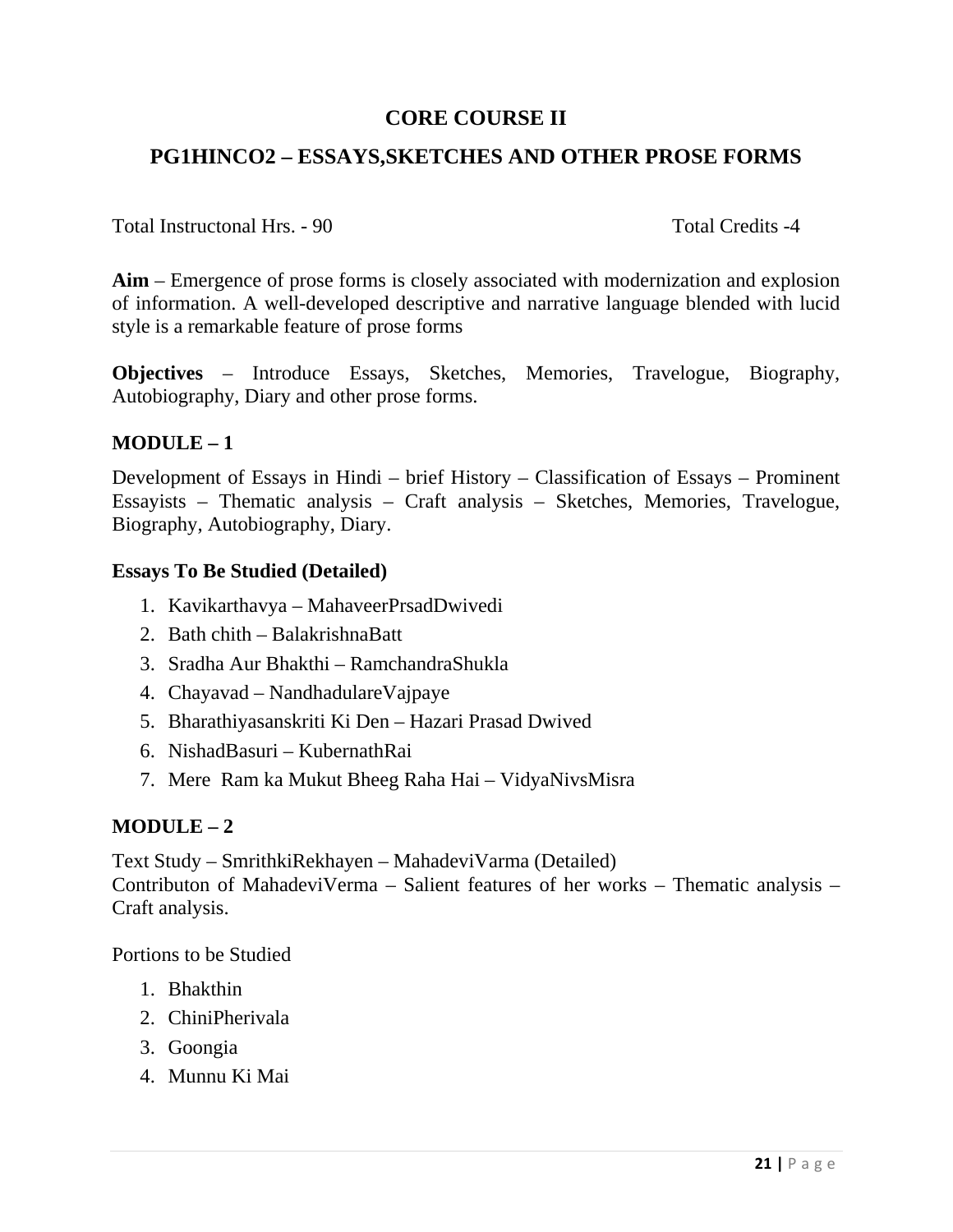## CORE COURSE II

## PG1HINCO2 – ESSAYS,SKETCHES AND OTHER PROSE FORMS

Total Instructonal Hrs. - 90 Total Credits -4

**Aim** – Emergence of prose forms is closely associated with modernization and explosion of information. A well-developed descriptive and narrative language blended with lucid style is a remarkable feature of prose forms

**Objectives** – Introduce Essays, Sketches, Memories, Travelogue, Biography, Autobiography, Diary and other prose forms.

### MODULE – 1

Development of Essays in Hindi – brief History – Classification of Essays – Prominent Essayists – Thematic analysis – Craft analysis – Sketches, Memories, Travelogue, Biography, Autobiography, Diary.

#### Essays To Be Studied (Detailed)

1. Kavikarthavya – MahaveerPrsadDwivedi
2. Bath chith – BalakrishnaBatt
3. Sradha Aur Bhakthi – RamchandraShukla
4. Chayavad – NandhadulareVajpaye
5. Bharathiyasanskriti Ki Den – Hazari Prasad Dwived
6. NishadBasuri – KubernathRai
7. Mere Ram ka Mukut Bheeg Raha Hai – VidyaNivsMisra

### MODULE – 2

Text Study – SmrithkiRekhayen – MahadeviVarma (Detailed)
Contributon of MahadeviVerma – Salient features of her works – Thematic analysis – Craft analysis.

Portions to be Studied

1. Bhakthin
2. ChiniPherivala
3. Goongia
4. Munnu Ki Mai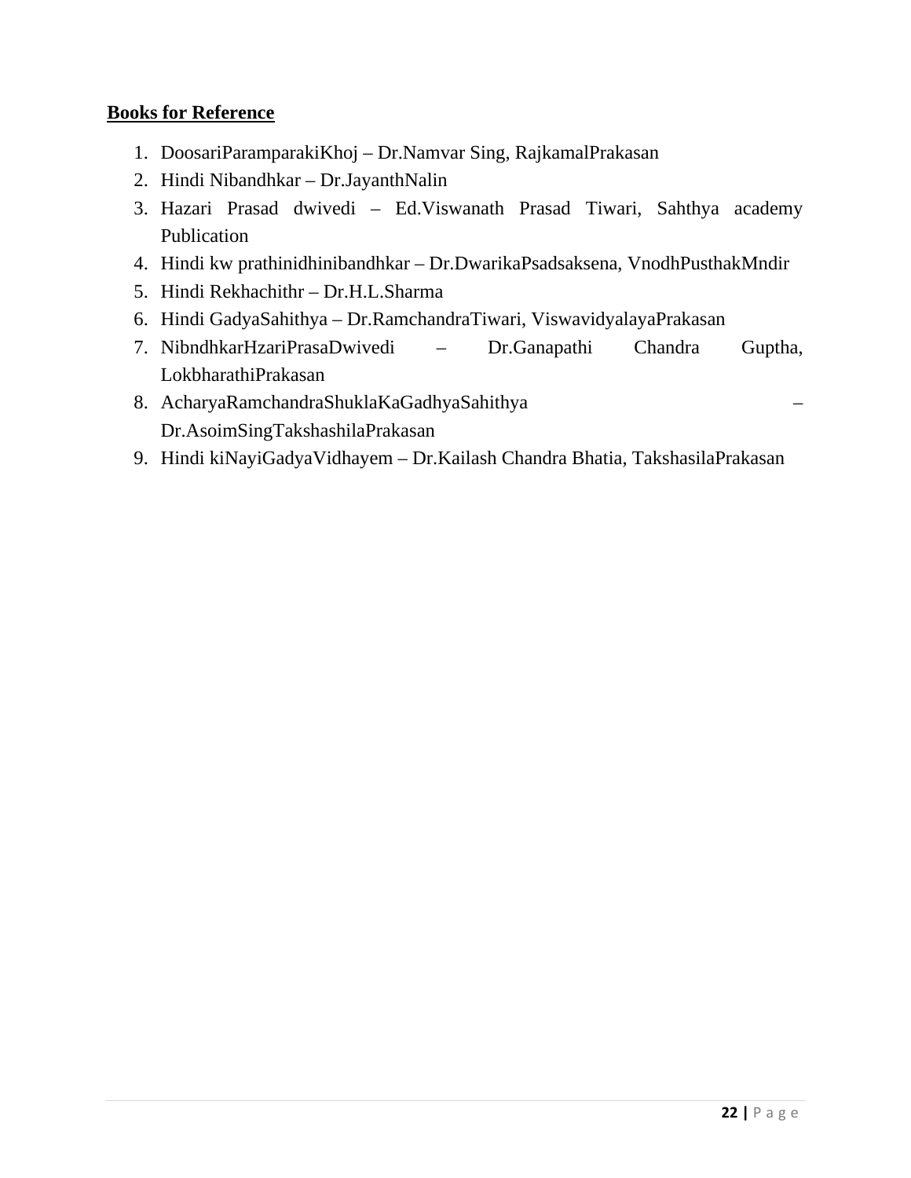**Books for Reference**

1. DoosariParamparakiKhoj – Dr.Namvar Sing, RajkamalPrakasan
2. Hindi Nibandhkar – Dr.JayanthNalin
3. Hazari Prasad dwivedi – Ed.Viswanath Prasad Tiwari, Sahthya academy Publication
4. Hindi kw prathinidhinibandhkar – Dr.DwarikaPsadsaksena, VnodhPusthakMndir
5. Hindi Rekhachithr – Dr.H.L.Sharma
6. Hindi GadyaSahithya – Dr.RamchandraTiwari, ViswavidyalayaPrakasan
7. NibndhkarHzariPrasaDwivedi – Dr.Ganapathi Chandra Guptha, LokbharathiPrakasan
8. AcharyaRamchandraShuklaKaGadhyaSahithya – Dr.AsoimSingTakshashilaPrakasan
9. Hindi kiNayiGadyaVidhayem – Dr.Kailash Chandra Bhatia, TakshasilaPrakasan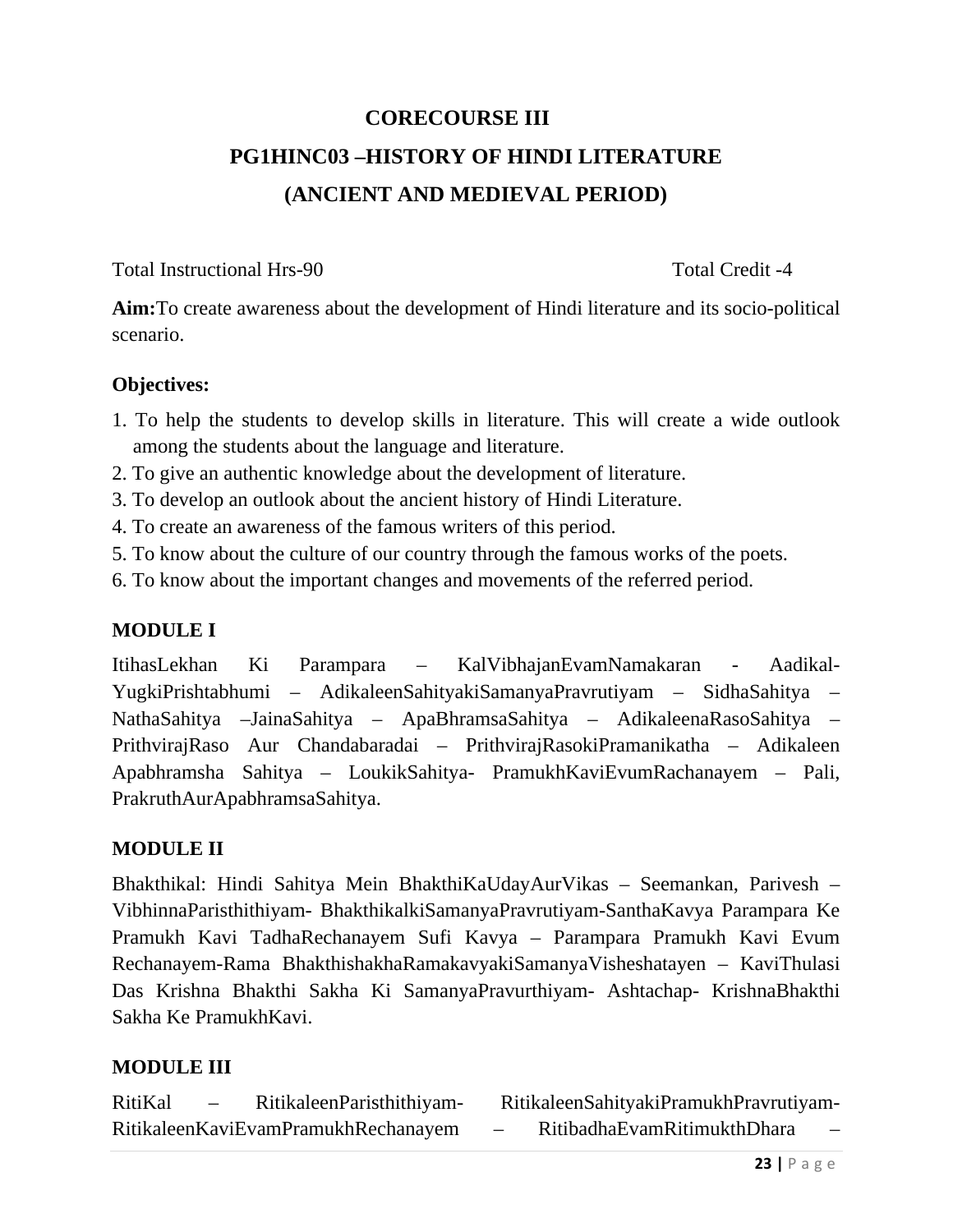# CORECOURSE III

## PG1HINC03 –HISTORY OF HINDI LITERATURE

## (ANCIENT AND MEDIEVAL PERIOD)

Total Instructional Hrs-90 Total Credit -4

**Aim:**To create awareness about the development of Hindi literature and its socio-political scenario.

**Objectives:**

1. To help the students to develop skills in literature. This will create a wide outlook among the students about the language and literature.
2. To give an authentic knowledge about the development of literature.
3. To develop an outlook about the ancient history of Hindi Literature.
4. To create an awareness of the famous writers of this period.
5. To know about the culture of our country through the famous works of the poets.
6. To know about the important changes and movements of the referred period.

**MODULE I**

ItihasLekhan Ki Parampara – KalVibhajanEvamNamakaran - Aadikal-YugkiPrishtabhumi – AdikaleenSahityakiSamanyaPravrutiyam – SidhaSahitya – NathaSahitya –JainaSahitya – ApaBhramsaSahitya – AdikaleenaRasoSahitya – PrithvirajRaso Aur Chandabaradai – PrithvirajRasokiPramanikatha – Adikaleen Apabhramsha Sahitya – LoukikSahitya- PramukhKaviEvumRachanayem – Pali, PrakruthAurApabhramsaSahitya.

**MODULE II**

Bhakthikal: Hindi Sahitya Mein BhakthiKaUdayAurVikas – Seemankan, Parivesh – VibhinnaParisthithiyam- BhakthikalkiSamanyaPravrutiyam-SanthaKavya Parampara Ke Pramukh Kavi TadhaRechanayem Sufi Kavya – Parampara Pramukh Kavi Evum Rechanayem-Rama BhakthishakhaRamakavyakiSamanyaVisheshatayen – KaviThulasi Das Krishna Bhakthi Sakha Ki SamanyaPravurthiyam- Ashtachap- KrishnaBhakthi Sakha Ke PramukhKavi.

**MODULE III**

RitiKal – RitikaleenParisthithiyam- RitikaleenSahityakiPramukhPravrutiyam-RitikaleenKaviEvamPramukhRechanayem – RitibadhaEvamRitimukthDhara –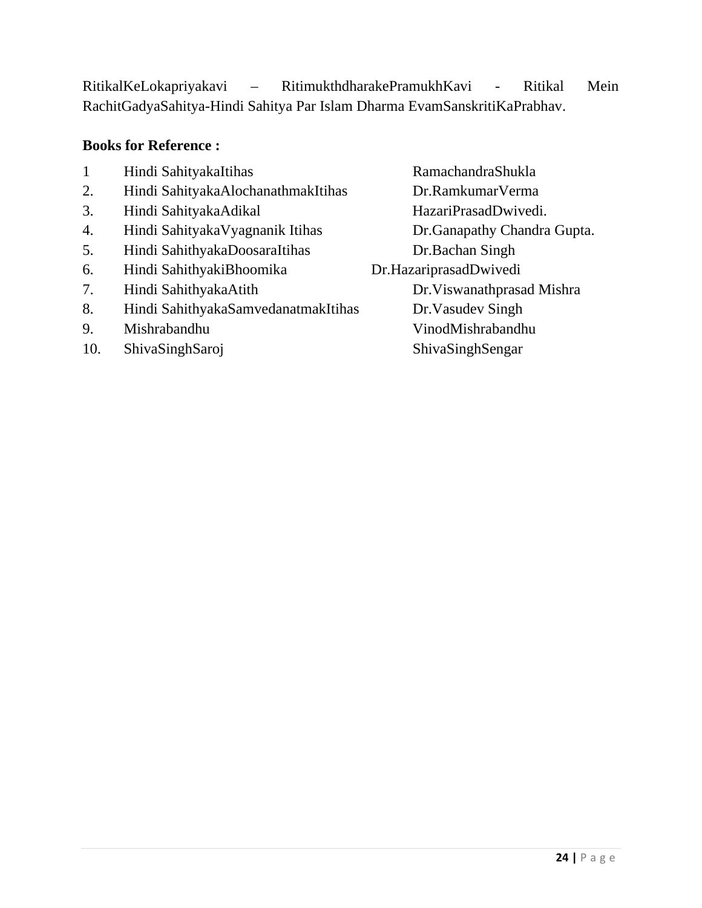RitikalKeLokapriyakavi – RitimukthdharakePramukhKavi - Ritikal Mein RachitGadyaSahitya-Hindi Sahitya Par Islam Dharma EvamSanskritiKaPrabhav.

**Books for Reference :**

| No. | Title | Author |
|---|---|---|
| 1 | Hindi SahityakaItihas | RamachandraShukla |
| 2. | Hindi SahityakaAlochanathmakItihas | Dr.RamkumarVerma |
| 3. | Hindi SahityakaAdikal | HazariPrasadDwivedi. |
| 4. | Hindi SahityakaVyagnanik Itihas | Dr.Ganapathy Chandra Gupta. |
| 5. | Hindi SahithyakaDoosaraItihas | Dr.Bachan Singh |
| 6. | Hindi SahithyakiBhoomika | Dr.HazariprasadDwivedi |
| 7. | Hindi SahithyakaAtith | Dr.Viswanathprasad Mishra |
| 8. | Hindi SahithyakaSamvedanatmakItihas | Dr.Vasudev Singh |
| 9. | Mishrabandhu | VinodMishrabandhu |
| 10. | ShivaSinghSaroj | ShivaSinghSengar |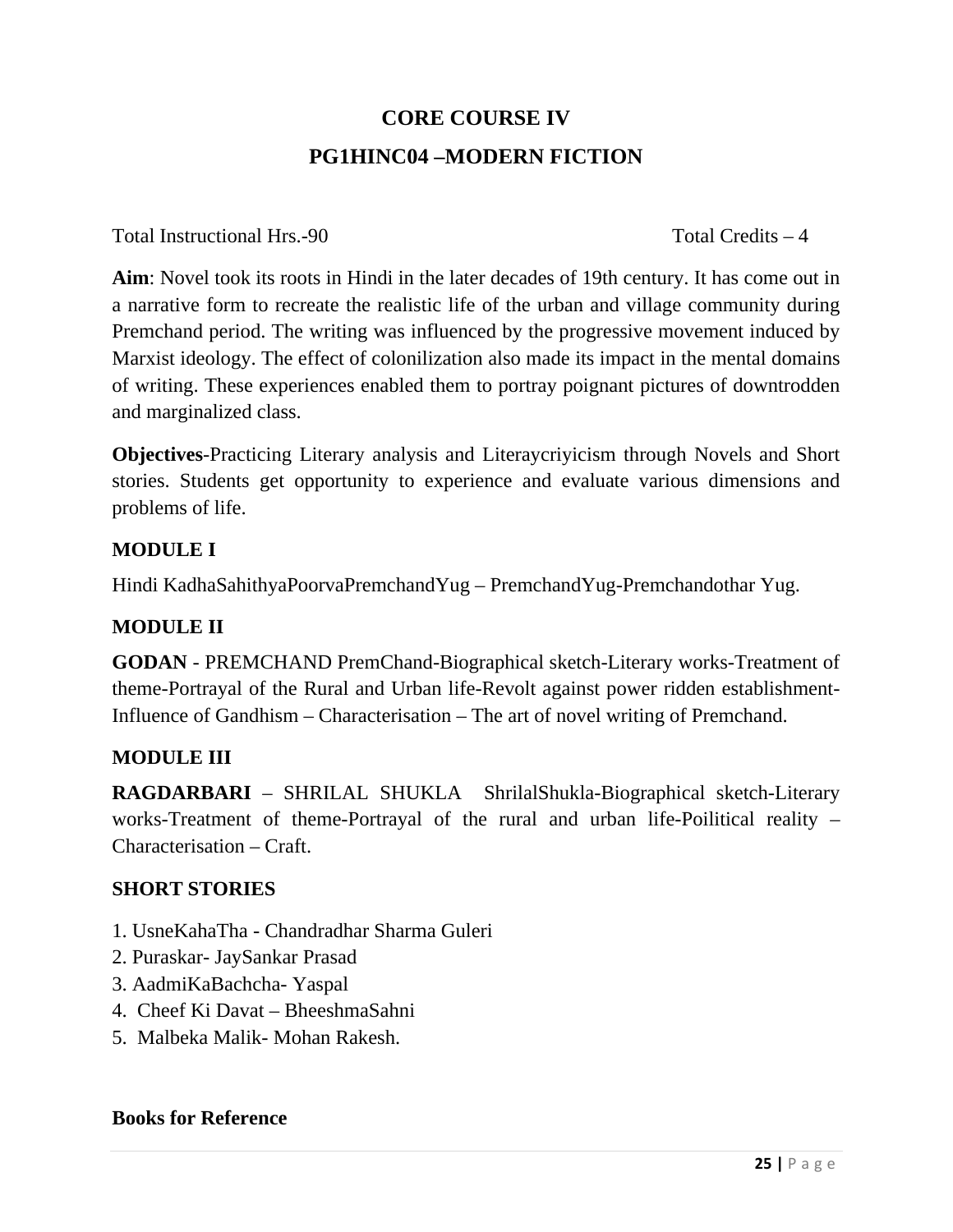# CORE COURSE IV

## PG1HINC04 –MODERN FICTION

Total Instructional Hrs.-90 Total Credits – 4

**Aim**: Novel took its roots in Hindi in the later decades of 19th century. It has come out in a narrative form to recreate the realistic life of the urban and village community during Premchand period. The writing was influenced by the progressive movement induced by Marxist ideology. The effect of colonilization also made its impact in the mental domains of writing. These experiences enabled them to portray poignant pictures of downtrodden and marginalized class.

**Objectives**-Practicing Literary analysis and Literaycriyicism through Novels and Short stories. Students get opportunity to experience and evaluate various dimensions and problems of life.

### MODULE I

Hindi KadhaSahithyaPoorvaPremchandYug – PremchandYug-Premchandothar Yug.

### MODULE II

**GODAN** - PREMCHAND PremChand-Biographical sketch-Literary works-Treatment of theme-Portrayal of the Rural and Urban life-Revolt against power ridden establishment-Influence of Gandhism – Characterisation – The art of novel writing of Premchand.

### MODULE III

**RAGDARBARI** – SHRILAL SHUKLA ShrilalShukla-Biographical sketch-Literary works-Treatment of theme-Portrayal of the rural and urban life-Poilitical reality – Characterisation – Craft.

### SHORT STORIES

1. UsneKahaTha - Chandradhar Sharma Guleri
2. Puraskar- JaySankar Prasad
3. AadmiKaBachcha- Yaspal
4. Cheef Ki Davat – BheeshmaSahni
5. Malbeka Malik- Mohan Rakesh.

**Books for Reference**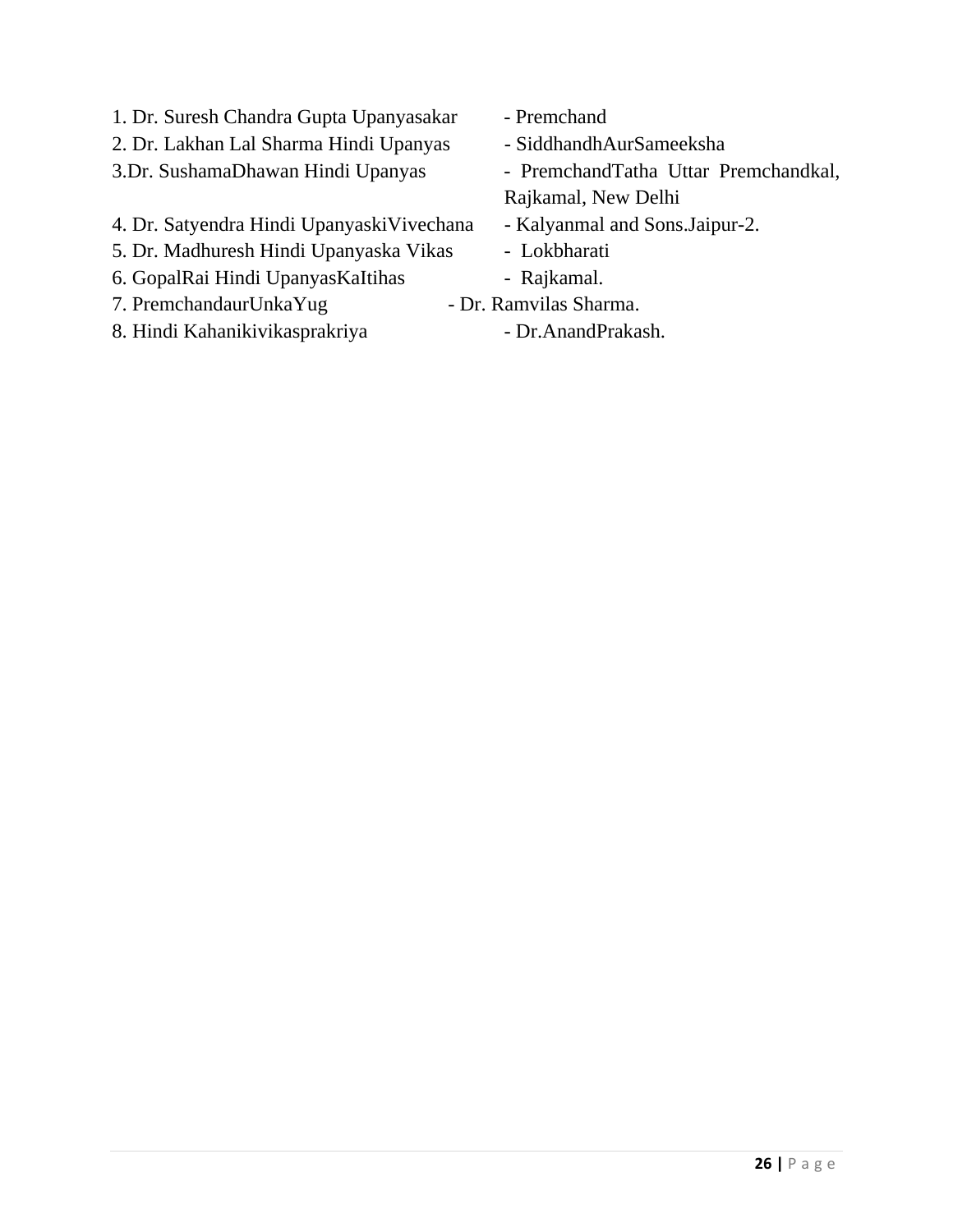1. Dr. Suresh Chandra Gupta Upanyasakar - Premchand
2. Dr. Lakhan Lal Sharma Hindi Upanyas - SiddhandhAurSameeksha
3. Dr. SushamaDhawan Hindi Upanyas - PremchandTatha Uttar Premchandkal, Rajkamal, New Delhi
4. Dr. Satyendra Hindi UpanyaskiVivechana - Kalyanmal and Sons.Jaipur-2.
5. Dr. Madhuresh Hindi Upanyaska Vikas - Lokbharati
6. GopalRai Hindi UpanyasKaItihas - Rajkamal.
7. PremchandaurUnkaYug - Dr. Ramvilas Sharma.
8. Hindi Kahanikivikasprakriya - Dr.AnandPrakash.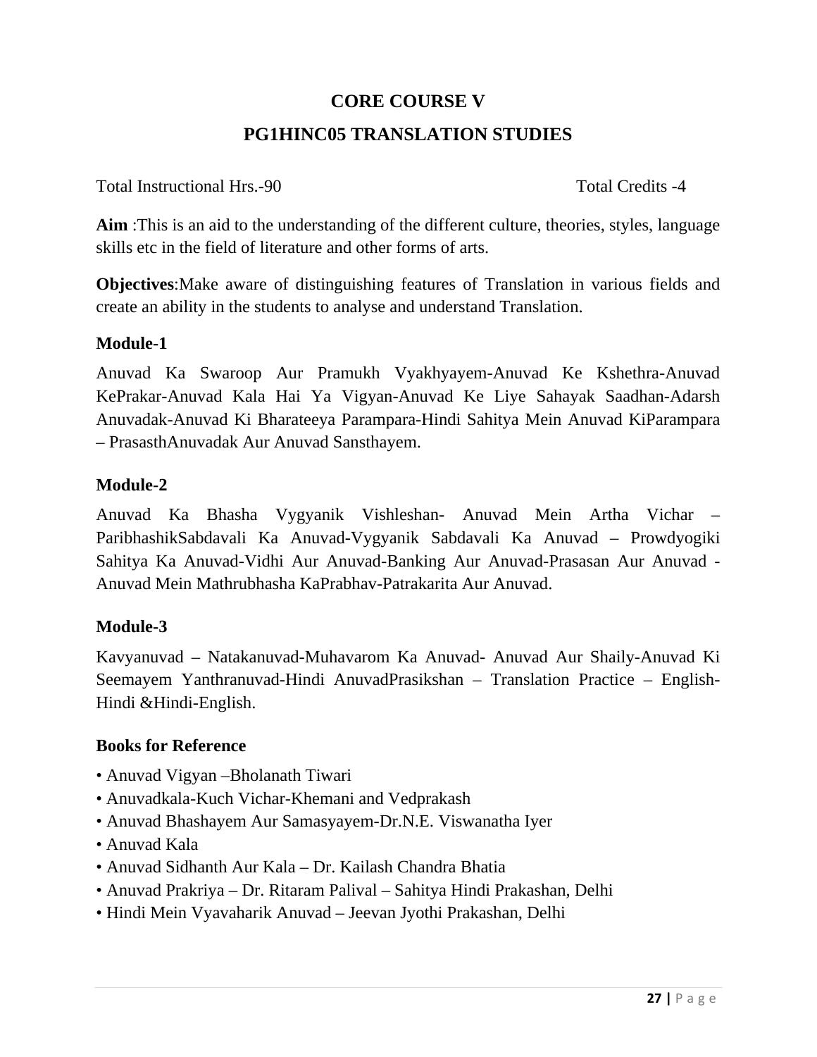## CORE COURSE V

## PG1HINC05 TRANSLATION STUDIES

Total Instructional Hrs.-90 Total Credits -4

**Aim** :This is an aid to the understanding of the different culture, theories, styles, language skills etc in the field of literature and other forms of arts.

**Objectives**:Make aware of distinguishing features of Translation in various fields and create an ability in the students to analyse and understand Translation.

### Module-1

Anuvad Ka Swaroop Aur Pramukh Vyakhyayem-Anuvad Ke Kshethra-Anuvad KePrakar-Anuvad Kala Hai Ya Vigyan-Anuvad Ke Liye Sahayak Saadhan-Adarsh Anuvadak-Anuvad Ki Bharateeya Parampara-Hindi Sahitya Mein Anuvad KiParampara – PrasasthAnuvadak Aur Anuvad Sansthayem.

### Module-2

Anuvad Ka Bhasha Vygyanik Vishleshan- Anuvad Mein Artha Vichar – ParibhashikSabdavali Ka Anuvad-Vygyanik Sabdavali Ka Anuvad – Prowdyogiki Sahitya Ka Anuvad-Vidhi Aur Anuvad-Banking Aur Anuvad-Prasasan Aur Anuvad - Anuvad Mein Mathrubhasha KaPrabhav-Patrakarita Aur Anuvad.

### Module-3

Kavyanuvad – Natakanuvad-Muhavarom Ka Anuvad- Anuvad Aur Shaily-Anuvad Ki Seemayem Yanthranuvad-Hindi AnuvadPrasikshan – Translation Practice – English-Hindi &Hindi-English.

### Books for Reference

- Anuvad Vigyan –Bholanath Tiwari
- Anuvadkala-Kuch Vichar-Khemani and Vedprakash
- Anuvad Bhashayem Aur Samasyayem-Dr.N.E. Viswanatha Iyer
- Anuvad Kala
- Anuvad Sidhanth Aur Kala – Dr. Kailash Chandra Bhatia
- Anuvad Prakriya – Dr. Ritaram Palival – Sahitya Hindi Prakashan, Delhi
- Hindi Mein Vyavaharik Anuvad – Jeevan Jyothi Prakashan, Delhi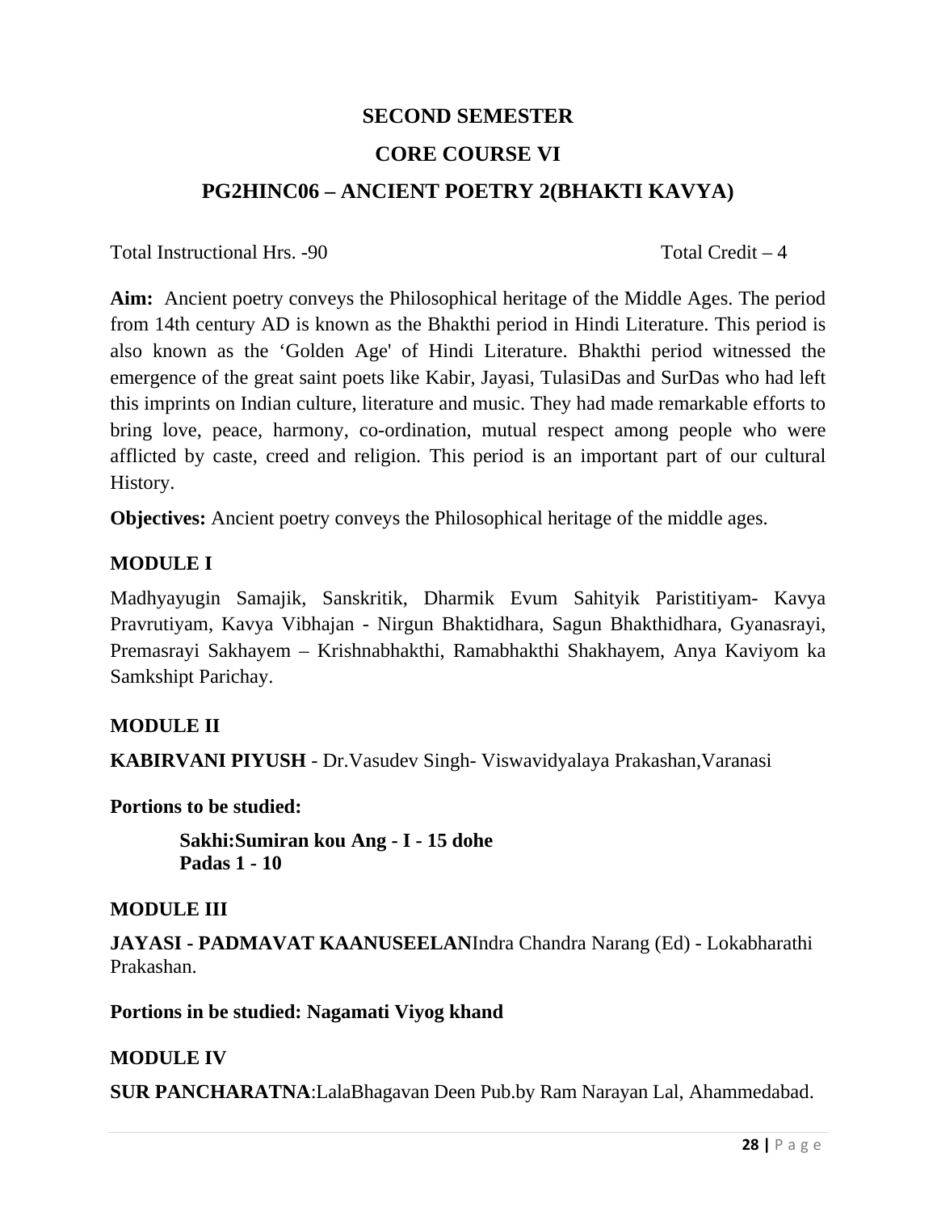## SECOND SEMESTER

## CORE COURSE VI

## PG2HINC06 – ANCIENT POETRY 2(BHAKTI KAVYA)

Total Instructional Hrs. -90 Total Credit – 4

**Aim:** Ancient poetry conveys the Philosophical heritage of the Middle Ages. The period from 14th century AD is known as the Bhakthi period in Hindi Literature. This period is also known as the 'Golden Age' of Hindi Literature. Bhakthi period witnessed the emergence of the great saint poets like Kabir, Jayasi, TulasiDas and SurDas who had left this imprints on Indian culture, literature and music. They had made remarkable efforts to bring love, peace, harmony, co-ordination, mutual respect among people who were afflicted by caste, creed and religion. This period is an important part of our cultural History.

**Objectives:** Ancient poetry conveys the Philosophical heritage of the middle ages.

**MODULE I**

Madhyayugin Samajik, Sanskritik, Dharmik Evum Sahityik Paristitiyam- Kavya Pravrutiyam, Kavya Vibhajan - Nirgun Bhaktidhara, Sagun Bhakthidhara, Gyanasrayi, Premasrayi Sakhayem – Krishnabhakthi, Ramabhakthi Shakhayem, Anya Kaviyom ka Samkshipt Parichay.

**MODULE II**

**KABIRVANI PIYUSH** - Dr.Vasudev Singh- Viswavidyalaya Prakashan,Varanasi

**Portions to be studied:**

> **Sakhi:Sumiran kou Ang - I - 15 dohe**
> **Padas 1 - 10**

**MODULE III**

**JAYASI - PADMAVAT KAANUSEELAN**Indra Chandra Narang (Ed) - Lokabharathi Prakashan.

**Portions in be studied: Nagamati Viyog khand**

**MODULE IV**

**SUR PANCHARATNA**:LalaBhagavan Deen Pub.by Ram Narayan Lal, Ahammedabad.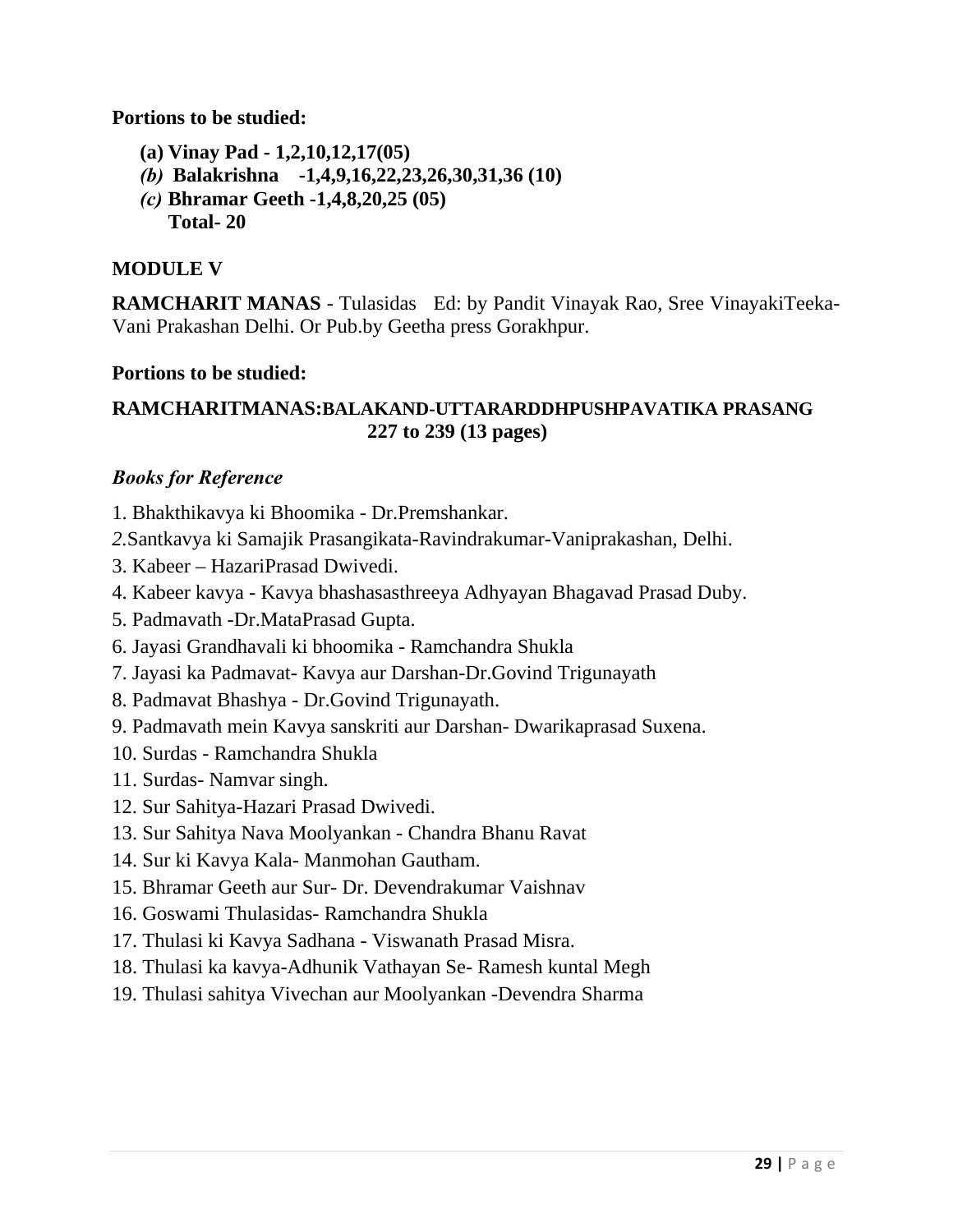**Portions to be studied:**

**(a) Vinay Pad - 1,2,10,12,17(05)**
***(b)* Balakrishna -1,4,9,16,22,23,26,30,31,36 (10)**
***(c)* Bhramar Geeth -1,4,8,20,25 (05)**
**Total- 20**

## MODULE V

**RAMCHARIT MANAS** - Tulasidas Ed: by Pandit Vinayak Rao, Sree VinayakiTeeka-Vani Prakashan Delhi. Or Pub.by Geetha press Gorakhpur.

**Portions to be studied:**

**RAMCHARITMANAS:BALAKAND-UTTARARDDHPUSHPAVATIKA PRASANG 227 to 239 (13 pages)**

***Books for Reference***

1. Bhakthikavya ki Bhoomika - Dr.Premshankar.
2. Santkavya ki Samajik Prasangikata-Ravindrakumar-Vaniprakashan, Delhi.
3. Kabeer – HazariPrasad Dwivedi.
4. Kabeer kavya - Kavya bhashasasthreeya Adhyayan Bhagavad Prasad Duby.
5. Padmavath -Dr.MataPrasad Gupta.
6. Jayasi Grandhavali ki bhoomika - Ramchandra Shukla
7. Jayasi ka Padmavat- Kavya aur Darshan-Dr.Govind Trigunayath
8. Padmavat Bhashya - Dr.Govind Trigunayath.
9. Padmavath mein Kavya sanskriti aur Darshan- Dwarikaprasad Suxena.
10. Surdas - Ramchandra Shukla
11. Surdas- Namvar singh.
12. Sur Sahitya-Hazari Prasad Dwivedi.
13. Sur Sahitya Nava Moolyankan - Chandra Bhanu Ravat
14. Sur ki Kavya Kala- Manmohan Gautham.
15. Bhramar Geeth aur Sur- Dr. Devendrakumar Vaishnav
16. Goswami Thulasidas- Ramchandra Shukla
17. Thulasi ki Kavya Sadhana - Viswanath Prasad Misra.
18. Thulasi ka kavya-Adhunik Vathayan Se- Ramesh kuntal Megh
19. Thulasi sahitya Vivechan aur Moolyankan -Devendra Sharma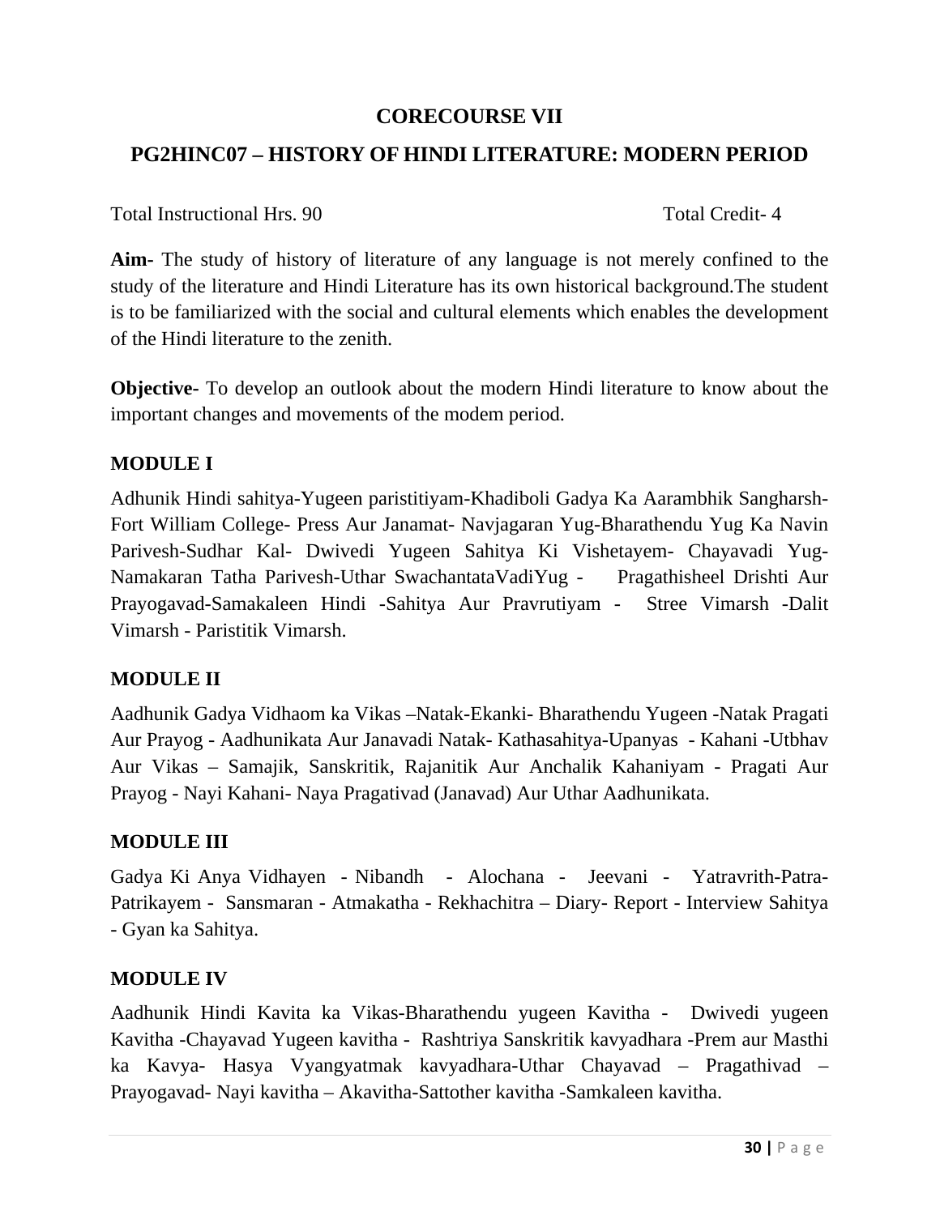## CORECOURSE VII

## PG2HINC07 – HISTORY OF HINDI LITERATURE: MODERN PERIOD

Total Instructional Hrs. 90 Total Credit- 4

**Aim-** The study of history of literature of any language is not merely confined to the study of the literature and Hindi Literature has its own historical background.The student is to be familiarized with the social and cultural elements which enables the development of the Hindi literature to the zenith.

**Objective-** To develop an outlook about the modern Hindi literature to know about the important changes and movements of the modem period.

### MODULE I

Adhunik Hindi sahitya-Yugeen paristitiyam-Khadiboli Gadya Ka Aarambhik Sangharsh-Fort William College- Press Aur Janamat- Navjagaran Yug-Bharathendu Yug Ka Navin Parivesh-Sudhar Kal- Dwivedi Yugeen Sahitya Ki Vishetayem- Chayavadi Yug-Namakaran Tatha Parivesh-Uthar SwachantataVadiYug - Pragathisheel Drishti Aur Prayogavad-Samakaleen Hindi -Sahitya Aur Pravrutiyam - Stree Vimarsh -Dalit Vimarsh - Paristitik Vimarsh.

### MODULE II

Aadhunik Gadya Vidhaom ka Vikas –Natak-Ekanki- Bharathendu Yugeen -Natak Pragati Aur Prayog - Aadhunikata Aur Janavadi Natak- Kathasahitya-Upanyas - Kahani -Utbhav Aur Vikas – Samajik, Sanskritik, Rajanitik Aur Anchalik Kahaniyam - Pragati Aur Prayog - Nayi Kahani- Naya Pragativad (Janavad) Aur Uthar Aadhunikata.

### MODULE III

Gadya Ki Anya Vidhayen - Nibandh - Alochana - Jeevani - Yatravrith-Patra-Patrikayem - Sansmaran - Atmakatha - Rekhachitra – Diary- Report - Interview Sahitya - Gyan ka Sahitya.

### MODULE IV

Aadhunik Hindi Kavita ka Vikas-Bharathendu yugeen Kavitha - Dwivedi yugeen Kavitha -Chayavad Yugeen kavitha - Rashtriya Sanskritik kavyadhara -Prem aur Masthi ka Kavya- Hasya Vyangyatmak kavyadhara-Uthar Chayavad – Pragathivad – Prayogavad- Nayi kavitha – Akavitha-Sattother kavitha -Samkaleen kavitha.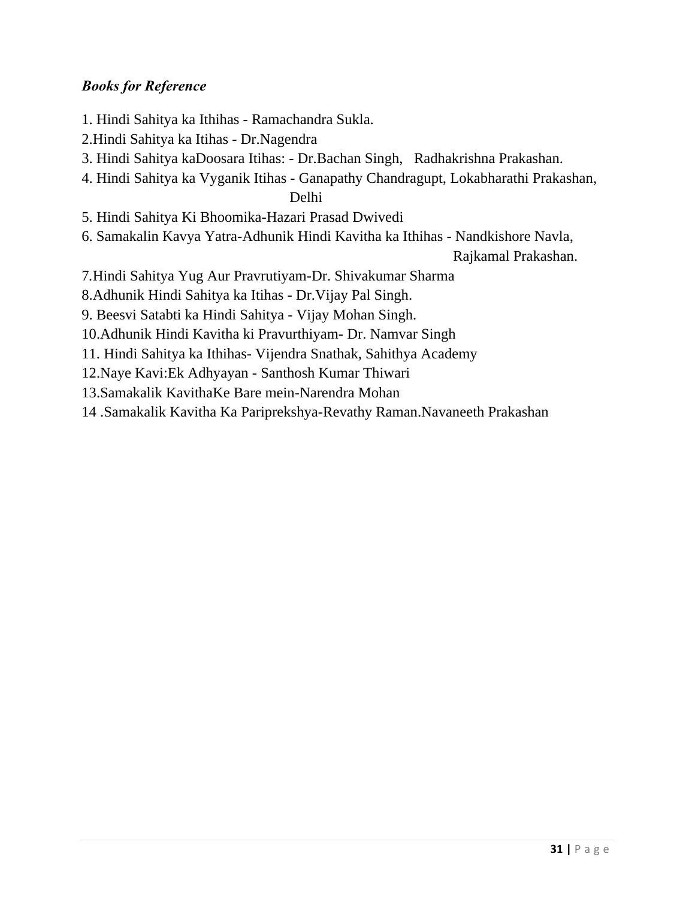***Books for Reference***

1. Hindi Sahitya ka Ithihas - Ramachandra Sukla.
2. Hindi Sahitya ka Itihas - Dr.Nagendra
3. Hindi Sahitya kaDoosara Itihas: - Dr.Bachan Singh, Radhakrishna Prakashan.
4. Hindi Sahitya ka Vyganik Itihas - Ganapathy Chandragupt, Lokabharathi Prakashan, Delhi
5. Hindi Sahitya Ki Bhoomika-Hazari Prasad Dwivedi
6. Samakalin Kavya Yatra-Adhunik Hindi Kavitha ka Ithihas - Nandkishore Navla, Rajkamal Prakashan.
7. Hindi Sahitya Yug Aur Pravrutiyam-Dr. Shivakumar Sharma
8. Adhunik Hindi Sahitya ka Itihas - Dr.Vijay Pal Singh.
9. Beesvi Satabti ka Hindi Sahitya - Vijay Mohan Singh.
10. Adhunik Hindi Kavitha ki Pravurthiyam- Dr. Namvar Singh
11. Hindi Sahitya ka Ithihas- Vijendra Snathak, Sahithya Academy
12. Naye Kavi:Ek Adhyayan - Santhosh Kumar Thiwari
13. Samakalik KavithaKe Bare mein-Narendra Mohan
14. Samakalik Kavitha Ka Pariprekshya-Revathy Raman.Navaneeth Prakashan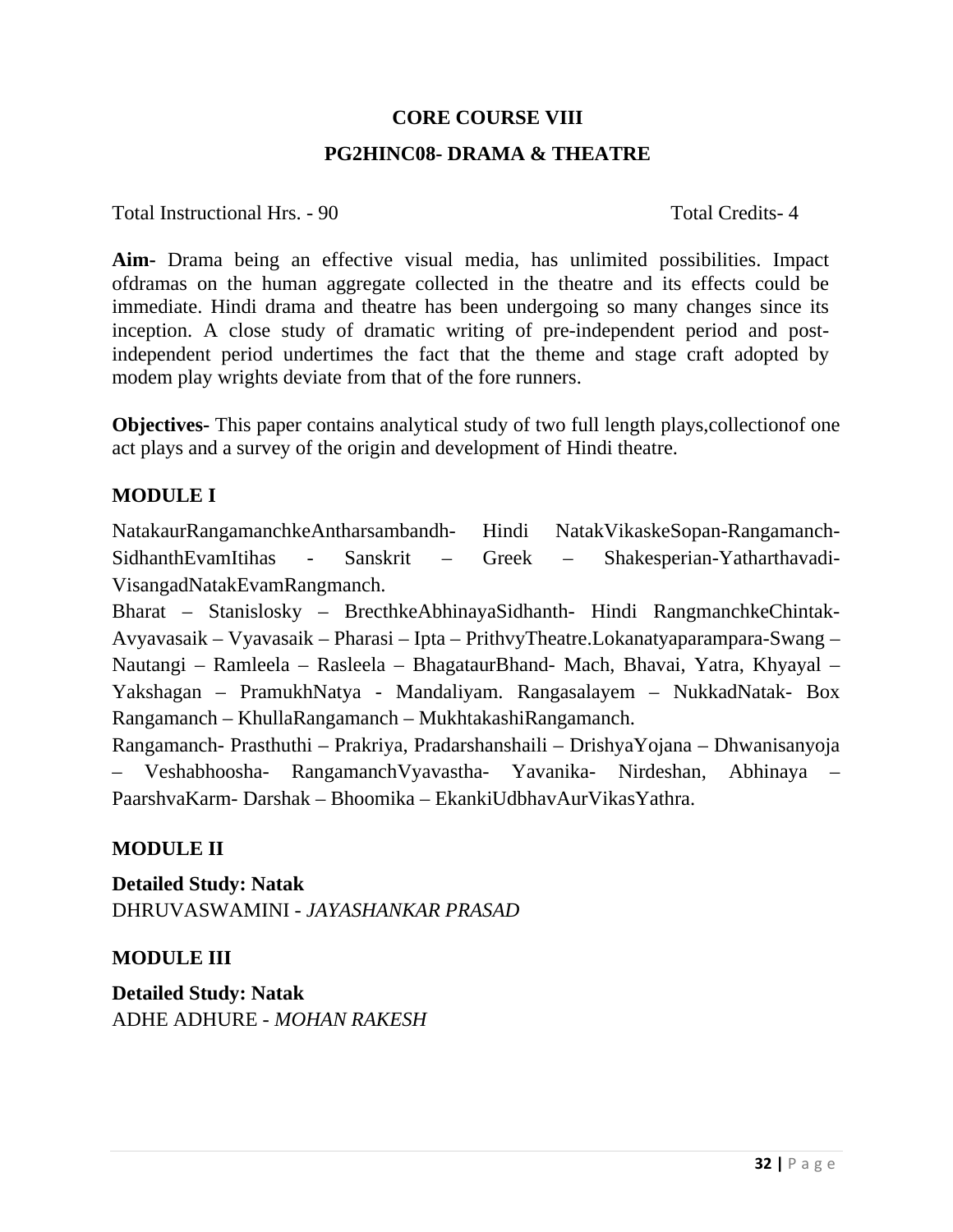## CORE COURSE VIII

## PG2HINC08- DRAMA & THEATRE

Total Instructional Hrs. - 90 Total Credits- 4

**Aim-** Drama being an effective visual media, has unlimited possibilities. Impact ofdramas on the human aggregate collected in the theatre and its effects could be immediate. Hindi drama and theatre has been undergoing so many changes since its inception. A close study of dramatic writing of pre-independent period and post-independent period undertimes the fact that the theme and stage craft adopted by modem play wrights deviate from that of the fore runners.

**Objectives-** This paper contains analytical study of two full length plays,collectionof one act plays and a survey of the origin and development of Hindi theatre.

### MODULE I

NatakaurRangamanchkeAntharsambandh- Hindi NatakVikaskeSopan-Rangamanch-SidhanthEvamItihas - Sanskrit – Greek – Shakesperian-Yatharthavadi-VisangadNatakEvamRangmanch.

Bharat – Stanislosky – BrecthkeAbhinayaSidhanth- Hindi RangmanchkeChintak-Avyavasaik – Vyavasaik – Pharasi – Ipta – PrithvyTheatre.Lokanatyaparampara-Swang – Nautangi – Ramleela – Rasleela – BhagataurBhand- Mach, Bhavai, Yatra, Khyayal – Yakshagan – PramukhNatya - Mandaliyam. Rangasalayem – NukkadNatak- Box Rangamanch – KhullaRangamanch – MukhtakashiRangamanch.

Rangamanch- Prasthuthi – Prakriya, Pradarshanshaili – DrishyaYojana – Dhwanisanyoja – Veshabhoosha- RangamanchVyavastha- Yavanika- Nirdeshan, Abhinaya – PaarshvaKarm- Darshak – Bhoomika – EkankiUdbhavAurVikasYathra.

### MODULE II

**Detailed Study: Natak**
DHRUVASWAMINI - *JAYASHANKAR PRASAD*

### MODULE III

**Detailed Study: Natak**
ADHE ADHURE - *MOHAN RAKESH*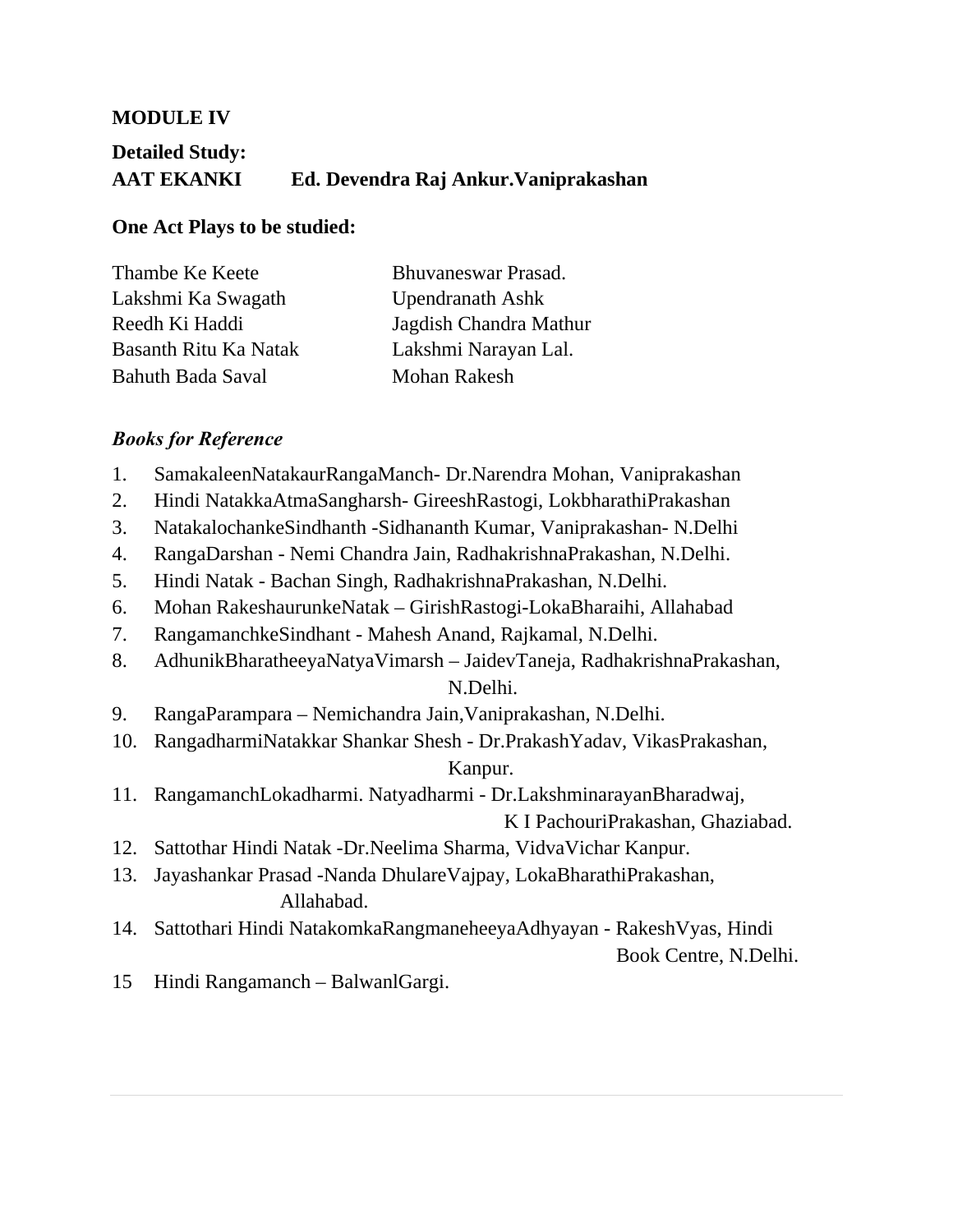**MODULE IV**

**Detailed Study:**

**AAT EKANKI Ed. Devendra Raj Ankur.Vaniprakashan**

**One Act Plays to be studied:**

| | |
|---|---|
| Thambe Ke Keete | Bhuvaneswar Prasad. |
| Lakshmi Ka Swagath | Upendranath Ashk |
| Reedh Ki Haddi | Jagdish Chandra Mathur |
| Basanth Ritu Ka Natak | Lakshmi Narayan Lal. |
| Bahuth Bada Saval | Mohan Rakesh |

***Books for Reference***

1. SamakaleenNatakaurRangaManch- Dr.Narendra Mohan, Vaniprakashan
2. Hindi NatakkaAtmaSangharsh- GireeshRastogi, LokbharathiPrakashan
3. NatakalochankeSindhanth -Sidhananth Kumar, Vaniprakashan- N.Delhi
4. RangaDarshan - Nemi Chandra Jain, RadhakrishnaPrakashan, N.Delhi.
5. Hindi Natak - Bachan Singh, RadhakrishnaPrakashan, N.Delhi.
6. Mohan RakeshaurunkeNatak – GirishRastogi-LokaBharaihi, Allahabad
7. RangamanchkeSindhant - Mahesh Anand, Rajkamal, N.Delhi.
8. AdhunikBharatheeyaNatyaVimarsh – JaidevTaneja, RadhakrishnaPrakashan, N.Delhi.
9. RangaParampara – Nemichandra Jain,Vaniprakashan, N.Delhi.
10. RangadharmiNatakkar Shankar Shesh - Dr.PrakashYadav, VikasPrakashan, Kanpur.
11. RangamanchLokadharmi. Natyadharmi - Dr.LakshminarayanBharadwaj, K I PachouriPrakashan, Ghaziabad.
12. Sattothar Hindi Natak -Dr.Neelima Sharma, VidvaVichar Kanpur.
13. Jayashankar Prasad -Nanda DhulareVajpay, LokaBharathiPrakashan, Allahabad.
14. Sattothari Hindi NatakomkaRangmaneheeyaAdhyayan - RakeshVyas, Hindi Book Centre, N.Delhi.
15. Hindi Rangamanch – BalwanlGargi.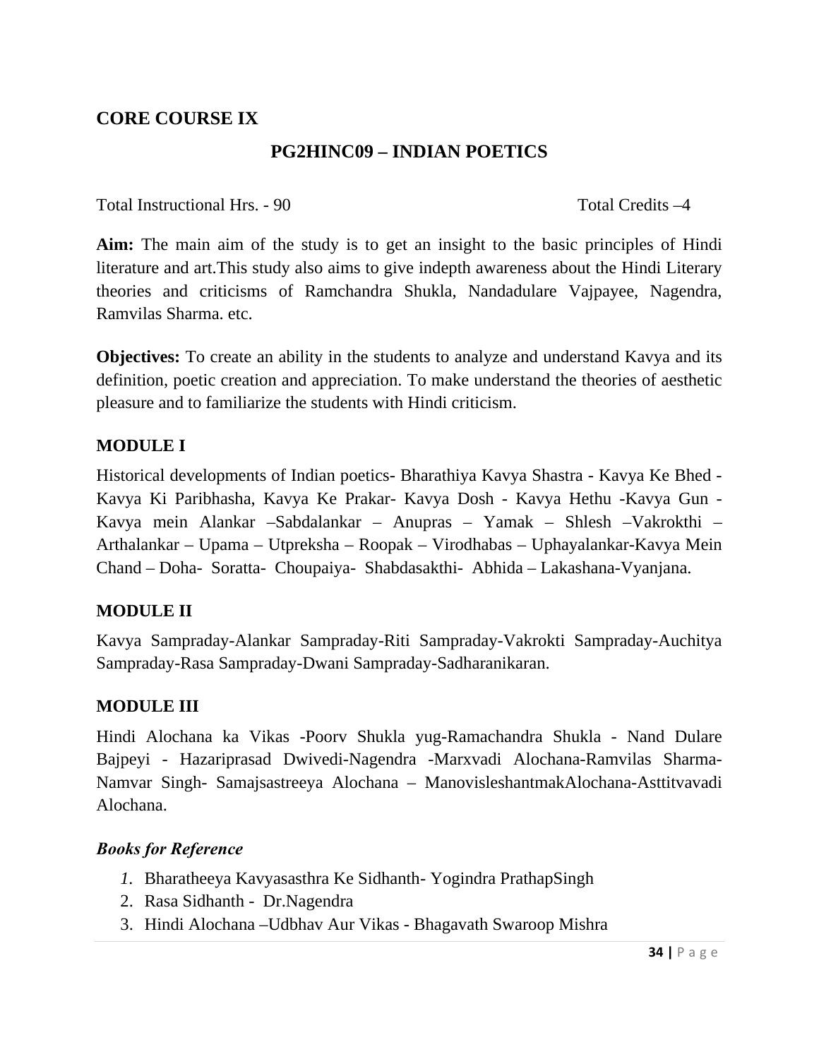## CORE COURSE IX

### PG2HINC09 – INDIAN POETICS

Total Instructional Hrs. - 90 Total Credits –4

**Aim:** The main aim of the study is to get an insight to the basic principles of Hindi literature and art.This study also aims to give indepth awareness about the Hindi Literary theories and criticisms of Ramchandra Shukla, Nandadulare Vajpayee, Nagendra, Ramvilas Sharma. etc.

**Objectives:** To create an ability in the students to analyze and understand Kavya and its definition, poetic creation and appreciation. To make understand the theories of aesthetic pleasure and to familiarize the students with Hindi criticism.

### MODULE I

Historical developments of Indian poetics- Bharathiya Kavya Shastra - Kavya Ke Bhed - Kavya Ki Paribhasha, Kavya Ke Prakar- Kavya Dosh - Kavya Hethu -Kavya Gun - Kavya mein Alankar –Sabdalankar – Anupras – Yamak – Shlesh –Vakrokthi – Arthalankar – Upama – Utpreksha – Roopak – Virodhabas – Uphayalankar-Kavya Mein Chand – Doha- Soratta- Choupaiya- Shabdasakthi- Abhida – Lakashana-Vyanjana.

### MODULE II

Kavya Sampraday-Alankar Sampraday-Riti Sampraday-Vakrokti Sampraday-Auchitya Sampraday-Rasa Sampraday-Dwani Sampraday-Sadharanikaran.

### MODULE III

Hindi Alochana ka Vikas -Poorv Shukla yug-Ramachandra Shukla - Nand Dulare Bajpeyi - Hazariprasad Dwivedi-Nagendra -Marxvadi Alochana-Ramvilas Sharma- Namvar Singh- Samajsastreeya Alochana – ManovisleshantmakAlochana-Asttitvavadi Alochana.

### *Books for Reference*

1. Bharatheeya Kavyasasthra Ke Sidhanth- Yogindra PrathapSingh
2. Rasa Sidhanth - Dr.Nagendra
3. Hindi Alochana –Udbhav Aur Vikas - Bhagavath Swaroop Mishra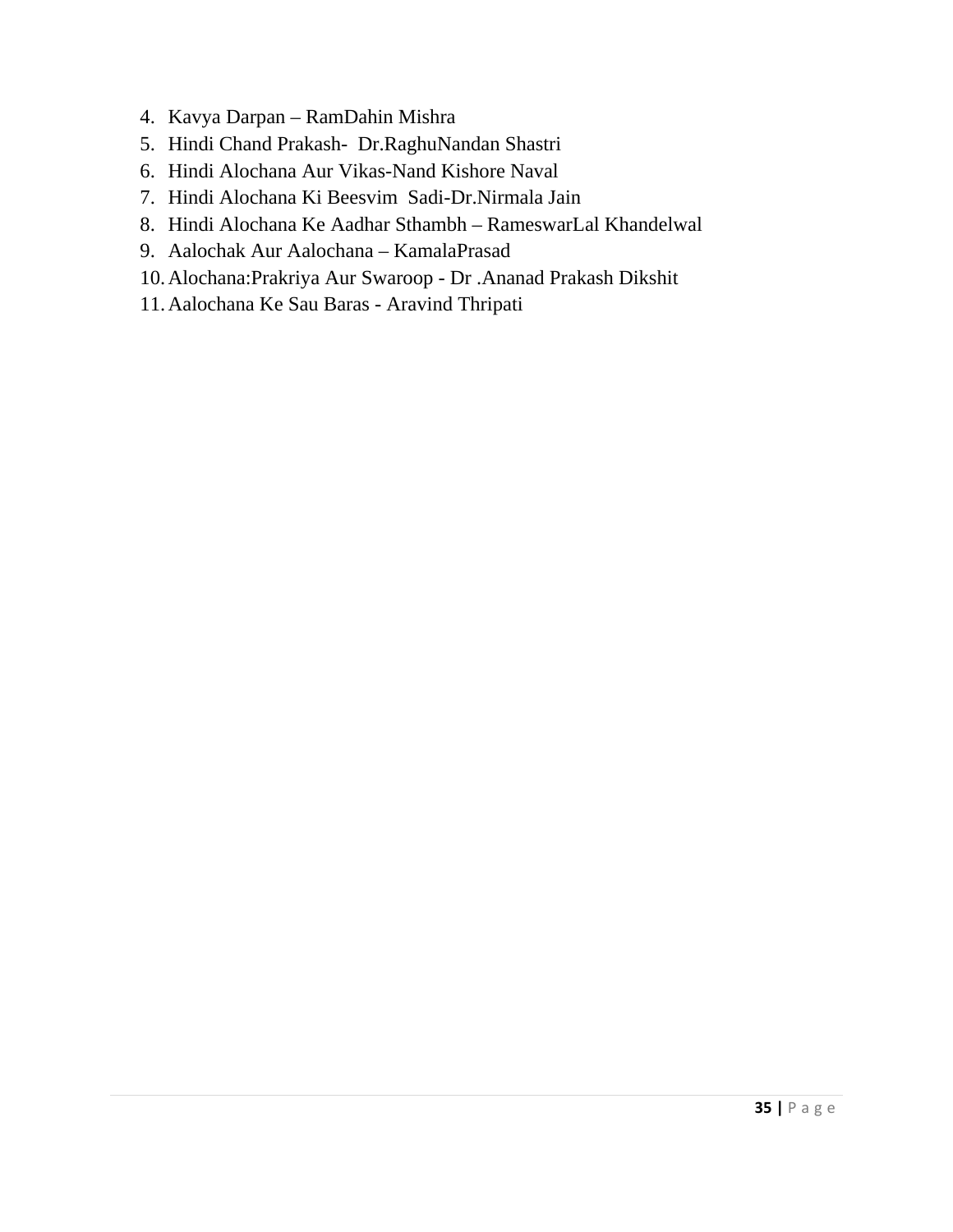4. Kavya Darpan – RamDahin Mishra
5. Hindi Chand Prakash- Dr.RaghuNandan Shastri
6. Hindi Alochana Aur Vikas-Nand Kishore Naval
7. Hindi Alochana Ki Beesvim Sadi-Dr.Nirmala Jain
8. Hindi Alochana Ke Aadhar Sthambh – RameswarLal Khandelwal
9. Aalochak Aur Aalochana – KamalaPrasad
10. Alochana:Prakriya Aur Swaroop - Dr .Ananad Prakash Dikshit
11. Aalochana Ke Sau Baras - Aravind Thripati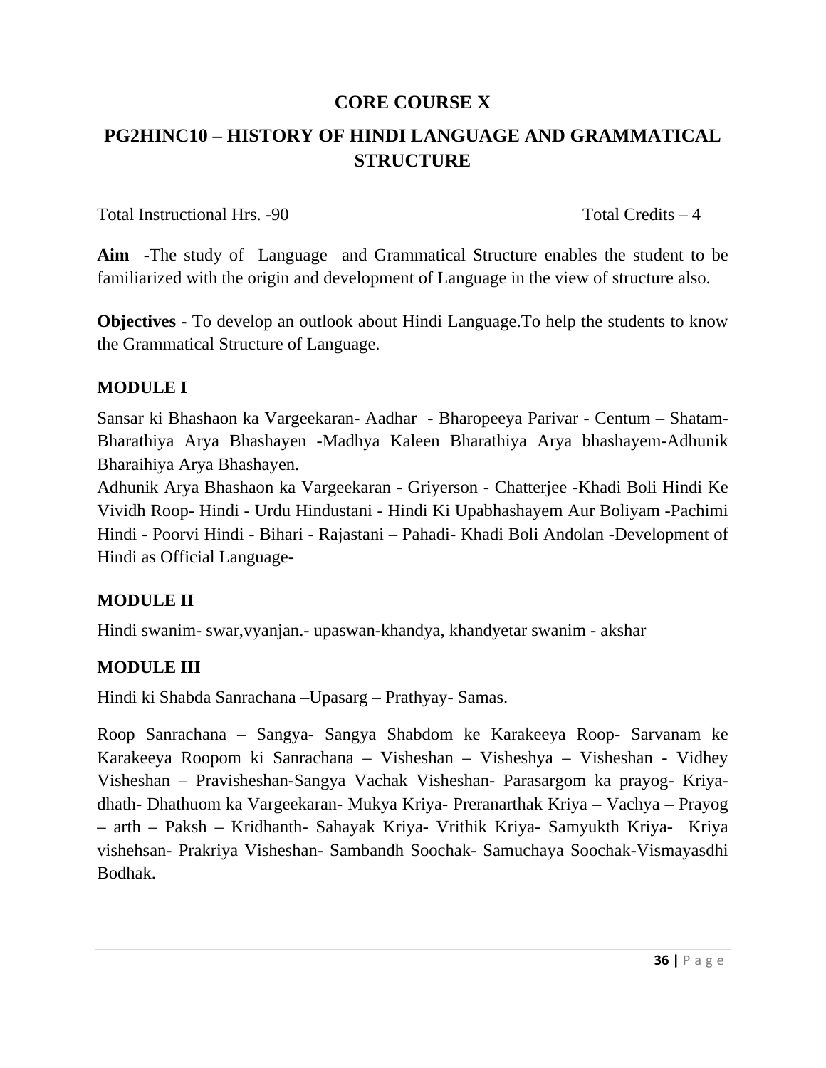## CORE COURSE X

## PG2HINC10 – HISTORY OF HINDI LANGUAGE AND GRAMMATICAL STRUCTURE

Total Instructional Hrs. -90 Total Credits – 4

**Aim** -The study of Language and Grammatical Structure enables the student to be familiarized with the origin and development of Language in the view of structure also.

**Objectives -** To develop an outlook about Hindi Language.To help the students to know the Grammatical Structure of Language.

### MODULE I

Sansar ki Bhashaon ka Vargeekaran- Aadhar - Bharopeeya Parivar - Centum – Shatam- Bharathiya Arya Bhashayen -Madhya Kaleen Bharathiya Arya bhashayem-Adhunik Bharaihiya Arya Bhashayen.

Adhunik Arya Bhashaon ka Vargeekaran - Griyerson - Chatterjee -Khadi Boli Hindi Ke Vividh Roop- Hindi - Urdu Hindustani - Hindi Ki Upabhashayem Aur Boliyam -Pachimi Hindi - Poorvi Hindi - Bihari - Rajastani – Pahadi- Khadi Boli Andolan -Development of Hindi as Official Language-

### MODULE II

Hindi swanim- swar,vyanjan.- upaswan-khandya, khandyetar swanim - akshar

### MODULE III

Hindi ki Shabda Sanrachana –Upasarg – Prathyay- Samas.

Roop Sanrachana – Sangya- Sangya Shabdom ke Karakeeya Roop- Sarvanam ke Karakeeya Roopom ki Sanrachana – Visheshan – Visheshya – Visheshan - Vidhey Visheshan – Pravisheshan-Sangya Vachak Visheshan- Parasargom ka prayog- Kriya-dhath- Dhathuom ka Vargeekaran- Mukya Kriya- Preranarthak Kriya – Vachya – Prayog – arth – Paksh – Kridhanth- Sahayak Kriya- Vrithik Kriya- Samyukth Kriya- Kriya vishehsan- Prakriya Visheshan- Sambandh Soochak- Samuchaya Soochak-Vismayasdhi Bodhak.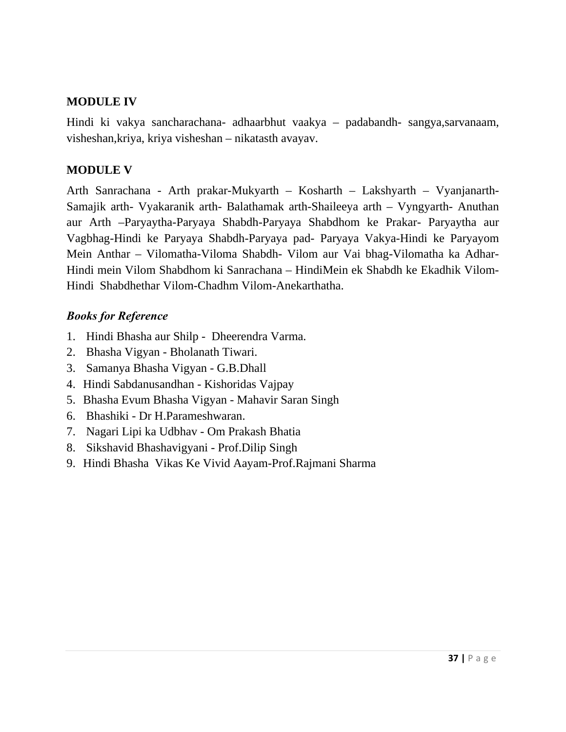## MODULE IV

Hindi ki vakya sancharachana- adhaarbhut vaakya – padabandh- sangya,sarvanaam, visheshan,kriya, kriya visheshan – nikatasth avayav.

## MODULE V

Arth Sanrachana - Arth prakar-Mukyarth – Kosharth – Lakshyarth – Vyanjanarth-Samajik arth- Vyakaranik arth- Balathamak arth-Shaileeya arth – Vyngyarth- Anuthan aur Arth –Paryaytha-Paryaya Shabdh-Paryaya Shabdhom ke Prakar- Paryaytha aur Vagbhag-Hindi ke Paryaya Shabdh-Paryaya pad- Paryaya Vakya-Hindi ke Paryayom Mein Anthar – Vilomatha-Viloma Shabdh- Vilom aur Vai bhag-Vilomatha ka Adhar-Hindi mein Vilom Shabdhom ki Sanrachana – HindiMein ek Shabdh ke Ekadhik Vilom-Hindi Shabdhethar Vilom-Chadhm Vilom-Anekarthatha.

***Books for Reference***

1. Hindi Bhasha aur Shilp - Dheerendra Varma.
2. Bhasha Vigyan - Bholanath Tiwari.
3. Samanya Bhasha Vigyan - G.B.Dhall
4. Hindi Sabdanusandhan - Kishoridas Vajpay
5. Bhasha Evum Bhasha Vigyan - Mahavir Saran Singh
6. Bhashiki - Dr H.Parameshwaran.
7. Nagari Lipi ka Udbhav - Om Prakash Bhatia
8. Sikshavid Bhashavigyani - Prof.Dilip Singh
9. Hindi Bhasha Vikas Ke Vivid Aayam-Prof.Rajmani Sharma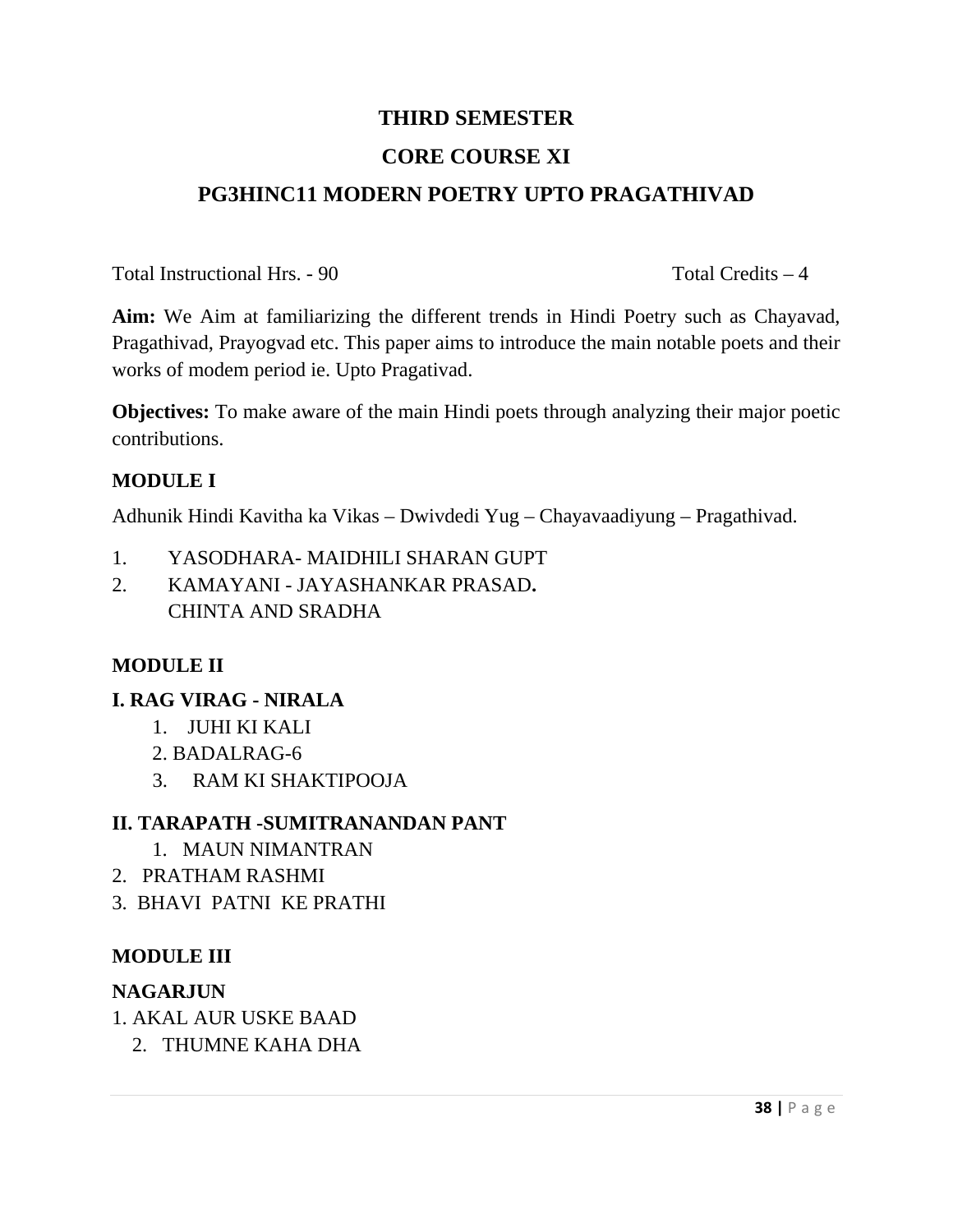# THIRD SEMESTER

## CORE COURSE XI

## PG3HINC11 MODERN POETRY UPTO PRAGATHIVAD

Total Instructional Hrs. - 90 Total Credits – 4

**Aim:** We Aim at familiarizing the different trends in Hindi Poetry such as Chayavad, Pragathivad, Prayogvad etc. This paper aims to introduce the main notable poets and their works of modem period ie. Upto Pragativad.

**Objectives:** To make aware of the main Hindi poets through analyzing their major poetic contributions.

### MODULE I

Adhunik Hindi Kavitha ka Vikas – Dwivdedi Yug – Chayavaadiyung – Pragathivad.

1. YASODHARA- MAIDHILI SHARAN GUPT
2. KAMAYANI - JAYASHANKAR PRASAD**.**
   CHINTA AND SRADHA

### MODULE II

**I. RAG VIRAG - NIRALA**

1. JUHI KI KALI
2. BADALRAG-6
3. RAM KI SHAKTIPOOJA

**II. TARAPATH -SUMITRANANDAN PANT**

1. MAUN NIMANTRAN
2. PRATHAM RASHMI
3. BHAVI PATNI KE PRATHI

### MODULE III

**NAGARJUN**

1. AKAL AUR USKE BAAD
2. THUMNE KAHA DHA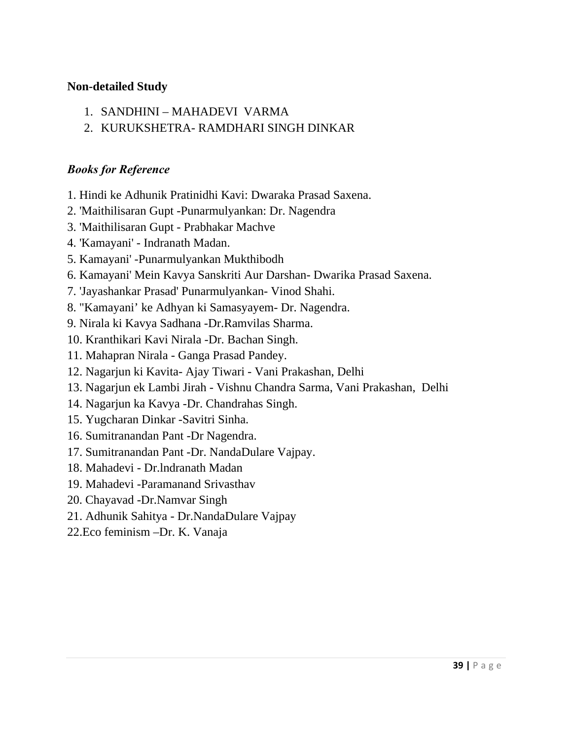**Non-detailed Study**

1. SANDHINI – MAHADEVI VARMA
2. KURUKSHETRA- RAMDHARI SINGH DINKAR

***Books for Reference***

1. Hindi ke Adhunik Pratinidhi Kavi: Dwaraka Prasad Saxena.
2. 'Maithilisaran Gupt -Punarmulyankan: Dr. Nagendra
3. 'Maithilisaran Gupt - Prabhakar Machve
4. 'Kamayani' - Indranath Madan.
5. Kamayani' -Punarmulyankan Mukthibodh
6. Kamayani' Mein Kavya Sanskriti Aur Darshan- Dwarika Prasad Saxena.
7. 'Jayashankar Prasad' Punarmulyankan- Vinod Shahi.
8. "Kamayani’ ke Adhyan ki Samasyayem- Dr. Nagendra.
9. Nirala ki Kavya Sadhana -Dr.Ramvilas Sharma.
10. Kranthikari Kavi Nirala -Dr. Bachan Singh.
11. Mahapran Nirala - Ganga Prasad Pandey.
12. Nagarjun ki Kavita- Ajay Tiwari - Vani Prakashan, Delhi
13. Nagarjun ek Lambi Jirah - Vishnu Chandra Sarma, Vani Prakashan, Delhi
14. Nagarjun ka Kavya -Dr. Chandrahas Singh.
15. Yugcharan Dinkar -Savitri Sinha.
16. Sumitranandan Pant -Dr Nagendra.
17. Sumitranandan Pant -Dr. NandaDulare Vajpay.
18. Mahadevi - Dr.lndranath Madan
19. Mahadevi -Paramanand Srivasthav
20. Chayavad -Dr.Namvar Singh
21. Adhunik Sahitya - Dr.NandaDulare Vajpay
22. Eco feminism –Dr. K. Vanaja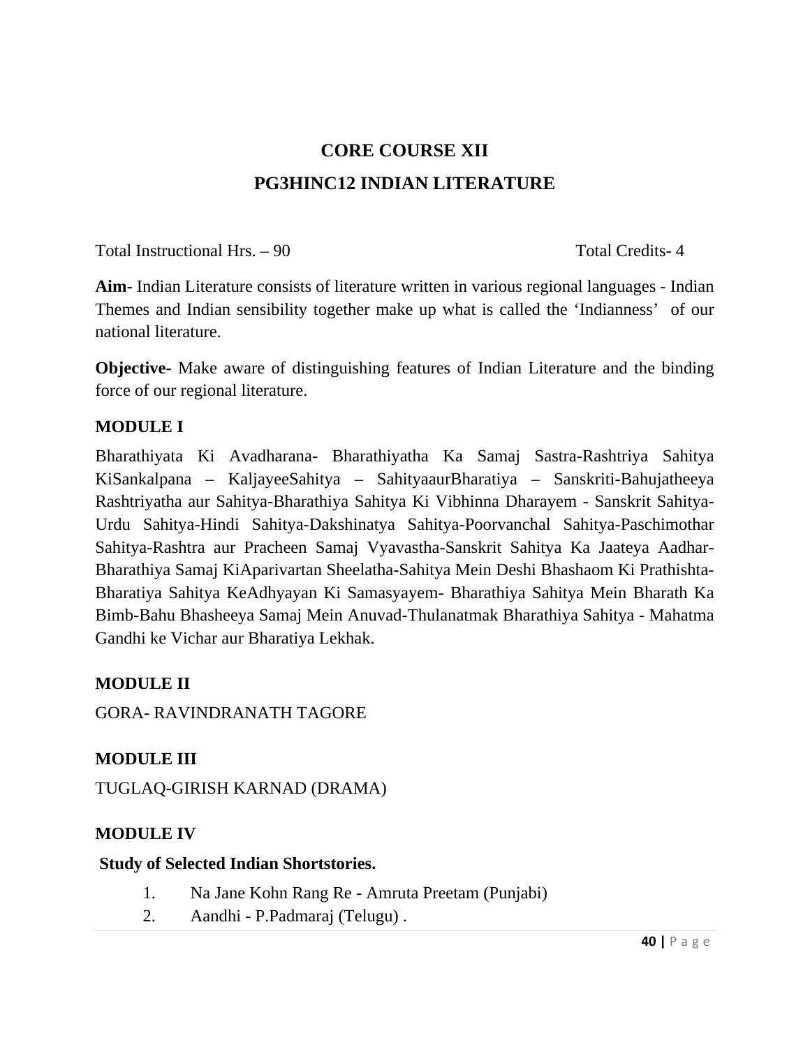# CORE COURSE XII

## PG3HINC12 INDIAN LITERATURE

Total Instructional Hrs. – 90 Total Credits- 4

**Aim-** Indian Literature consists of literature written in various regional languages - Indian Themes and Indian sensibility together make up what is called the 'Indianness' of our national literature.

**Objective-** Make aware of distinguishing features of Indian Literature and the binding force of our regional literature.

### MODULE I

Bharathiyata Ki Avadharana- Bharathiyatha Ka Samaj Sastra-Rashtriya Sahitya KiSankalpana – KaljayeeSahitya – SahityaaurBharatiya – Sanskriti-Bahujatheeya Rashtriyatha aur Sahitya-Bharathiya Sahitya Ki Vibhinna Dharayem - Sanskrit Sahitya-Urdu Sahitya-Hindi Sahitya-Dakshinatya Sahitya-Poorvanchal Sahitya-Paschimothar Sahitya-Rashtra aur Pracheen Samaj Vyavastha-Sanskrit Sahitya Ka Jaateya Aadhar-Bharathiya Samaj KiAparivartan Sheelatha-Sahitya Mein Deshi Bhashaom Ki Prathishta-Bharatiya Sahitya KeAdhyayan Ki Samasyayem- Bharathiya Sahitya Mein Bharath Ka Bimb-Bahu Bhasheeya Samaj Mein Anuvad-Thulanatmak Bharathiya Sahitya - Mahatma Gandhi ke Vichar aur Bharatiya Lekhak.

### MODULE II

GORA- RAVINDRANATH TAGORE

### MODULE III

TUGLAQ-GIRISH KARNAD (DRAMA)

### MODULE IV

**Study of Selected Indian Shortstories.**

1. Na Jane Kohn Rang Re - Amruta Preetam (Punjabi)
2. Aandhi - P.Padmaraj (Telugu) .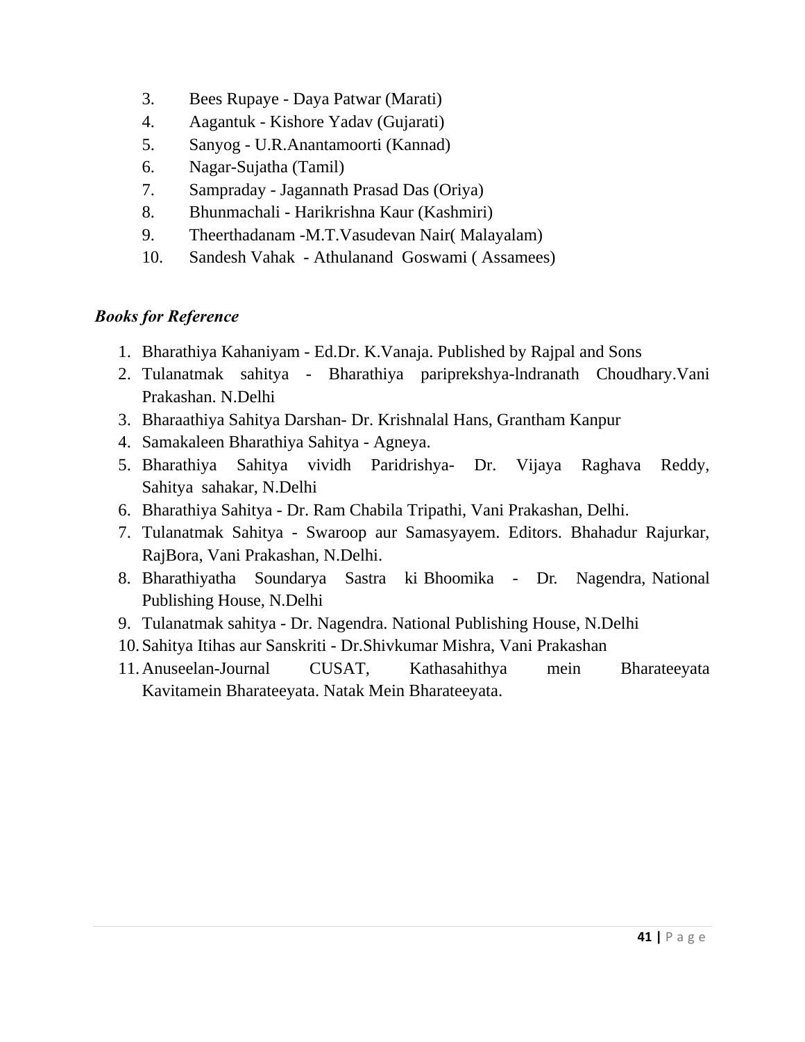3. Bees Rupaye - Daya Patwar (Marati)
4. Aagantuk - Kishore Yadav (Gujarati)
5. Sanyog - U.R.Anantamoorti (Kannad)
6. Nagar-Sujatha (Tamil)
7. Sampraday - Jagannath Prasad Das (Oriya)
8. Bhunmachali - Harikrishna Kaur (Kashmiri)
9. Theerthadanam -M.T.Vasudevan Nair( Malayalam)
10. Sandesh Vahak - Athulanand Goswami ( Assamees)

***Books for Reference***

1. Bharathiya Kahaniyam - Ed.Dr. K.Vanaja. Published by Rajpal and Sons
2. Tulanatmak sahitya - Bharathiya pariprekshya-lndranath Choudhary.Vani Prakashan. N.Delhi
3. Bharaathiya Sahitya Darshan- Dr. Krishnalal Hans, Grantham Kanpur
4. Samakaleen Bharathiya Sahitya - Agneya.
5. Bharathiya Sahitya vividh Paridrishya- Dr. Vijaya Raghava Reddy, Sahitya sahakar, N.Delhi
6. Bharathiya Sahitya - Dr. Ram Chabila Tripathi, Vani Prakashan, Delhi.
7. Tulanatmak Sahitya - Swaroop aur Samasyayem. Editors. Bhahadur Rajurkar, RajBora, Vani Prakashan, N.Delhi.
8. Bharathiyatha Soundarya Sastra ki Bhoomika - Dr. Nagendra, National Publishing House, N.Delhi
9. Tulanatmak sahitya - Dr. Nagendra. National Publishing House, N.Delhi
10. Sahitya Itihas aur Sanskriti - Dr.Shivkumar Mishra, Vani Prakashan
11. Anuseelan-Journal CUSAT, Kathasahithya mein Bharateeyata Kavitamein Bharateeyata. Natak Mein Bharateeyata.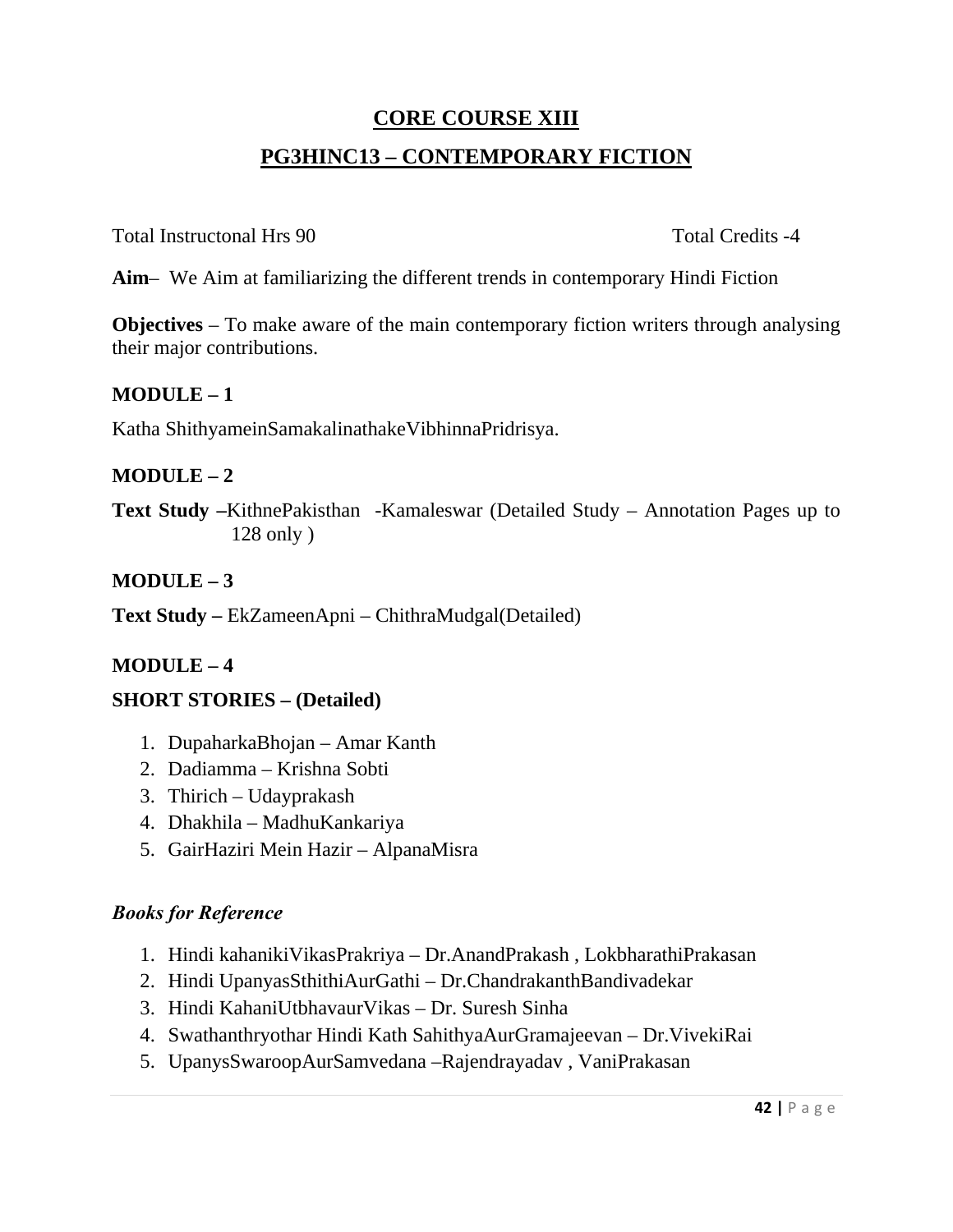## CORE COURSE XIII

## PG3HINC13 – CONTEMPORARY FICTION

Total Instructonal Hrs 90 Total Credits -4

**Aim**– We Aim at familiarizing the different trends in contemporary Hindi Fiction

**Objectives** – To make aware of the main contemporary fiction writers through analysing their major contributions.

### MODULE – 1

Katha ShithyameinSamakalinathakeVibhinnaPridrisya.

### MODULE – 2

**Text Study –**KithnePakisthan -Kamaleswar (Detailed Study – Annotation Pages up to 128 only )

### MODULE – 3

**Text Study –** EkZameenApni – ChithraMudgal(Detailed)

### MODULE – 4

### SHORT STORIES – (Detailed)

1. DupaharkaBhojan – Amar Kanth
2. Dadiamma – Krishna Sobti
3. Thirich – Udayprakash
4. Dhakhila – MadhuKankariya
5. GairHaziri Mein Hazir – AlpanaMisra

### *Books for Reference*

1. Hindi kahanikiVikasPrakriya – Dr.AnandPrakash , LokbharathiPrakasan
2. Hindi UpanyasSthithiAurGathi – Dr.ChandrakanthBandivadekar
3. Hindi KahaniUtbhavaurVikas – Dr. Suresh Sinha
4. Swathanthryothar Hindi Kath SahithyaAurGramajeevan – Dr.VivekiRai
5. UpanysSwaroopAurSamvedana –Rajendrayadav , VaniPrakasan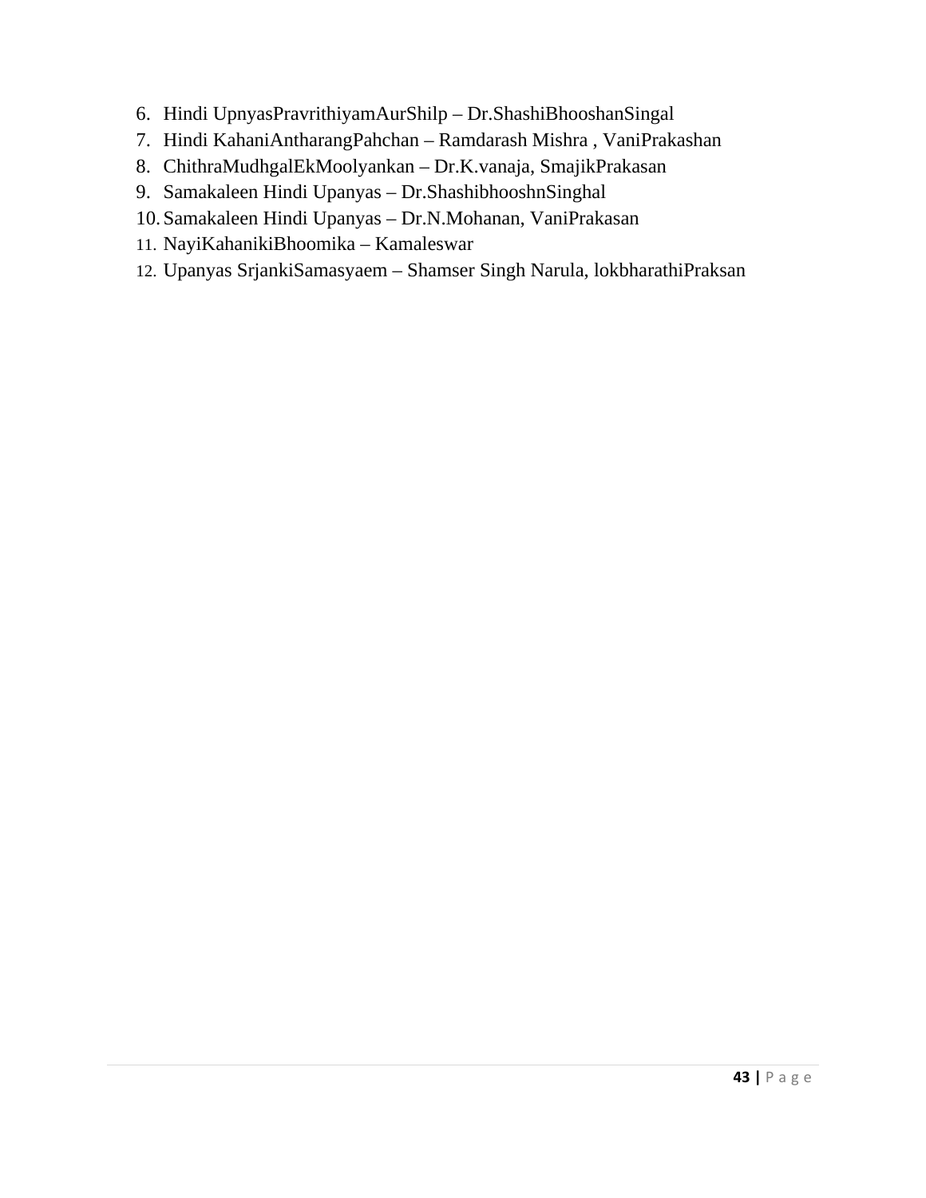6. Hindi UpnyasPravrithiyamAurShilp – Dr.ShashiBhooshanSingal
7. Hindi KahaniAntharangPahchan – Ramdarash Mishra , VaniPrakashan
8. ChithraMudhgalEkMoolyankan – Dr.K.vanaja, SmajikPrakasan
9. Samakaleen Hindi Upanyas – Dr.ShashibhooshnSinghal
10. Samakaleen Hindi Upanyas – Dr.N.Mohanan, VaniPrakasan
11. NayiKahanikiBhoomika – Kamaleswar
12. Upanyas SrjankiSamasyaem – Shamser Singh Narula, lokbharathiPraksan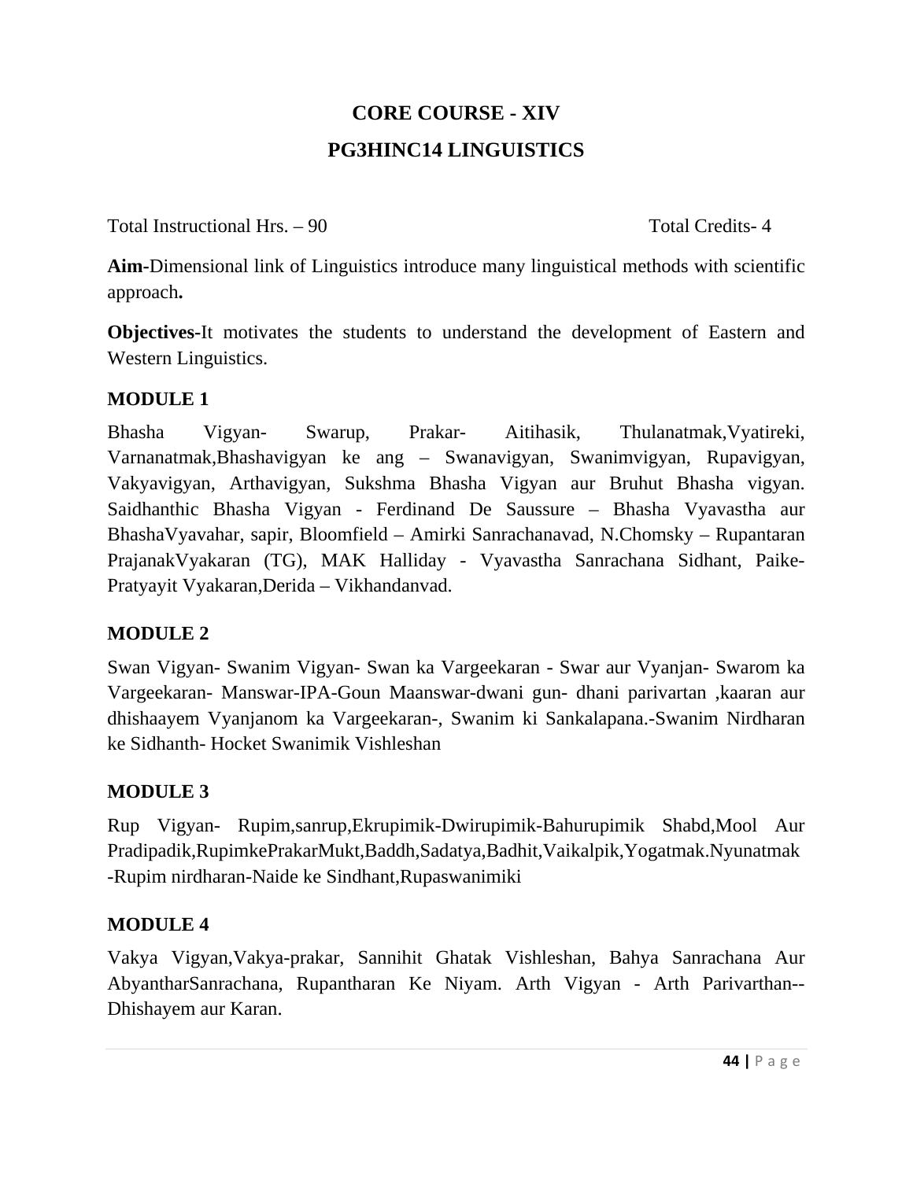## CORE COURSE - XIV

## PG3HINC14 LINGUISTICS

Total Instructional Hrs. – 90 Total Credits- 4

**Aim**-Dimensional link of Linguistics introduce many linguistical methods with scientific approach**.**

**Objectives**-It motivates the students to understand the development of Eastern and Western Linguistics.

### MODULE 1

Bhasha Vigyan- Swarup, Prakar- Aitihasik, Thulanatmak,Vyatireki, Varnanatmak,Bhashavigyan ke ang – Swanavigyan, Swanimvigyan, Rupavigyan, Vakyavigyan, Arthavigyan, Sukshma Bhasha Vigyan aur Bruhut Bhasha vigyan. Saidhanthic Bhasha Vigyan - Ferdinand De Saussure – Bhasha Vyavastha aur BhashaVyavahar, sapir, Bloomfield – Amirki Sanrachanavad, N.Chomsky – Rupantaran PrajanakVyakaran (TG), MAK Halliday - Vyavastha Sanrachana Sidhant, Paike-Pratyayit Vyakaran,Derida – Vikhandanvad.

### MODULE 2

Swan Vigyan- Swanim Vigyan- Swan ka Vargeekaran - Swar aur Vyanjan- Swarom ka Vargeekaran- Manswar-IPA-Goun Maanswar-dwani gun- dhani parivartan ,kaaran aur dhishaayem Vyanjanom ka Vargeekaran-, Swanim ki Sankalapana.-Swanim Nirdharan ke Sidhanth- Hocket Swanimik Vishleshan

### MODULE 3

Rup Vigyan- Rupim,sanrup,Ekrupimik-Dwirupimik-Bahurupimik Shabd,Mool Aur Pradipadik,RupimkePrakarMukt,Baddh,Sadatya,Badhit,Vaikalpik,Yogatmak.Nyunatmak -Rupim nirdharan-Naide ke Sindhant,Rupaswanimiki

### MODULE 4

Vakya Vigyan,Vakya-prakar, Sannihit Ghatak Vishleshan, Bahya Sanrachana Aur AbyantharSanrachana, Rupantharan Ke Niyam. Arth Vigyan - Arth Parivarthan--Dhishayem aur Karan.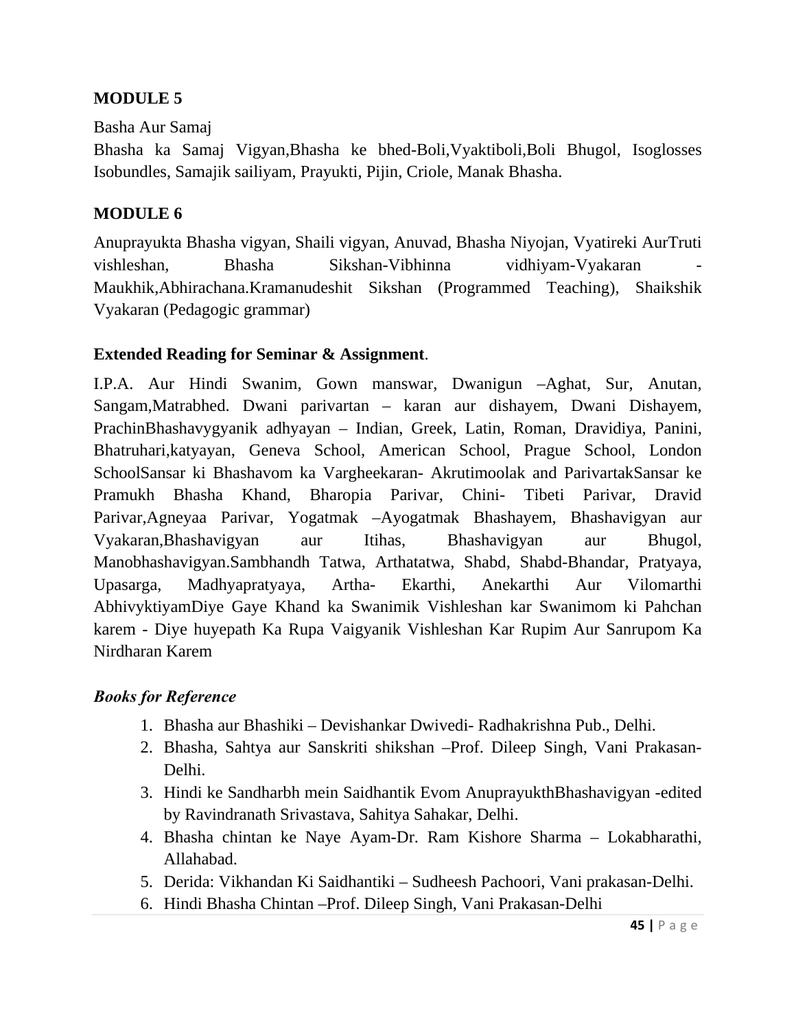**MODULE 5**

Basha Aur Samaj

Bhasha ka Samaj Vigyan,Bhasha ke bhed-Boli,Vyaktiboli,Boli Bhugol, Isoglosses Isobundles, Samajik sailiyam, Prayukti, Pijin, Criole, Manak Bhasha.

**MODULE 6**

Anuprayukta Bhasha vigyan, Shaili vigyan, Anuvad, Bhasha Niyojan, Vyatireki AurTruti vishleshan, Bhasha Sikshan-Vibhinna vidhiyam-Vyakaran - Maukhik,Abhirachana.Kramanudeshit Sikshan (Programmed Teaching), Shaikshik Vyakaran (Pedagogic grammar)

**Extended Reading for Seminar & Assignment**.

I.P.A. Aur Hindi Swanim, Gown manswar, Dwanigun –Aghat, Sur, Anutan, Sangam,Matrabhed. Dwani parivartan – karan aur dishayem, Dwani Dishayem, PrachinBhashavygyanik adhyayan – Indian, Greek, Latin, Roman, Dravidiya, Panini, Bhatruhari,katyayan, Geneva School, American School, Prague School, London SchoolSansar ki Bhashavom ka Vargheekaran- Akrutimoolak and ParivartakSansar ke Pramukh Bhasha Khand, Bharopia Parivar, Chini- Tibeti Parivar, Dravid Parivar,Agneyaa Parivar, Yogatmak –Ayogatmak Bhashayem, Bhashavigyan aur Vyakaran,Bhashavigyan aur Itihas, Bhashavigyan aur Bhugol, Manobhashavigyan.Sambhandh Tatwa, Arthatatwa, Shabd, Shabd-Bhandar, Pratyaya, Upasarga, Madhyapratyaya, Artha- Ekarthi, Anekarthi Aur Vilomarthi AbhivyktiyamDiye Gaye Khand ka Swanimik Vishleshan kar Swanimom ki Pahchan karem - Diye huyepath Ka Rupa Vaigyanik Vishleshan Kar Rupim Aur Sanrupom Ka Nirdharan Karem

***Books for Reference***

1. Bhasha aur Bhashiki – Devishankar Dwivedi- Radhakrishna Pub., Delhi.
2. Bhasha, Sahtya aur Sanskriti shikshan –Prof. Dileep Singh, Vani Prakasan-Delhi.
3. Hindi ke Sandharbh mein Saidhantik Evom AnuprayukthBhashavigyan -edited by Ravindranath Srivastava, Sahitya Sahakar, Delhi.
4. Bhasha chintan ke Naye Ayam-Dr. Ram Kishore Sharma – Lokabharathi, Allahabad.
5. Derida: Vikhandan Ki Saidhantiki – Sudheesh Pachoori, Vani prakasan-Delhi.
6. Hindi Bhasha Chintan –Prof. Dileep Singh, Vani Prakasan-Delhi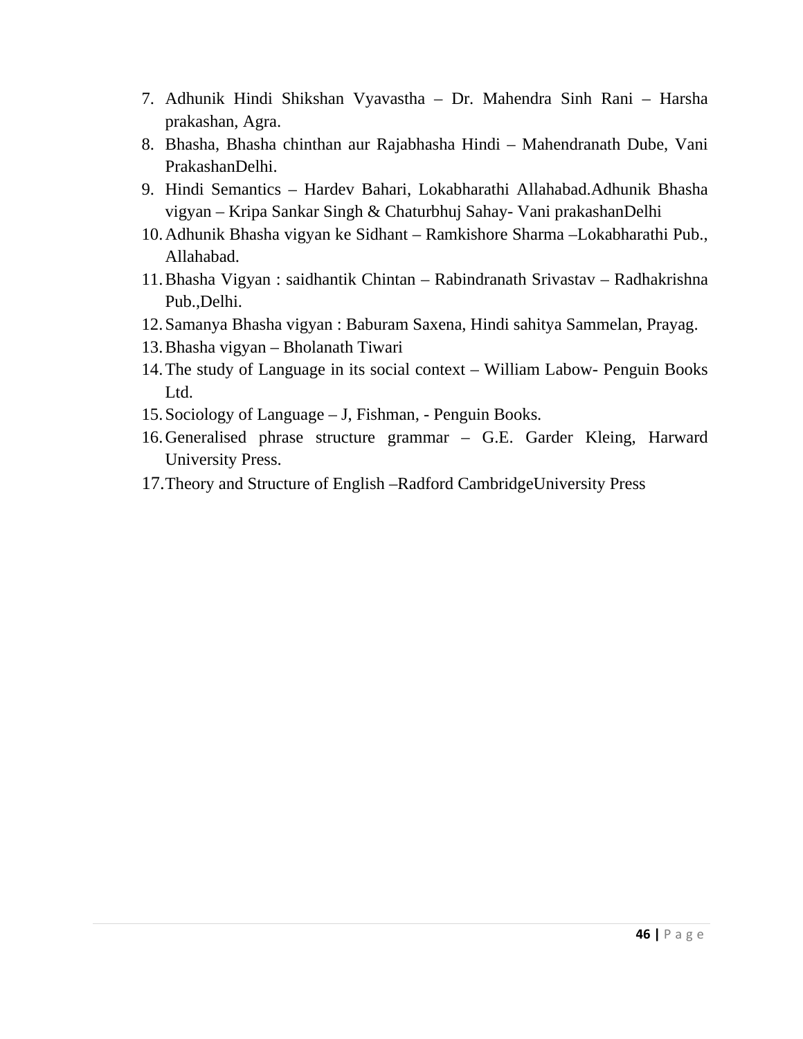7. Adhunik Hindi Shikshan Vyavastha – Dr. Mahendra Sinh Rani – Harsha prakashan, Agra.
8. Bhasha, Bhasha chinthan aur Rajabhasha Hindi – Mahendranath Dube, Vani PrakashanDelhi.
9. Hindi Semantics – Hardev Bahari, Lokabharathi Allahabad.Adhunik Bhasha vigyan – Kripa Sankar Singh & Chaturbhuj Sahay- Vani prakashanDelhi
10. Adhunik Bhasha vigyan ke Sidhant – Ramkishore Sharma –Lokabharathi Pub., Allahabad.
11. Bhasha Vigyan : saidhantik Chintan – Rabindranath Srivastav – Radhakrishna Pub.,Delhi.
12. Samanya Bhasha vigyan : Baburam Saxena, Hindi sahitya Sammelan, Prayag.
13. Bhasha vigyan – Bholanath Tiwari
14. The study of Language in its social context – William Labow- Penguin Books Ltd.
15. Sociology of Language – J, Fishman, - Penguin Books.
16. Generalised phrase structure grammar – G.E. Garder Kleing, Harward University Press.
17. Theory and Structure of English –Radford CambridgeUniversity Press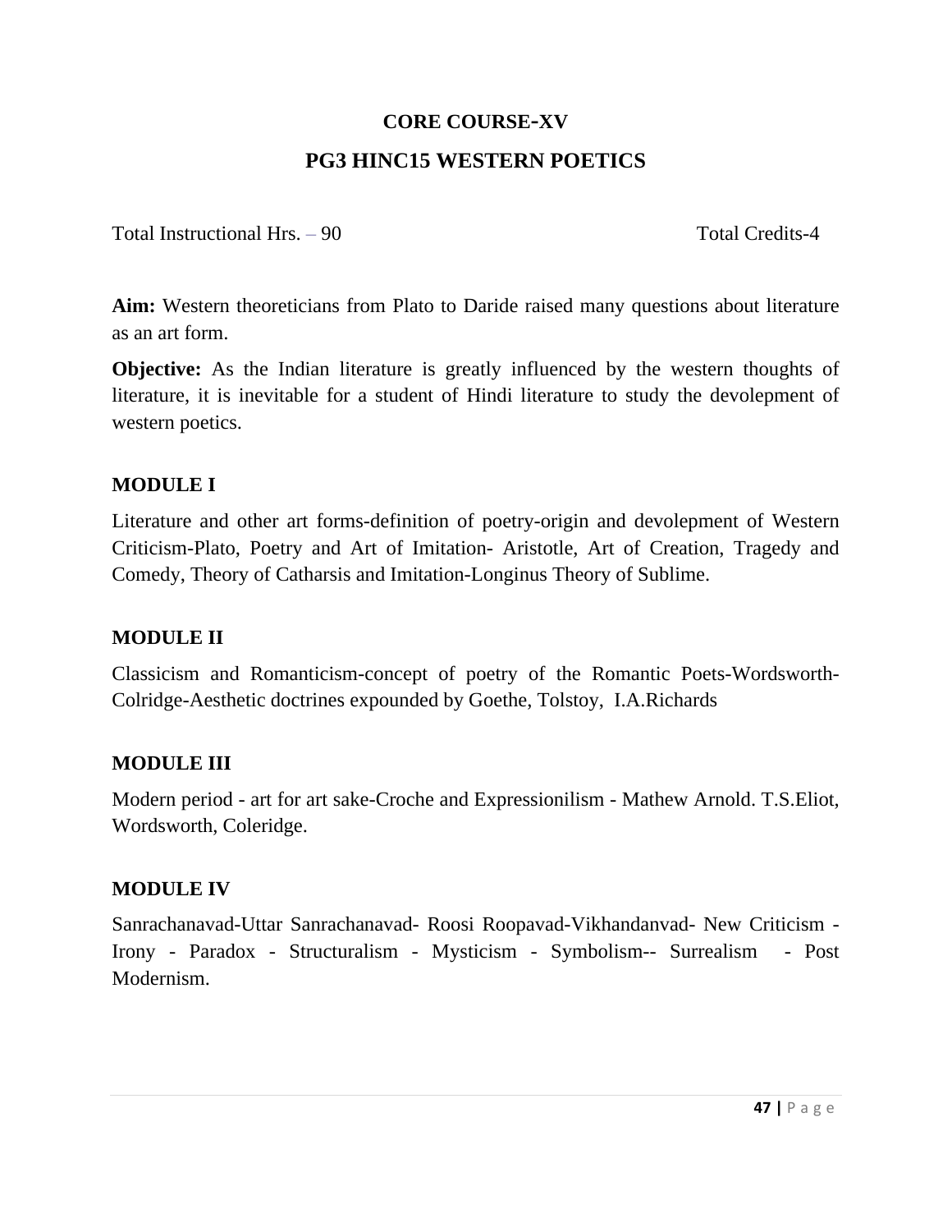## CORE COURSE-XV

## PG3 HINC15 WESTERN POETICS

Total Instructional Hrs. – 90 Total Credits-4

**Aim:** Western theoreticians from Plato to Daride raised many questions about literature as an art form.

**Objective:** As the Indian literature is greatly influenced by the western thoughts of literature, it is inevitable for a student of Hindi literature to study the devolepment of western poetics.

### MODULE I

Literature and other art forms-definition of poetry-origin and devolepment of Western Criticism-Plato, Poetry and Art of Imitation- Aristotle, Art of Creation, Tragedy and Comedy, Theory of Catharsis and Imitation-Longinus Theory of Sublime.

### MODULE II

Classicism and Romanticism-concept of poetry of the Romantic Poets-Wordsworth-Colridge-Aesthetic doctrines expounded by Goethe, Tolstoy, I.A.Richards

### MODULE III

Modern period - art for art sake-Croche and Expressionilism - Mathew Arnold. T.S.Eliot, Wordsworth, Coleridge.

### MODULE IV

Sanrachanavad-Uttar Sanrachanavad- Roosi Roopavad-Vikhandanvad- New Criticism - Irony - Paradox - Structuralism - Mysticism - Symbolism-- Surrealism - Post Modernism.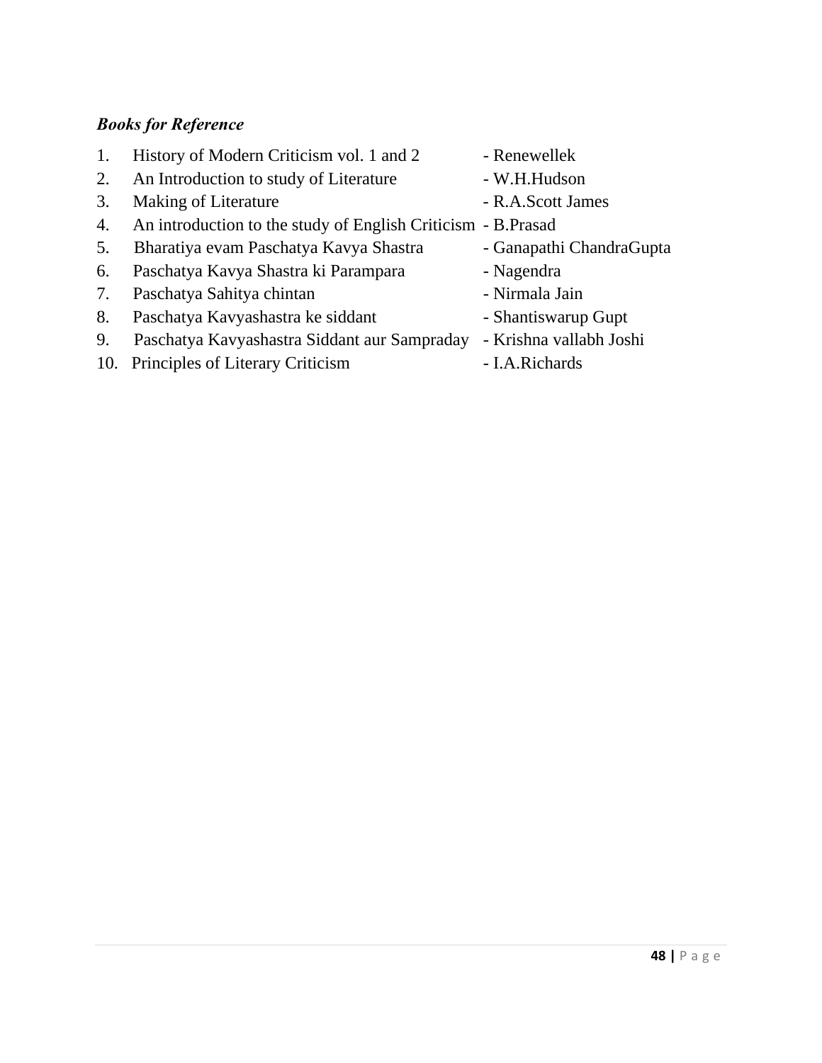***Books for Reference***

1. History of Modern Criticism vol. 1 and 2 - Renewellek
2. An Introduction to study of Literature - W.H.Hudson
3. Making of Literature - R.A.Scott James
4. An introduction to the study of English Criticism - B.Prasad
5. Bharatiya evam Paschatya Kavya Shastra - Ganapathi ChandraGupta
6. Paschatya Kavya Shastra ki Parampara - Nagendra
7. Paschatya Sahitya chintan - Nirmala Jain
8. Paschatya Kavyashastra ke siddant - Shantiswarup Gupt
9. Paschatya Kavyashastra Siddant aur Sampraday - Krishna vallabh Joshi
10. Principles of Literary Criticism - I.A.Richards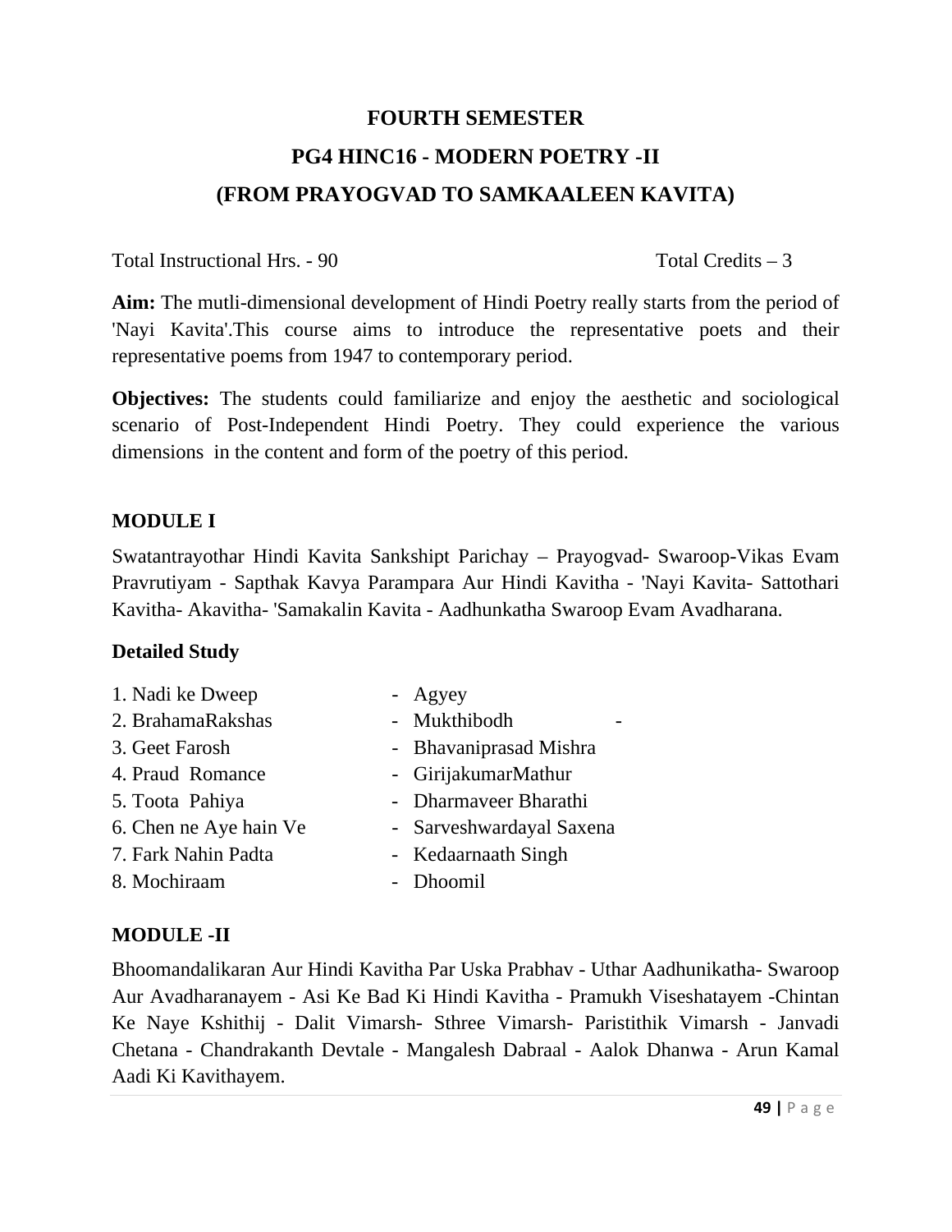# FOURTH SEMESTER

## PG4 HINC16 - MODERN POETRY -II

## (FROM PRAYOGVAD TO SAMKAALEEN KAVITA)

Total Instructional Hrs. - 90 Total Credits – 3

**Aim:** The mutli-dimensional development of Hindi Poetry really starts from the period of 'Nayi Kavita'.This course aims to introduce the representative poets and their representative poems from 1947 to contemporary period.

**Objectives:** The students could familiarize and enjoy the aesthetic and sociological scenario of Post-Independent Hindi Poetry. They could experience the various dimensions in the content and form of the poetry of this period.

### MODULE I

Swatantrayothar Hindi Kavita Sankshipt Parichay – Prayogvad- Swaroop-Vikas Evam Pravrutiyam - Sapthak Kavya Parampara Aur Hindi Kavitha - 'Nayi Kavita- Sattothari Kavitha- Akavitha- 'Samakalin Kavita - Aadhunkatha Swaroop Evam Avadharana.

**Detailed Study**

1. Nadi ke Dweep - Agyey
2. BrahamaRakshas - Mukthibodh -
3. Geet Farosh - Bhavaniprasad Mishra
4. Praud Romance - GirijakumarMathur
5. Toota Pahiya - Dharmaveer Bharathi
6. Chen ne Aye hain Ve - Sarveshwardayal Saxena
7. Fark Nahin Padta - Kedaarnaath Singh
8. Mochiraam - Dhoomil

### MODULE -II

Bhoomandalikaran Aur Hindi Kavitha Par Uska Prabhav - Uthar Aadhunikatha- Swaroop Aur Avadharanayem - Asi Ke Bad Ki Hindi Kavitha - Pramukh Viseshatayem -Chintan Ke Naye Kshithij - Dalit Vimarsh- Sthree Vimarsh- Paristithik Vimarsh - Janvadi Chetana - Chandrakanth Devtale - Mangalesh Dabraal - Aalok Dhanwa - Arun Kamal Aadi Ki Kavithayem.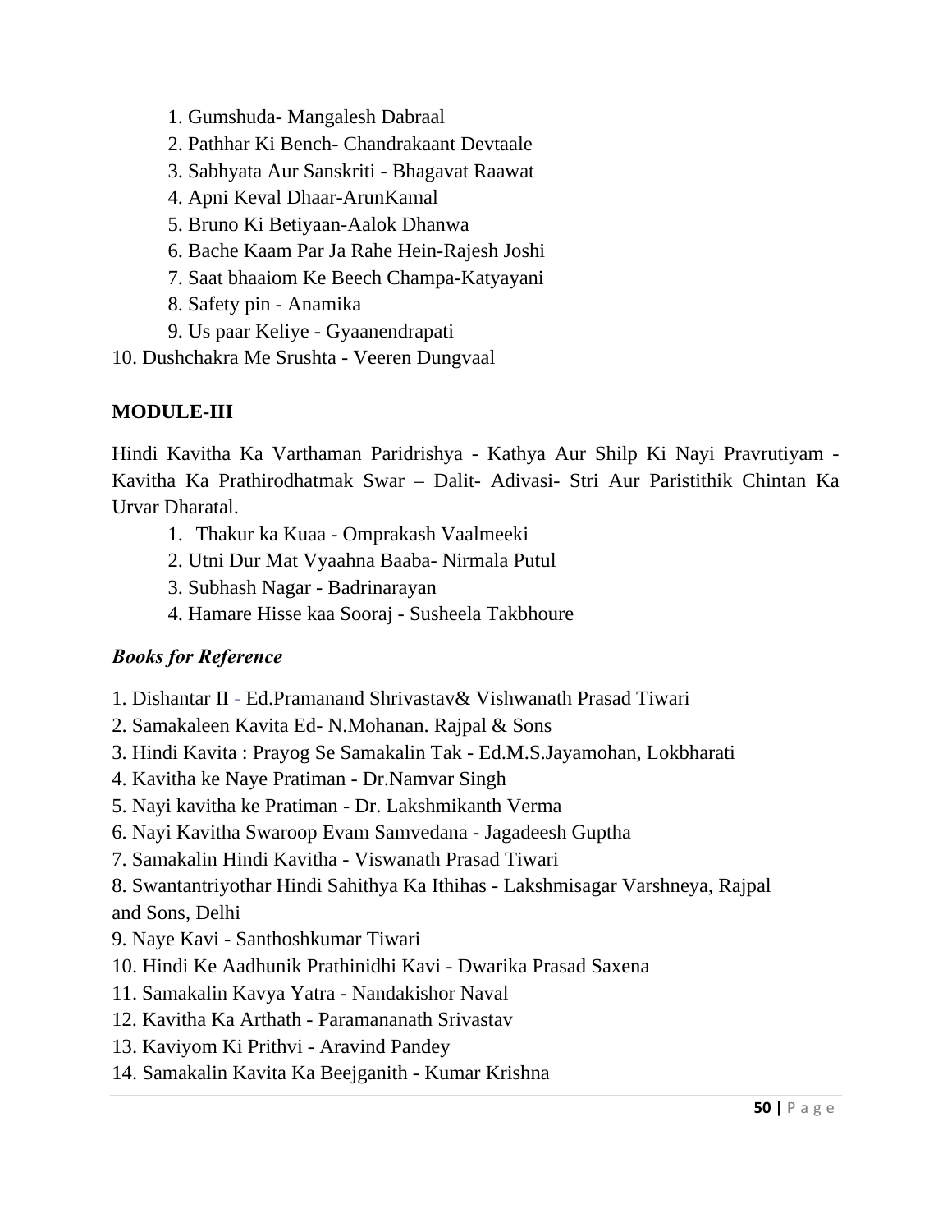1. Gumshuda- Mangalesh Dabraal
2. Pathhar Ki Bench- Chandrakaant Devtaale
3. Sabhyata Aur Sanskriti - Bhagavat Raawat
4. Apni Keval Dhaar-ArunKamal
5. Bruno Ki Betiyaan-Aalok Dhanwa
6. Bache Kaam Par Ja Rahe Hein-Rajesh Joshi
7. Saat bhaaiom Ke Beech Champa-Katyayani
8. Safety pin - Anamika
9. Us paar Keliye - Gyaanendrapati
10. Dushchakra Me Srushta - Veeren Dungvaal

**MODULE-III**

Hindi Kavitha Ka Varthaman Paridrishya - Kathya Aur Shilp Ki Nayi Pravrutiyam - Kavitha Ka Prathirodhatmak Swar – Dalit- Adivasi- Stri Aur Paristithik Chintan Ka Urvar Dharatal.

1. Thakur ka Kuaa - Omprakash Vaalmeeki
2. Utni Dur Mat Vyaahna Baaba- Nirmala Putul
3. Subhash Nagar - Badrinarayan
4. Hamare Hisse kaa Sooraj - Susheela Takbhoure

***Books for Reference***

1. Dishantar II - Ed.Pramanand Shrivastav& Vishwanath Prasad Tiwari
2. Samakaleen Kavita Ed- N.Mohanan. Rajpal & Sons
3. Hindi Kavita : Prayog Se Samakalin Tak - Ed.M.S.Jayamohan, Lokbharati
4. Kavitha ke Naye Pratiman - Dr.Namvar Singh
5. Nayi kavitha ke Pratiman - Dr. Lakshmikanth Verma
6. Nayi Kavitha Swaroop Evam Samvedana - Jagadeesh Guptha
7. Samakalin Hindi Kavitha - Viswanath Prasad Tiwari
8. Swantantriyothar Hindi Sahithya Ka Ithihas - Lakshmisagar Varshneya, Rajpal and Sons, Delhi
9. Naye Kavi - Santhoshkumar Tiwari
10. Hindi Ke Aadhunik Prathinidhi Kavi - Dwarika Prasad Saxena
11. Samakalin Kavya Yatra - Nandakishor Naval
12. Kavitha Ka Arthath - Paramananath Srivastav
13. Kaviyom Ki Prithvi - Aravind Pandey
14. Samakalin Kavita Ka Beejganith - Kumar Krishna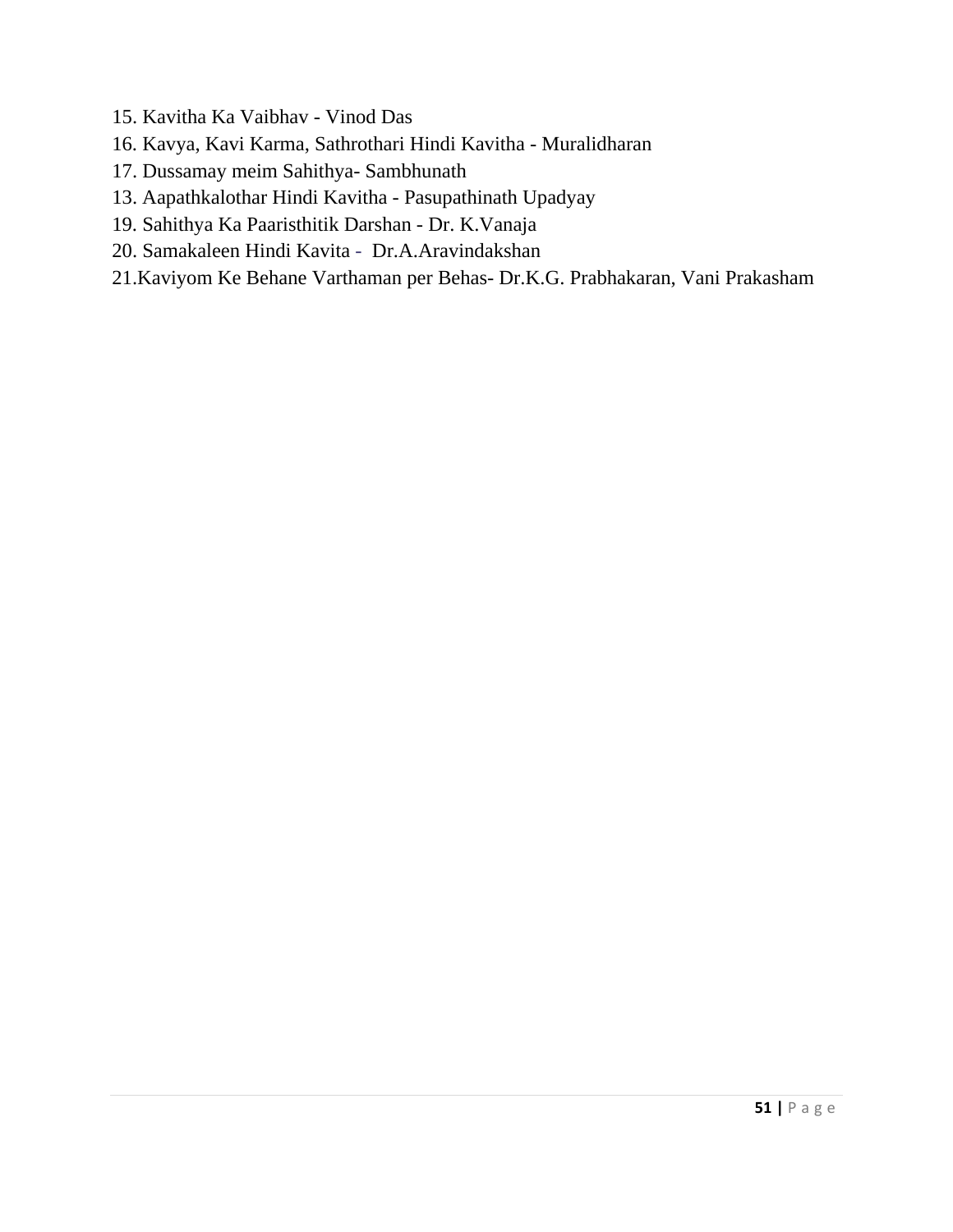15. Kavitha Ka Vaibhav - Vinod Das
16. Kavya, Kavi Karma, Sathrothari Hindi Kavitha - Muralidharan
17. Dussamay meim Sahithya- Sambhunath
13. Aapathkalothar Hindi Kavitha - Pasupathinath Upadyay
19. Sahithya Ka Paaristhitik Darshan - Dr. K.Vanaja
20. Samakaleen Hindi Kavita - Dr.A.Aravindakshan
21.Kaviyom Ke Behane Varthaman per Behas- Dr.K.G. Prabhakaran, Vani Prakasham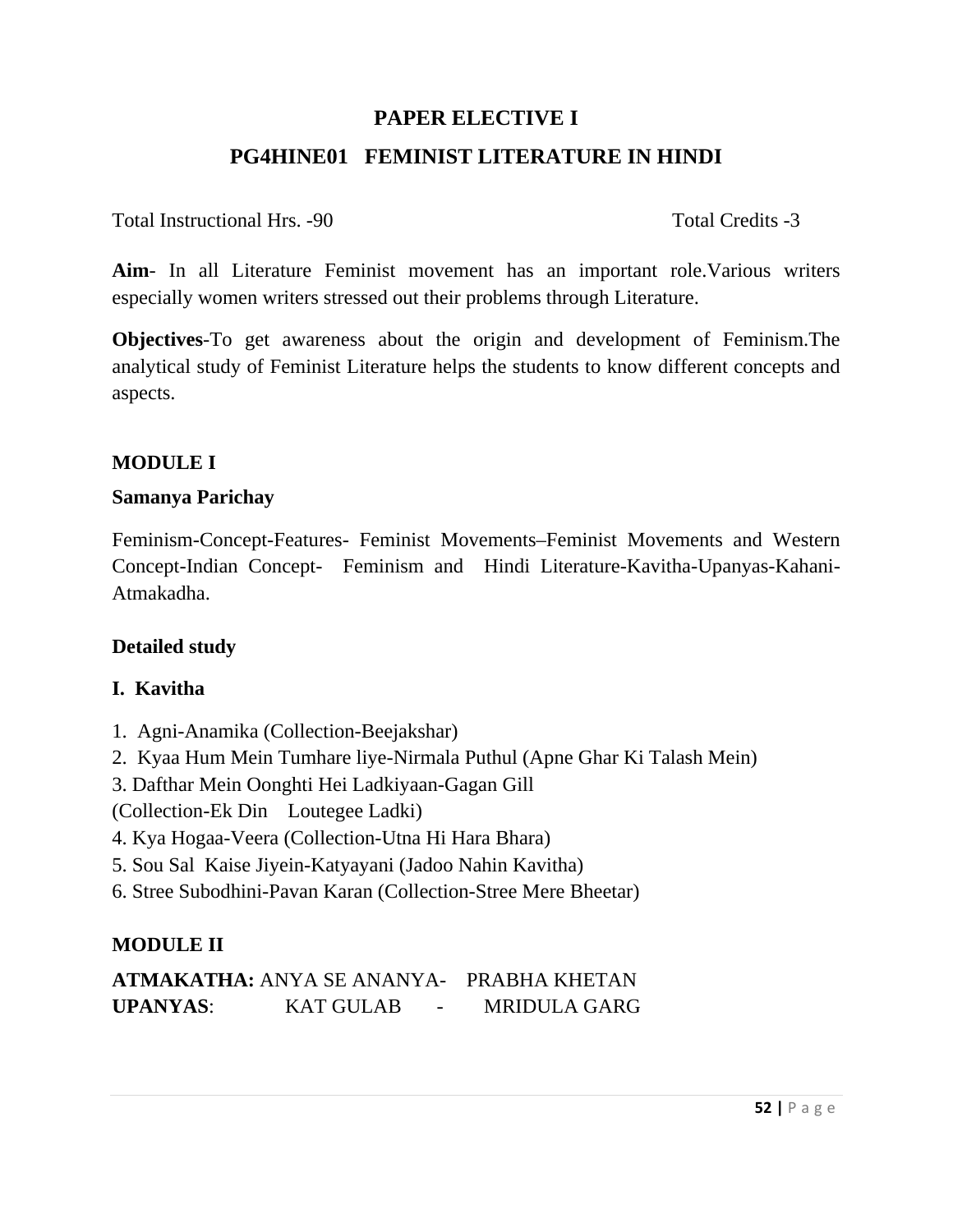## PAPER ELECTIVE I

## PG4HINE01 FEMINIST LITERATURE IN HINDI

Total Instructional Hrs. -90 Total Credits -3

**Aim**- In all Literature Feminist movement has an important role.Various writers especially women writers stressed out their problems through Literature.

**Objectives**-To get awareness about the origin and development of Feminism.The analytical study of Feminist Literature helps the students to know different concepts and aspects.

### MODULE I

**Samanya Parichay**

Feminism-Concept-Features- Feminist Movements–Feminist Movements and Western Concept-Indian Concept- Feminism and Hindi Literature-Kavitha-Upanyas-Kahani-Atmakadha.

**Detailed study**

**I. Kavitha**

1. Agni-Anamika (Collection-Beejakshar)
2. Kyaa Hum Mein Tumhare liye-Nirmala Puthul (Apne Ghar Ki Talash Mein)
3. Dafthar Mein Oonghti Hei Ladkiyaan-Gagan Gill (Collection-Ek Din Loutegee Ladki)
4. Kya Hogaa-Veera (Collection-Utna Hi Hara Bhara)
5. Sou Sal Kaise Jiyein-Katyayani (Jadoo Nahin Kavitha)
6. Stree Subodhini-Pavan Karan (Collection-Stree Mere Bheetar)

### MODULE II

**ATMAKATHA:** ANYA SE ANANYA- PRABHA KHETAN
**UPANYAS**: KAT GULAB - MRIDULA GARG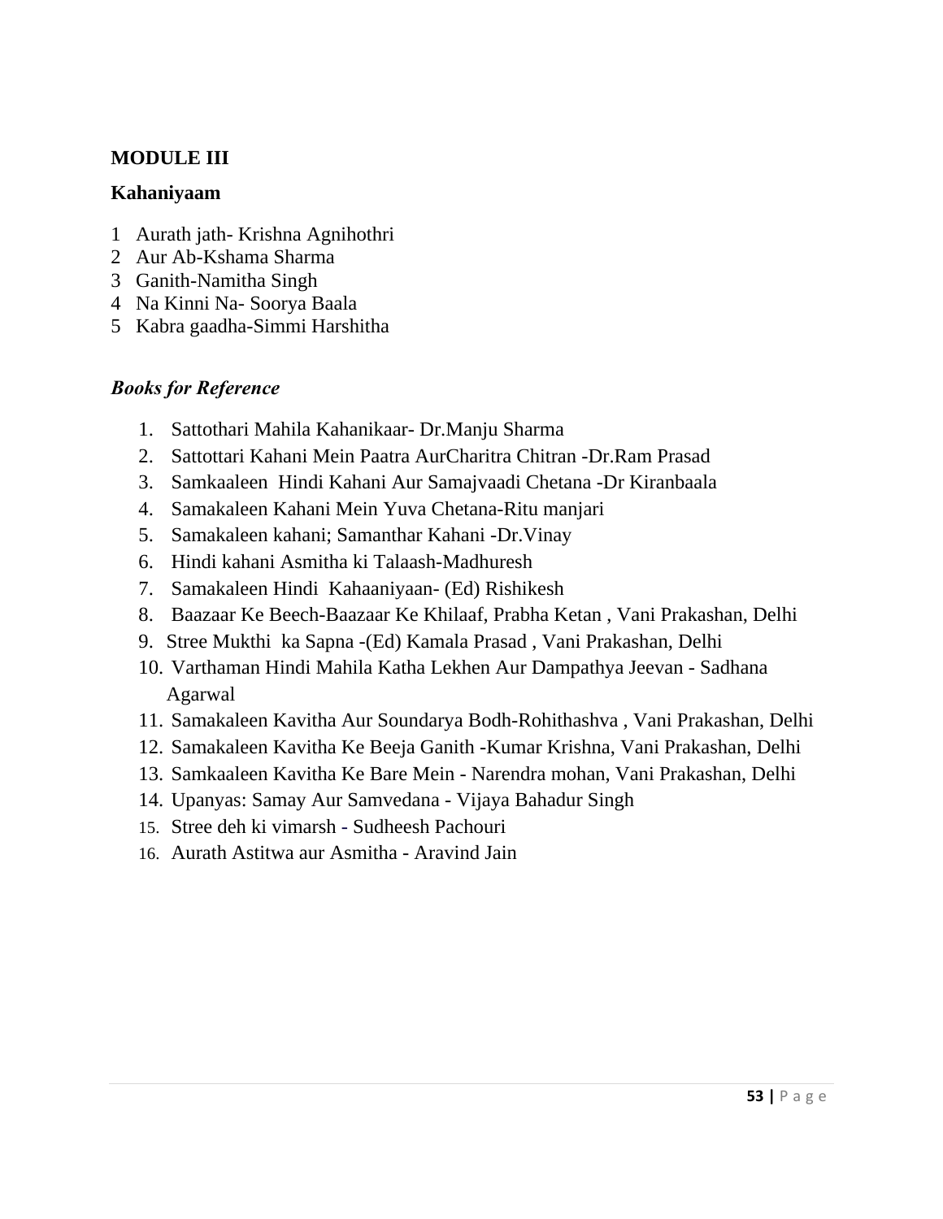**MODULE III**

**Kahaniyaam**

1 Aurath jath- Krishna Agnihothri
2 Aur Ab-Kshama Sharma
3 Ganith-Namitha Singh
4 Na Kinni Na- Soorya Baala
5 Kabra gaadha-Simmi Harshitha

***Books for Reference***

1. Sattothari Mahila Kahanikaar- Dr.Manju Sharma
2. Sattottari Kahani Mein Paatra AurCharitra Chitran -Dr.Ram Prasad
3. Samkaaleen Hindi Kahani Aur Samajvaadi Chetana -Dr Kiranbaala
4. Samakaleen Kahani Mein Yuva Chetana-Ritu manjari
5. Samakaleen kahani; Samanthar Kahani -Dr.Vinay
6. Hindi kahani Asmitha ki Talaash-Madhuresh
7. Samakaleen Hindi Kahaaniyaan- (Ed) Rishikesh
8. Baazaar Ke Beech-Baazaar Ke Khilaaf, Prabha Ketan , Vani Prakashan, Delhi
9. Stree Mukthi ka Sapna -(Ed) Kamala Prasad , Vani Prakashan, Delhi
10. Varthaman Hindi Mahila Katha Lekhen Aur Dampathya Jeevan - Sadhana Agarwal
11. Samakaleen Kavitha Aur Soundarya Bodh-Rohithashva , Vani Prakashan, Delhi
12. Samakaleen Kavitha Ke Beeja Ganith -Kumar Krishna, Vani Prakashan, Delhi
13. Samkaaleen Kavitha Ke Bare Mein - Narendra mohan, Vani Prakashan, Delhi
14. Upanyas: Samay Aur Samvedana - Vijaya Bahadur Singh
15. Stree deh ki vimarsh - Sudheesh Pachouri
16. Aurath Astitwa aur Asmitha - Aravind Jain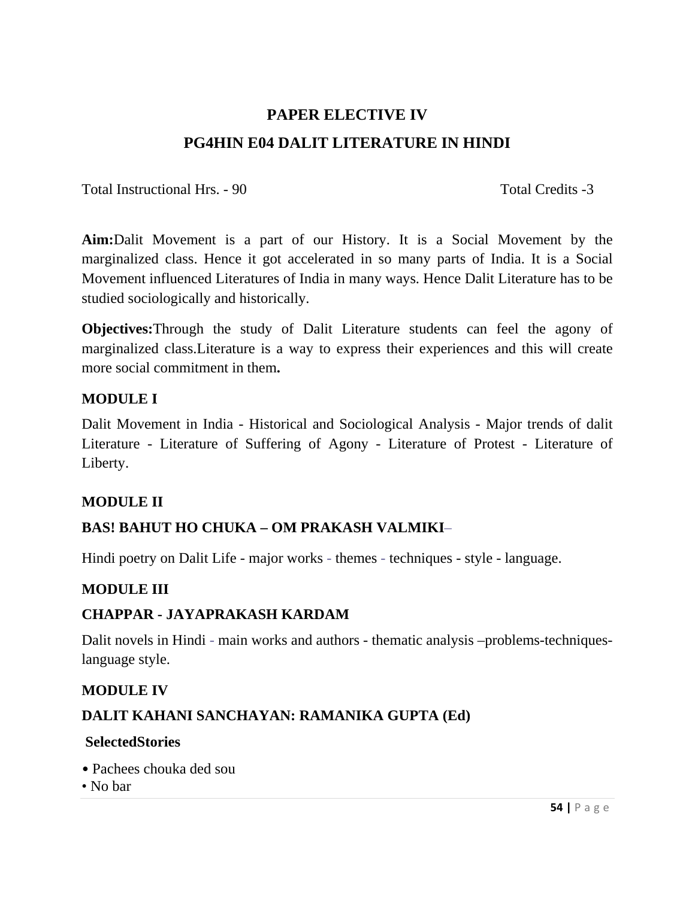# PAPER ELECTIVE IV

## PG4HIN E04 DALIT LITERATURE IN HINDI

Total Instructional Hrs. - 90 Total Credits -3

**Aim:**Dalit Movement is a part of our History. It is a Social Movement by the marginalized class. Hence it got accelerated in so many parts of India. It is a Social Movement influenced Literatures of India in many ways. Hence Dalit Literature has to be studied sociologically and historically.

**Objectives:**Through the study of Dalit Literature students can feel the agony of marginalized class.Literature is a way to express their experiences and this will create more social commitment in them**.**

### MODULE I

Dalit Movement in India - Historical and Sociological Analysis - Major trends of dalit Literature - Literature of Suffering of Agony - Literature of Protest - Literature of Liberty.

### MODULE II

**BAS! BAHUT HO CHUKA – OM PRAKASH VALMIKI–**

Hindi poetry on Dalit Life - major works - themes - techniques - style - language.

### MODULE III

**CHAPPAR - JAYAPRAKASH KARDAM**

Dalit novels in Hindi - main works and authors - thematic analysis –problems-techniques-language style.

### MODULE IV

**DALIT KAHANI SANCHAYAN: RAMANIKA GUPTA (Ed)**

**SelectedStories**

- Pachees chouka ded sou
- No bar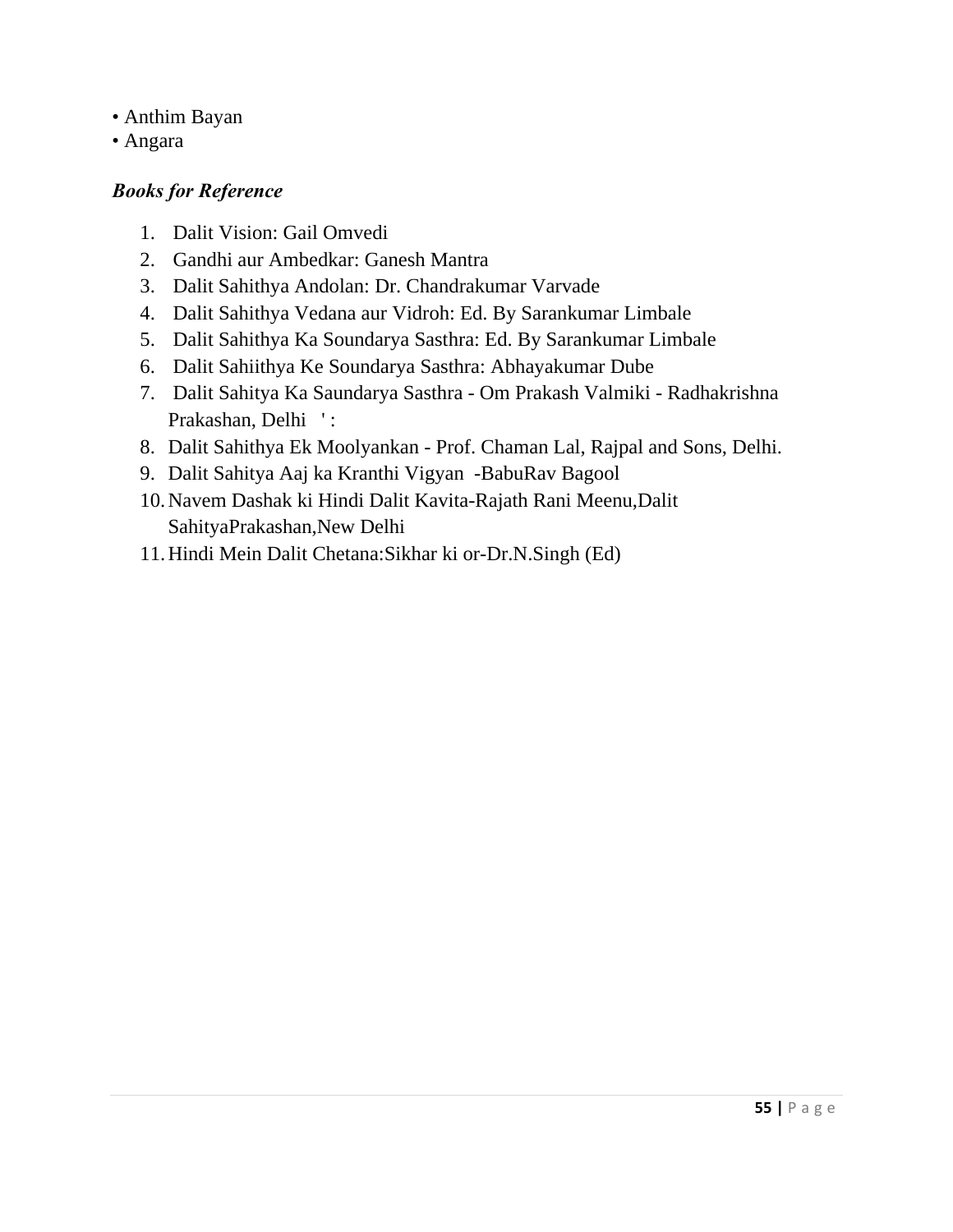- Anthim Bayan
- Angara

***Books for Reference***

1. Dalit Vision: Gail Omvedi
2. Gandhi aur Ambedkar: Ganesh Mantra
3. Dalit Sahithya Andolan: Dr. Chandrakumar Varvade
4. Dalit Sahithya Vedana aur Vidroh: Ed. By Sarankumar Limbale
5. Dalit Sahithya Ka Soundarya Sasthra: Ed. By Sarankumar Limbale
6. Dalit Sahiithya Ke Soundarya Sasthra: Abhayakumar Dube
7. Dalit Sahitya Ka Saundarya Sasthra - Om Prakash Valmiki - Radhakrishna Prakashan, Delhi ' :
8. Dalit Sahithya Ek Moolyankan - Prof. Chaman Lal, Rajpal and Sons, Delhi.
9. Dalit Sahitya Aaj ka Kranthi Vigyan -BabuRav Bagool
10. Navem Dashak ki Hindi Dalit Kavita-Rajath Rani Meenu,Dalit SahityaPrakashan,New Delhi
11. Hindi Mein Dalit Chetana:Sikhar ki or-Dr.N.Singh (Ed)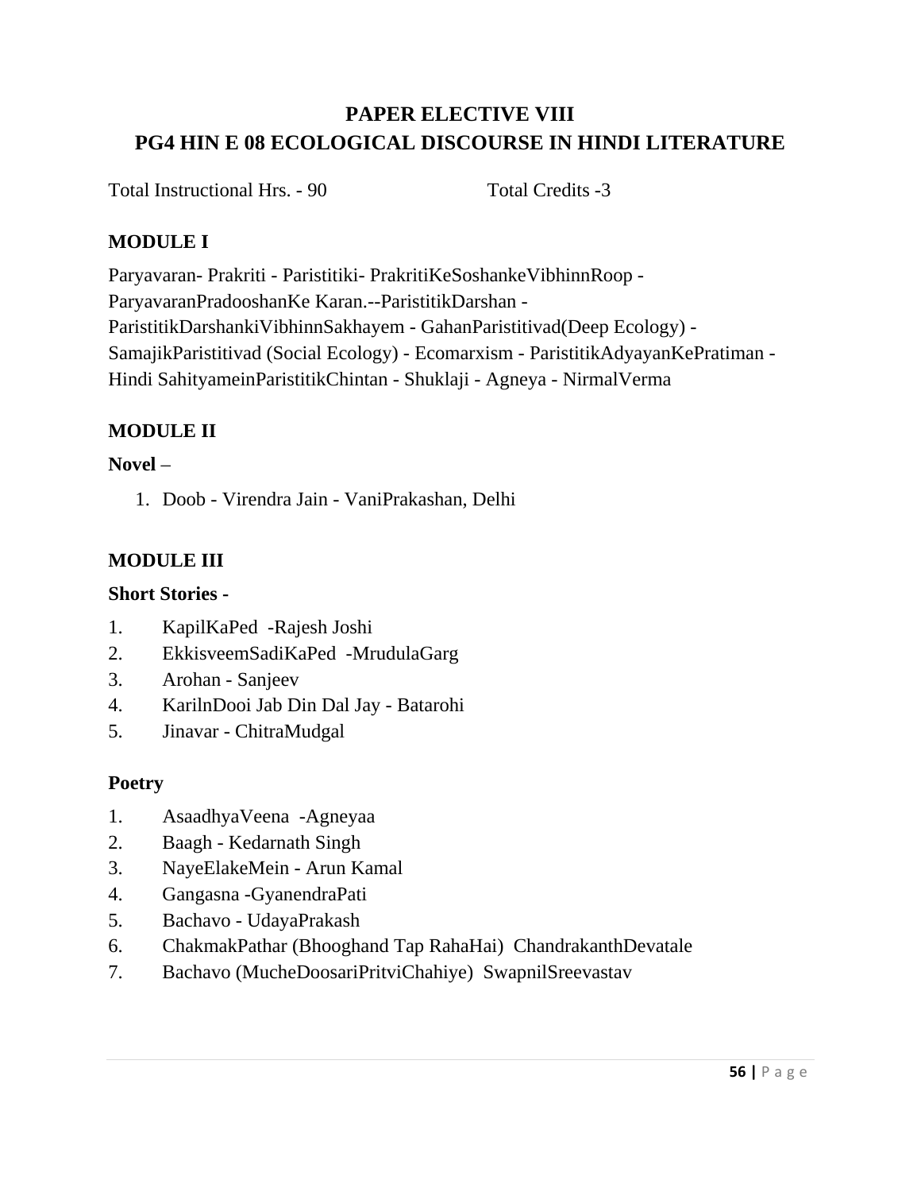# PAPER ELECTIVE VIII

# PG4 HIN E 08 ECOLOGICAL DISCOURSE IN HINDI LITERATURE

Total Instructional Hrs. - 90 Total Credits -3

## MODULE I

Paryavaran- Prakriti - Paristitiki- PrakritiKeSoshankeVibhinnRoop - ParyavaranPradooshanKe Karan.--ParistitikDarshan - ParistitikDarshankiVibhinnSakhayem - GahanParistitivad(Deep Ecology) - SamajikParistitivad (Social Ecology) - Ecomarxism - ParistitikAdyayanKePratiman - Hindi SahityameinParistitikChintan - Shuklaji - Agneya - NirmalVerma

## MODULE II

**Novel** –

1. Doob - Virendra Jain - VaniPrakashan, Delhi

## MODULE III

**Short Stories -**

1. KapilKaPed -Rajesh Joshi
2. EkkisveemSadiKaPed -MrudulaGarg
3. Arohan - Sanjeev
4. KarilnDooi Jab Din Dal Jay - Batarohi
5. Jinavar - ChitraMudgal

**Poetry**

1. AsaadhyaVeena -Agneyaa
2. Baagh - Kedarnath Singh
3. NayeElakeMein - Arun Kamal
4. Gangasna -GyanendraPati
5. Bachavo - UdayaPrakash
6. ChakmakPathar (Bhooghand Tap RahaHai) ChandrakanthDevatale
7. Bachavo (MucheDoosariPritviChahiye) SwapnilSreevastav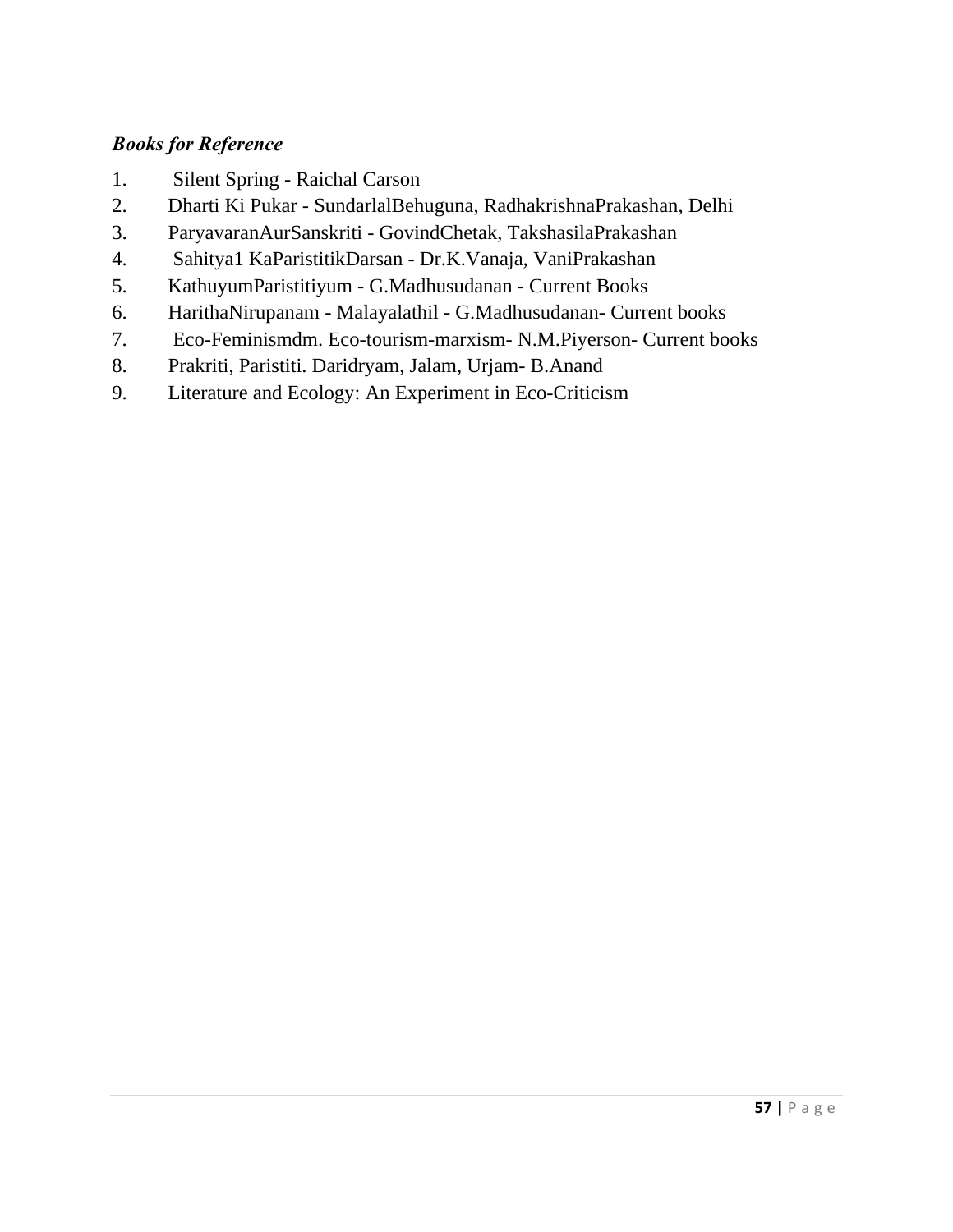***Books for Reference***

1. Silent Spring - Raichal Carson
2. Dharti Ki Pukar - SundarlalBehuguna, RadhakrishnaPrakashan, Delhi
3. ParyavaranAurSanskriti - GovindChetak, TakshasilaPrakashan
4. Sahitya1 KaParistitikDarsan - Dr.K.Vanaja, VaniPrakashan
5. KathuyumParistitiyum - G.Madhusudanan - Current Books
6. HarithaNirupanam - Malayalathil - G.Madhusudanan- Current books
7. Eco-Feminismdm. Eco-tourism-marxism- N.M.Piyerson- Current books
8. Prakriti, Paristiti. Daridryam, Jalam, Urjam- B.Anand
9. Literature and Ecology: An Experiment in Eco-Criticism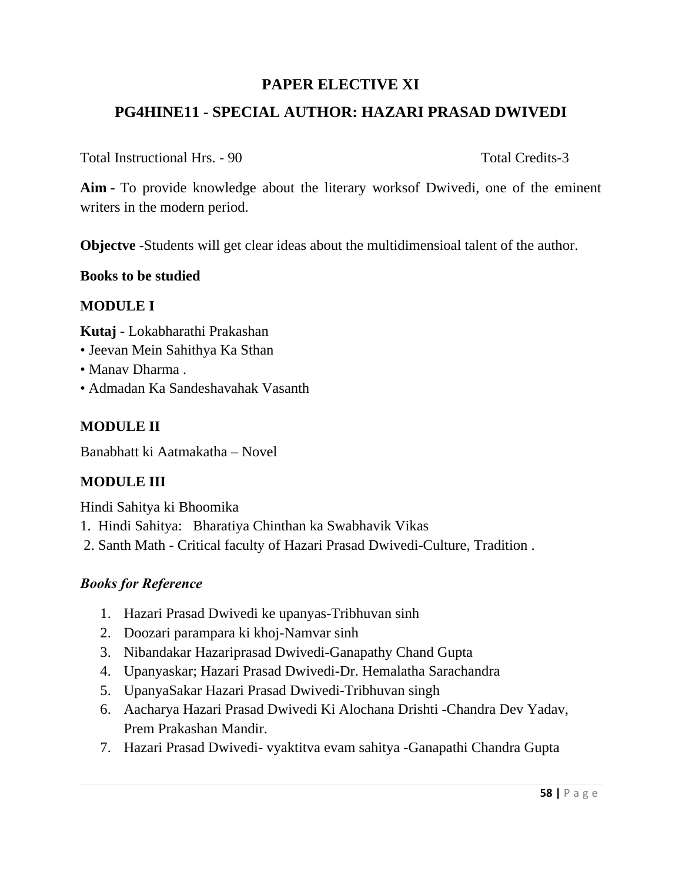## PAPER ELECTIVE XI

## PG4HINE11 - SPECIAL AUTHOR: HAZARI PRASAD DWIVEDI

Total Instructional Hrs. - 90 Total Credits-3

**Aim -** To provide knowledge about the literary worksof Dwivedi, one of the eminent writers in the modern period.

**Objectve -**Students will get clear ideas about the multidimensioal talent of the author.

**Books to be studied**

**MODULE I**

**Kutaj** - Lokabharathi Prakashan
- Jeevan Mein Sahithya Ka Sthan
- Manav Dharma .
- Admadan Ka Sandeshavahak Vasanth

**MODULE II**

Banabhatt ki Aatmakatha – Novel

**MODULE III**

Hindi Sahitya ki Bhoomika
1. Hindi Sahitya: Bharatiya Chinthan ka Swabhavik Vikas
2. Santh Math - Critical faculty of Hazari Prasad Dwivedi-Culture, Tradition .

***Books for Reference***

1. Hazari Prasad Dwivedi ke upanyas-Tribhuvan sinh
2. Doozari parampara ki khoj-Namvar sinh
3. Nibandakar Hazariprasad Dwivedi-Ganapathy Chand Gupta
4. Upanyaskar; Hazari Prasad Dwivedi-Dr. Hemalatha Sarachandra
5. UpanyaSakar Hazari Prasad Dwivedi-Tribhuvan singh
6. Aacharya Hazari Prasad Dwivedi Ki Alochana Drishti -Chandra Dev Yadav, Prem Prakashan Mandir.
7. Hazari Prasad Dwivedi- vyaktitva evam sahitya -Ganapathi Chandra Gupta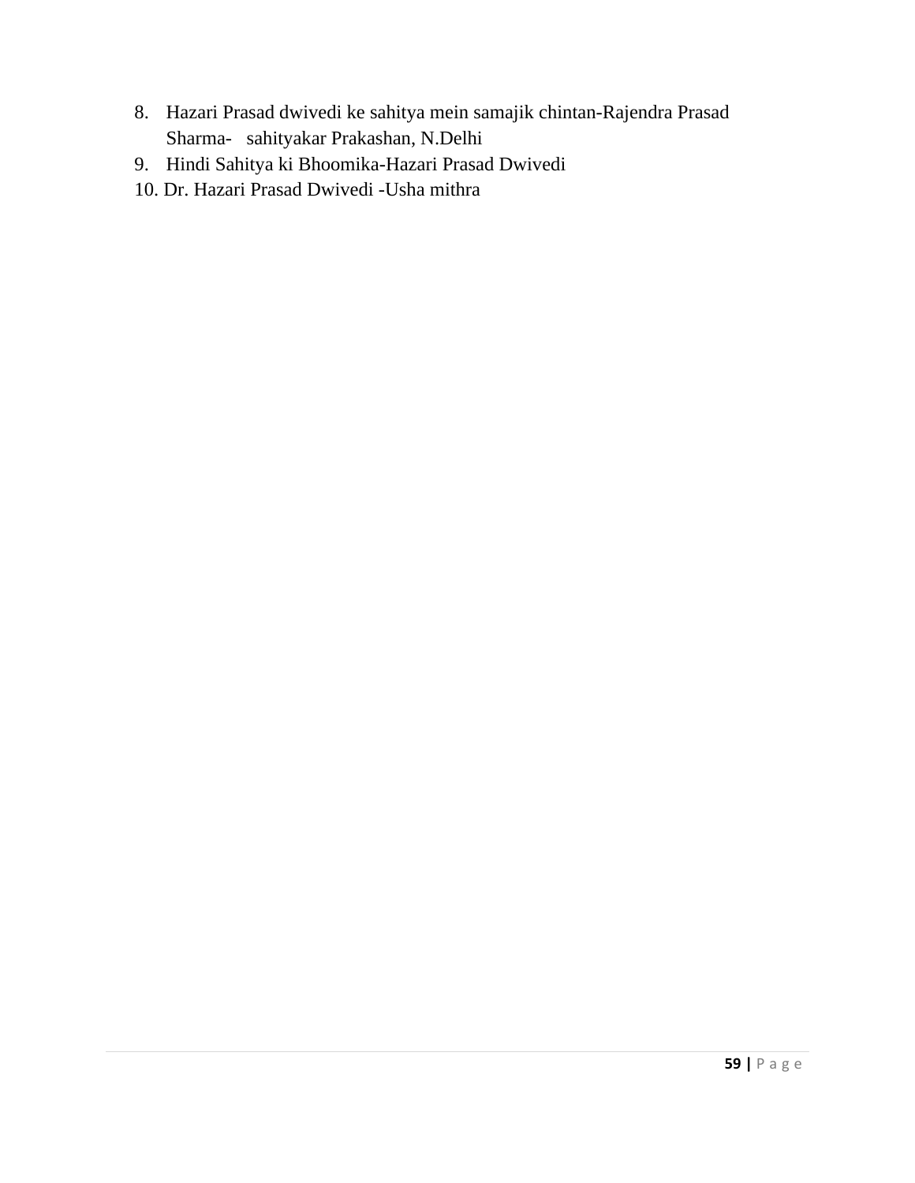8. Hazari Prasad dwivedi ke sahitya mein samajik chintan-Rajendra Prasad Sharma- sahityakar Prakashan, N.Delhi
9. Hindi Sahitya ki Bhoomika-Hazari Prasad Dwivedi
10. Dr. Hazari Prasad Dwivedi -Usha mithra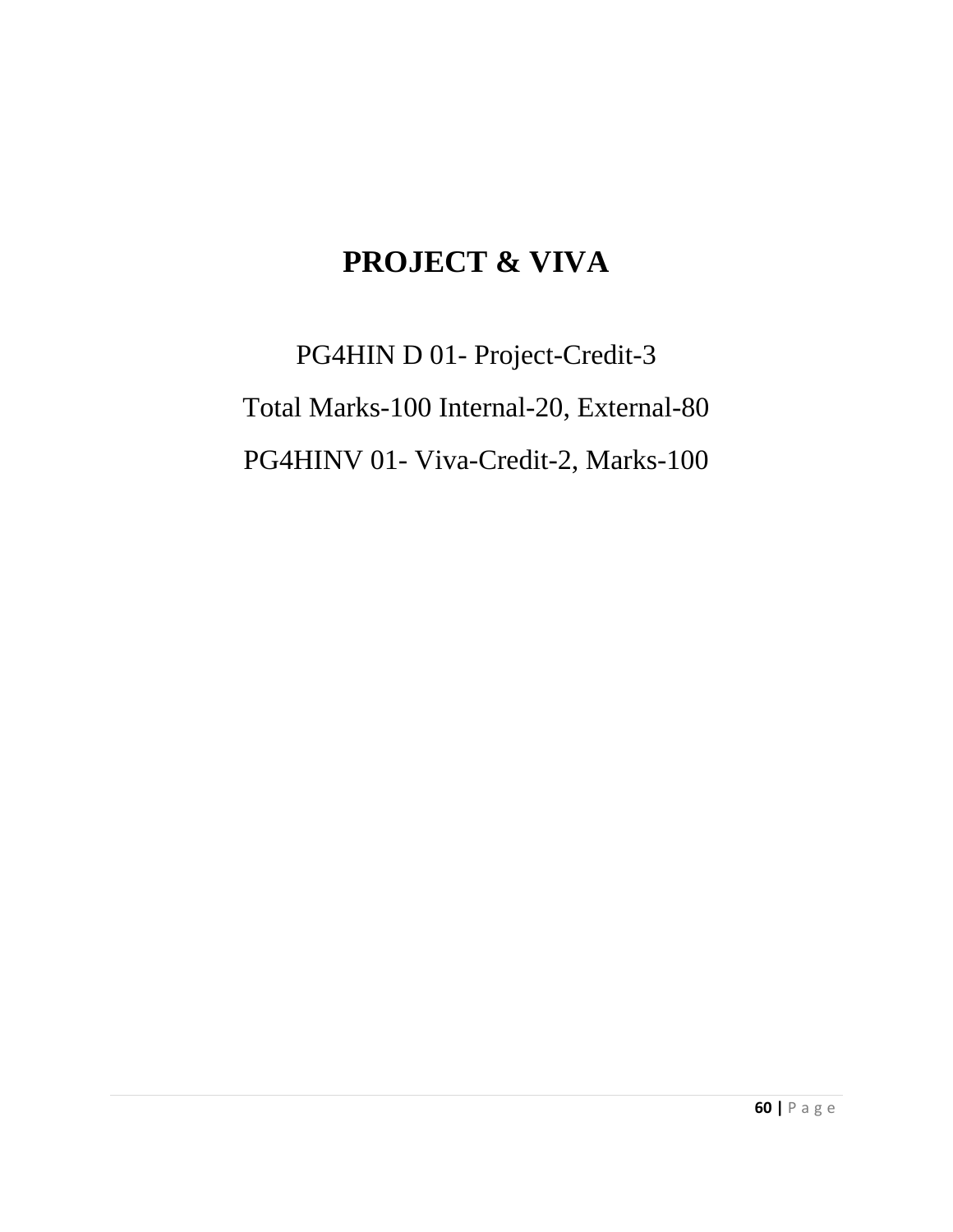# PROJECT & VIVA

PG4HIN D 01- Project-Credit-3

Total Marks-100 Internal-20, External-80

PG4HINV 01- Viva-Credit-2, Marks-100